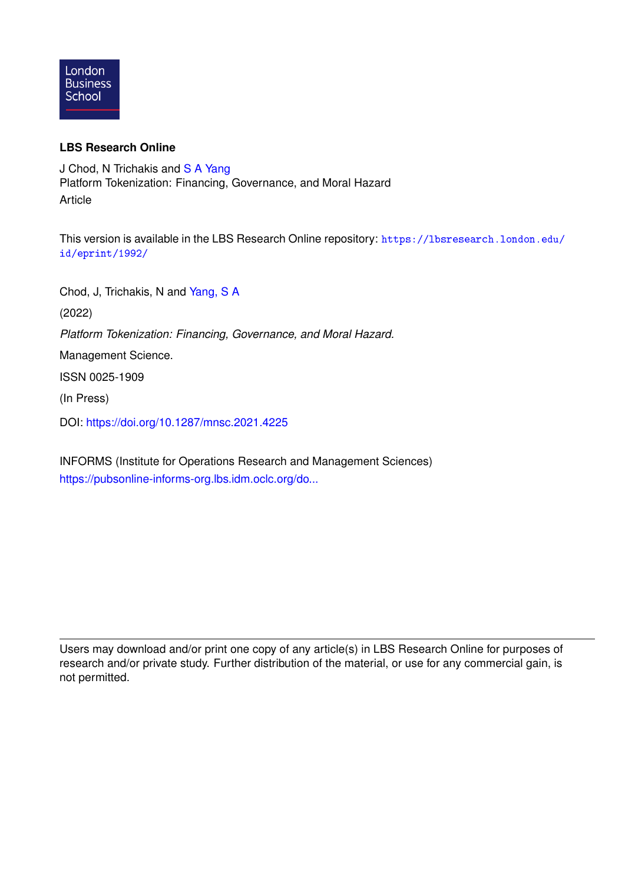London Business School

**LBS Research Online**

J Chod, N Trichakis and S A Yang
Platform Tokenization: Financing, Governance, and Moral Hazard
Article

This version is available in the LBS Research Online repository: https://lbsresearch.london.edu/id/eprint/1992/

Chod, J, Trichakis, N and Yang, S A

(2022)

*Platform Tokenization: Financing, Governance, and Moral Hazard.*

Management Science.

ISSN 0025-1909

(In Press)

DOI: https://doi.org/10.1287/mnsc.2021.4225

INFORMS (Institute for Operations Research and Management Sciences)
https://pubsonline-informs-org.lbs.idm.oclc.org/do...

---

Users may download and/or print one copy of any article(s) in LBS Research Online for purposes of research and/or private study. Further distribution of the material, or use for any commercial gain, is not permitted.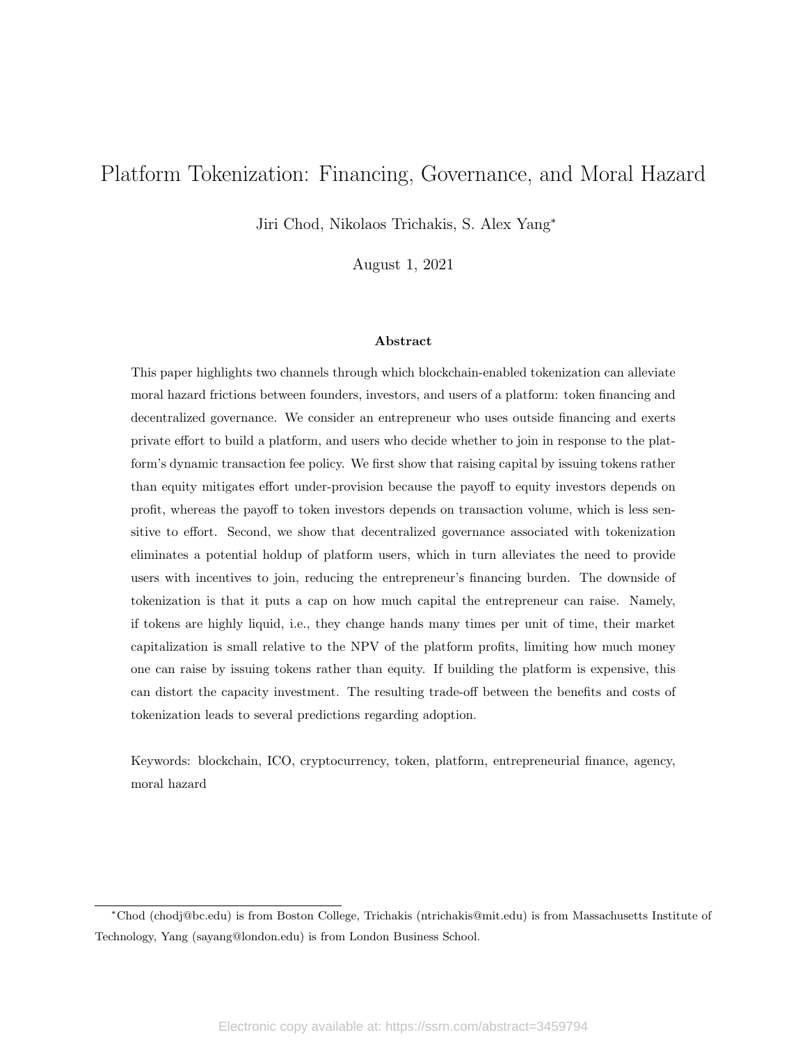# Platform Tokenization: Financing, Governance, and Moral Hazard

Jiri Chod, Nikolaos Trichakis, S. Alex Yang*

August 1, 2021

### Abstract

This paper highlights two channels through which blockchain-enabled tokenization can alleviate moral hazard frictions between founders, investors, and users of a platform: token financing and decentralized governance. We consider an entrepreneur who uses outside financing and exerts private effort to build a platform, and users who decide whether to join in response to the platform's dynamic transaction fee policy. We first show that raising capital by issuing tokens rather than equity mitigates effort under-provision because the payoff to equity investors depends on profit, whereas the payoff to token investors depends on transaction volume, which is less sensitive to effort. Second, we show that decentralized governance associated with tokenization eliminates a potential holdup of platform users, which in turn alleviates the need to provide users with incentives to join, reducing the entrepreneur's financing burden. The downside of tokenization is that it puts a cap on how much capital the entrepreneur can raise. Namely, if tokens are highly liquid, i.e., they change hands many times per unit of time, their market capitalization is small relative to the NPV of the platform profits, limiting how much money one can raise by issuing tokens rather than equity. If building the platform is expensive, this can distort the capacity investment. The resulting trade-off between the benefits and costs of tokenization leads to several predictions regarding adoption.

Keywords: blockchain, ICO, cryptocurrency, token, platform, entrepreneurial finance, agency, moral hazard

---

*Chod (chodj@bc.edu) is from Boston College, Trichakis (ntrichakis@mit.edu) is from Massachusetts Institute of Technology, Yang (sayang@london.edu) is from London Business School.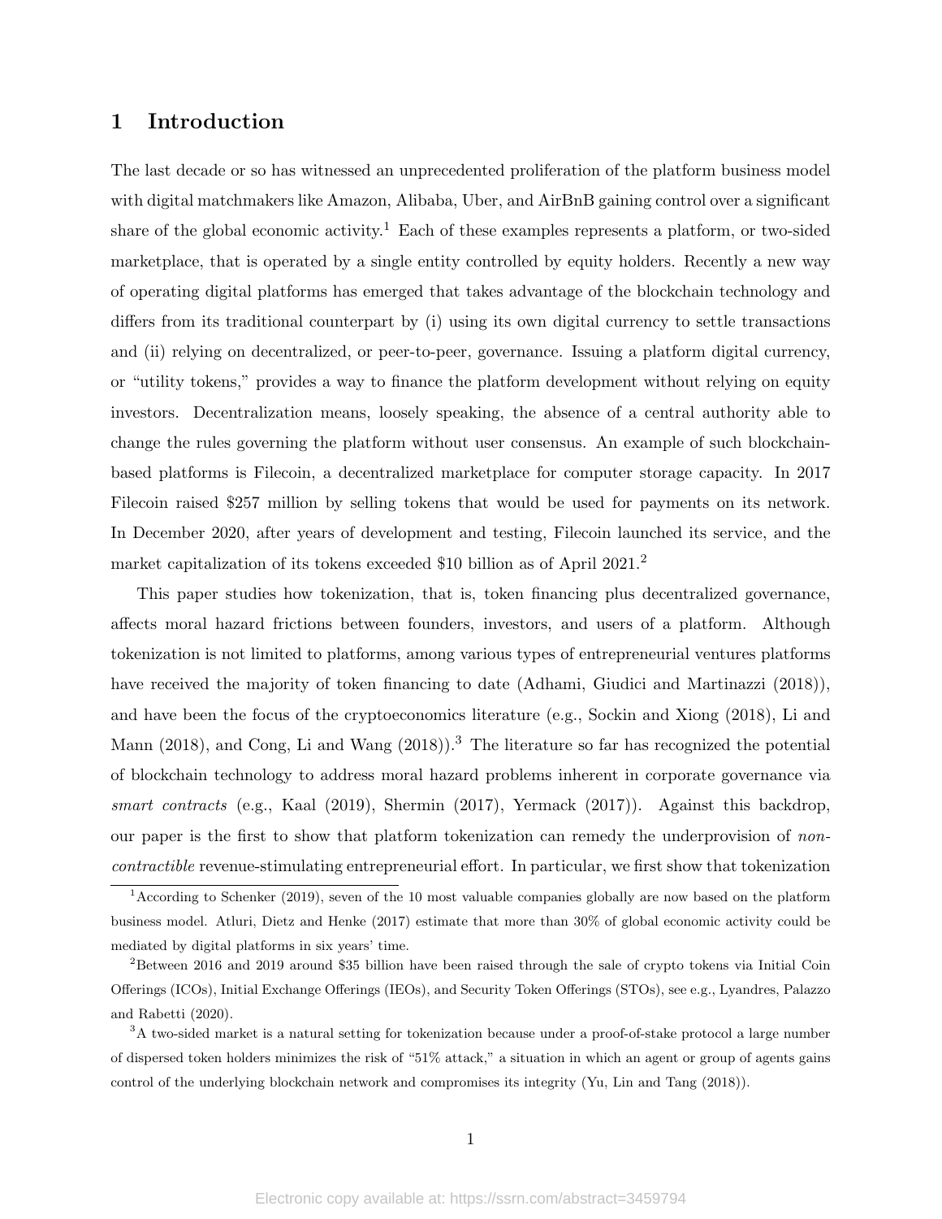# 1 Introduction

The last decade or so has witnessed an unprecedented proliferation of the platform business model with digital matchmakers like Amazon, Alibaba, Uber, and AirBnB gaining control over a significant share of the global economic activity.[1] Each of these examples represents a platform, or two-sided marketplace, that is operated by a single entity controlled by equity holders. Recently a new way of operating digital platforms has emerged that takes advantage of the blockchain technology and differs from its traditional counterpart by (i) using its own digital currency to settle transactions and (ii) relying on decentralized, or peer-to-peer, governance. Issuing a platform digital currency, or "utility tokens," provides a way to finance the platform development without relying on equity investors. Decentralization means, loosely speaking, the absence of a central authority able to change the rules governing the platform without user consensus. An example of such blockchain-based platforms is Filecoin, a decentralized marketplace for computer storage capacity. In 2017 Filecoin raised $257 million by selling tokens that would be used for payments on its network. In December 2020, after years of development and testing, Filecoin launched its service, and the market capitalization of its tokens exceeded $10 billion as of April 2021.[2]

This paper studies how tokenization, that is, token financing plus decentralized governance, affects moral hazard frictions between founders, investors, and users of a platform. Although tokenization is not limited to platforms, among various types of entrepreneurial ventures platforms have received the majority of token financing to date (Adhami, Giudici and Martinazzi (2018)), and have been the focus of the cryptoeconomics literature (e.g., Sockin and Xiong (2018), Li and Mann (2018), and Cong, Li and Wang (2018)).[3] The literature so far has recognized the potential of blockchain technology to address moral hazard problems inherent in corporate governance via *smart contracts* (e.g., Kaal (2019), Shermin (2017), Yermack (2017)). Against this backdrop, our paper is the first to show that platform tokenization can remedy the underprovision of *non-contractible* revenue-stimulating entrepreneurial effort. In particular, we first show that tokenization

[1] According to Schenker (2019), seven of the 10 most valuable companies globally are now based on the platform business model. Atluri, Dietz and Henke (2017) estimate that more than 30% of global economic activity could be mediated by digital platforms in six years' time.

[2] Between 2016 and 2019 around $35 billion have been raised through the sale of crypto tokens via Initial Coin Offerings (ICOs), Initial Exchange Offerings (IEOs), and Security Token Offerings (STOs), see e.g., Lyandres, Palazzo and Rabetti (2020).

[3] A two-sided market is a natural setting for tokenization because under a proof-of-stake protocol a large number of dispersed token holders minimizes the risk of "51% attack," a situation in which an agent or group of agents gains control of the underlying blockchain network and compromises its integrity (Yu, Lin and Tang (2018)).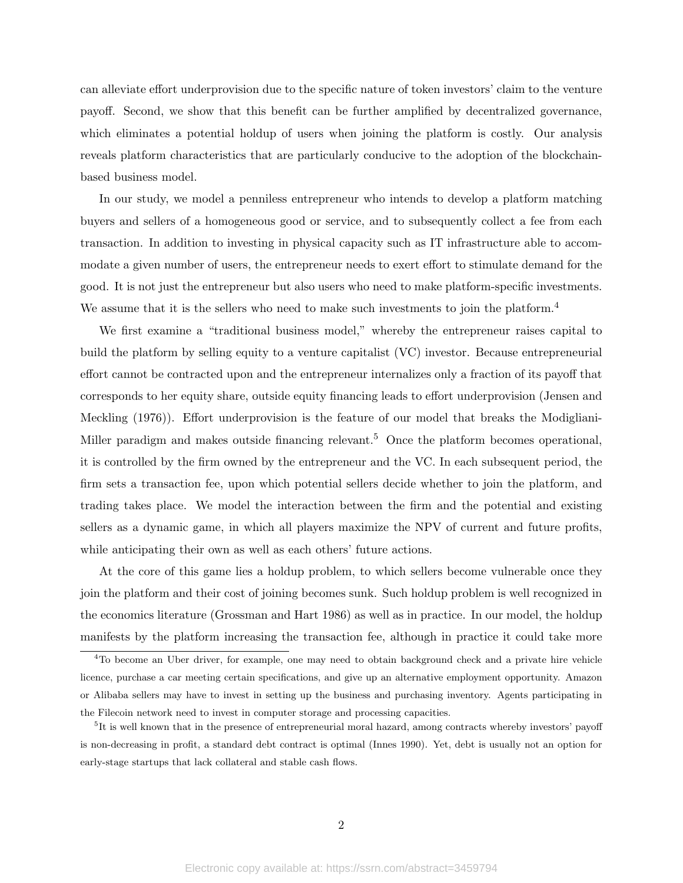can alleviate effort underprovision due to the specific nature of token investors' claim to the venture payoff. Second, we show that this benefit can be further amplified by decentralized governance, which eliminates a potential holdup of users when joining the platform is costly. Our analysis reveals platform characteristics that are particularly conducive to the adoption of the blockchain-based business model.

In our study, we model a penniless entrepreneur who intends to develop a platform matching buyers and sellers of a homogeneous good or service, and to subsequently collect a fee from each transaction. In addition to investing in physical capacity such as IT infrastructure able to accommodate a given number of users, the entrepreneur needs to exert effort to stimulate demand for the good. It is not just the entrepreneur but also users who need to make platform-specific investments. We assume that it is the sellers who need to make such investments to join the platform.[4]

We first examine a "traditional business model," whereby the entrepreneur raises capital to build the platform by selling equity to a venture capitalist (VC) investor. Because entrepreneurial effort cannot be contracted upon and the entrepreneur internalizes only a fraction of its payoff that corresponds to her equity share, outside equity financing leads to effort underprovision (Jensen and Meckling (1976)). Effort underprovision is the feature of our model that breaks the Modigliani-Miller paradigm and makes outside financing relevant.[5] Once the platform becomes operational, it is controlled by the firm owned by the entrepreneur and the VC. In each subsequent period, the firm sets a transaction fee, upon which potential sellers decide whether to join the platform, and trading takes place. We model the interaction between the firm and the potential and existing sellers as a dynamic game, in which all players maximize the NPV of current and future profits, while anticipating their own as well as each others' future actions.

At the core of this game lies a holdup problem, to which sellers become vulnerable once they join the platform and their cost of joining becomes sunk. Such holdup problem is well recognized in the economics literature (Grossman and Hart 1986) as well as in practice. In our model, the holdup manifests by the platform increasing the transaction fee, although in practice it could take more

[4]To become an Uber driver, for example, one may need to obtain background check and a private hire vehicle licence, purchase a car meeting certain specifications, and give up an alternative employment opportunity. Amazon or Alibaba sellers may have to invest in setting up the business and purchasing inventory. Agents participating in the Filecoin network need to invest in computer storage and processing capacities.

[5]It is well known that in the presence of entrepreneurial moral hazard, among contracts whereby investors' payoff is non-decreasing in profit, a standard debt contract is optimal (Innes 1990). Yet, debt is usually not an option for early-stage startups that lack collateral and stable cash flows.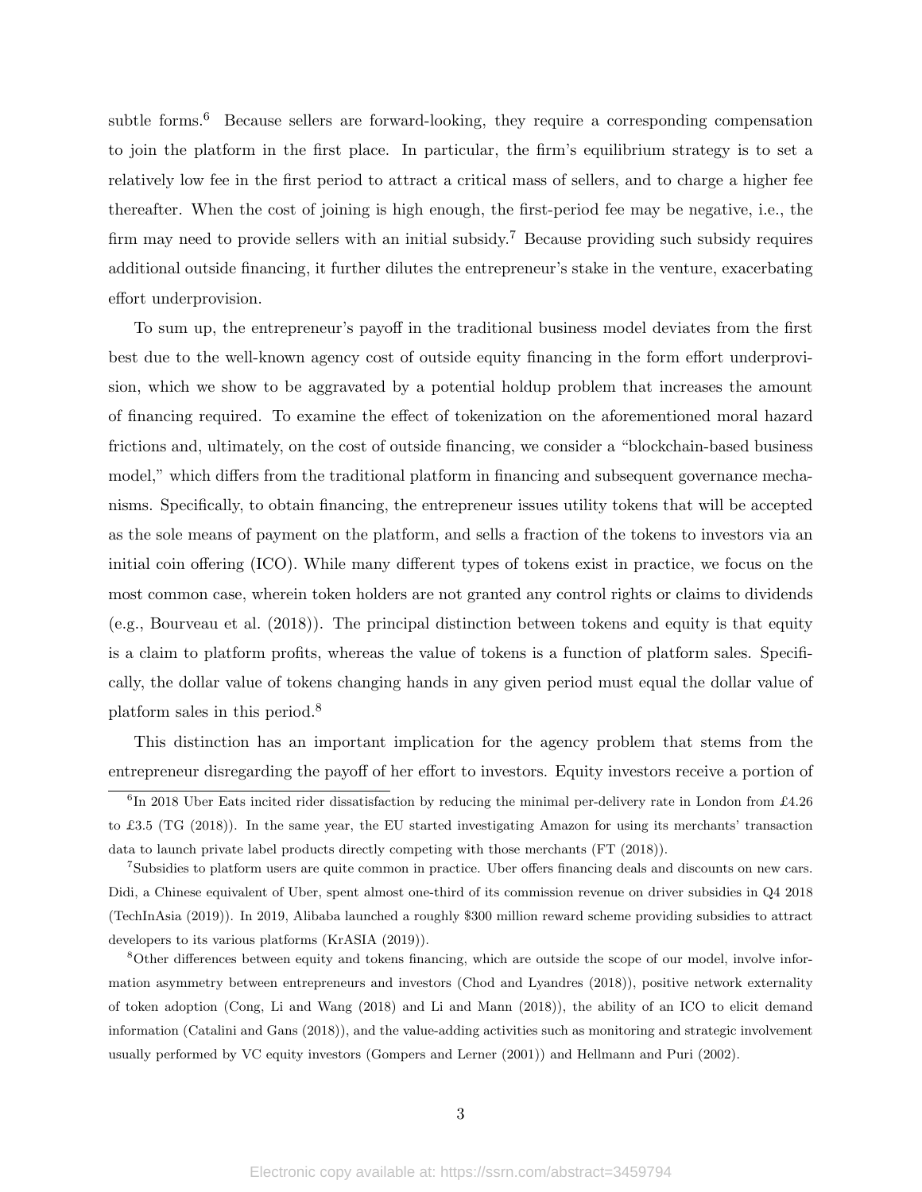subtle forms.[6] Because sellers are forward-looking, they require a corresponding compensation to join the platform in the first place. In particular, the firm's equilibrium strategy is to set a relatively low fee in the first period to attract a critical mass of sellers, and to charge a higher fee thereafter. When the cost of joining is high enough, the first-period fee may be negative, i.e., the firm may need to provide sellers with an initial subsidy.[7] Because providing such subsidy requires additional outside financing, it further dilutes the entrepreneur's stake in the venture, exacerbating effort underprovision.

To sum up, the entrepreneur's payoff in the traditional business model deviates from the first best due to the well-known agency cost of outside equity financing in the form effort underprovision, which we show to be aggravated by a potential holdup problem that increases the amount of financing required. To examine the effect of tokenization on the aforementioned moral hazard frictions and, ultimately, on the cost of outside financing, we consider a "blockchain-based business model," which differs from the traditional platform in financing and subsequent governance mechanisms. Specifically, to obtain financing, the entrepreneur issues utility tokens that will be accepted as the sole means of payment on the platform, and sells a fraction of the tokens to investors via an initial coin offering (ICO). While many different types of tokens exist in practice, we focus on the most common case, wherein token holders are not granted any control rights or claims to dividends (e.g., Bourveau et al. (2018)). The principal distinction between tokens and equity is that equity is a claim to platform profits, whereas the value of tokens is a function of platform sales. Specifically, the dollar value of tokens changing hands in any given period must equal the dollar value of platform sales in this period.[8]

This distinction has an important implication for the agency problem that stems from the entrepreneur disregarding the payoff of her effort to investors. Equity investors receive a portion of

[6] In 2018 Uber Eats incited rider dissatisfaction by reducing the minimal per-delivery rate in London from £4.26 to £3.5 (TG (2018)). In the same year, the EU started investigating Amazon for using its merchants' transaction data to launch private label products directly competing with those merchants (FT (2018)).

[7] Subsidies to platform users are quite common in practice. Uber offers financing deals and discounts on new cars. Didi, a Chinese equivalent of Uber, spent almost one-third of its commission revenue on driver subsidies in Q4 2018 (TechInAsia (2019)). In 2019, Alibaba launched a roughly $300 million reward scheme providing subsidies to attract developers to its various platforms (KrASIA (2019)).

[8] Other differences between equity and tokens financing, which are outside the scope of our model, involve information asymmetry between entrepreneurs and investors (Chod and Lyandres (2018)), positive network externality of token adoption (Cong, Li and Wang (2018) and Li and Mann (2018)), the ability of an ICO to elicit demand information (Catalini and Gans (2018)), and the value-adding activities such as monitoring and strategic involvement usually performed by VC equity investors (Gompers and Lerner (2001)) and Hellmann and Puri (2002).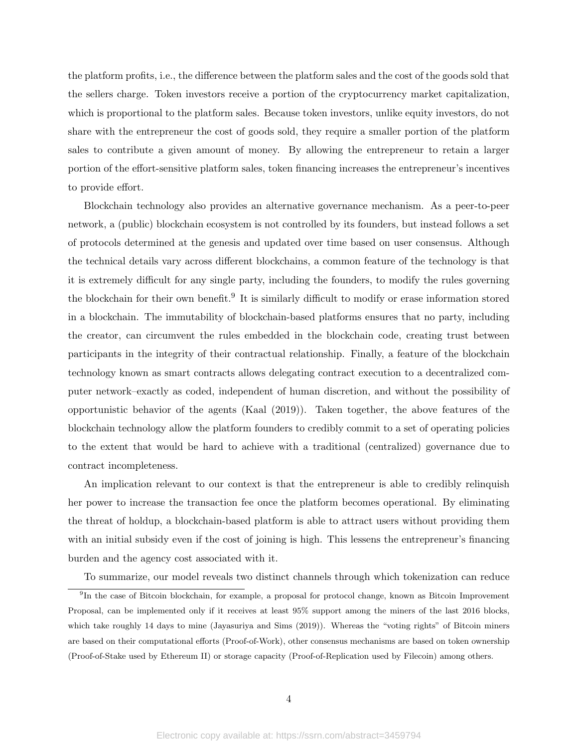the platform profits, i.e., the difference between the platform sales and the cost of the goods sold that the sellers charge. Token investors receive a portion of the cryptocurrency market capitalization, which is proportional to the platform sales. Because token investors, unlike equity investors, do not share with the entrepreneur the cost of goods sold, they require a smaller portion of the platform sales to contribute a given amount of money. By allowing the entrepreneur to retain a larger portion of the effort-sensitive platform sales, token financing increases the entrepreneur's incentives to provide effort.

Blockchain technology also provides an alternative governance mechanism. As a peer-to-peer network, a (public) blockchain ecosystem is not controlled by its founders, but instead follows a set of protocols determined at the genesis and updated over time based on user consensus. Although the technical details vary across different blockchains, a common feature of the technology is that it is extremely difficult for any single party, including the founders, to modify the rules governing the blockchain for their own benefit.[9] It is similarly difficult to modify or erase information stored in a blockchain. The immutability of blockchain-based platforms ensures that no party, including the creator, can circumvent the rules embedded in the blockchain code, creating trust between participants in the integrity of their contractual relationship. Finally, a feature of the blockchain technology known as smart contracts allows delegating contract execution to a decentralized computer network–exactly as coded, independent of human discretion, and without the possibility of opportunistic behavior of the agents (Kaal (2019)). Taken together, the above features of the blockchain technology allow the platform founders to credibly commit to a set of operating policies to the extent that would be hard to achieve with a traditional (centralized) governance due to contract incompleteness.

An implication relevant to our context is that the entrepreneur is able to credibly relinquish her power to increase the transaction fee once the platform becomes operational. By eliminating the threat of holdup, a blockchain-based platform is able to attract users without providing them with an initial subsidy even if the cost of joining is high. This lessens the entrepreneur's financing burden and the agency cost associated with it.

To summarize, our model reveals two distinct channels through which tokenization can reduce

[9] In the case of Bitcoin blockchain, for example, a proposal for protocol change, known as Bitcoin Improvement Proposal, can be implemented only if it receives at least 95% support among the miners of the last 2016 blocks, which take roughly 14 days to mine (Jayasuriya and Sims (2019)). Whereas the "voting rights" of Bitcoin miners are based on their computational efforts (Proof-of-Work), other consensus mechanisms are based on token ownership (Proof-of-Stake used by Ethereum II) or storage capacity (Proof-of-Replication used by Filecoin) among others.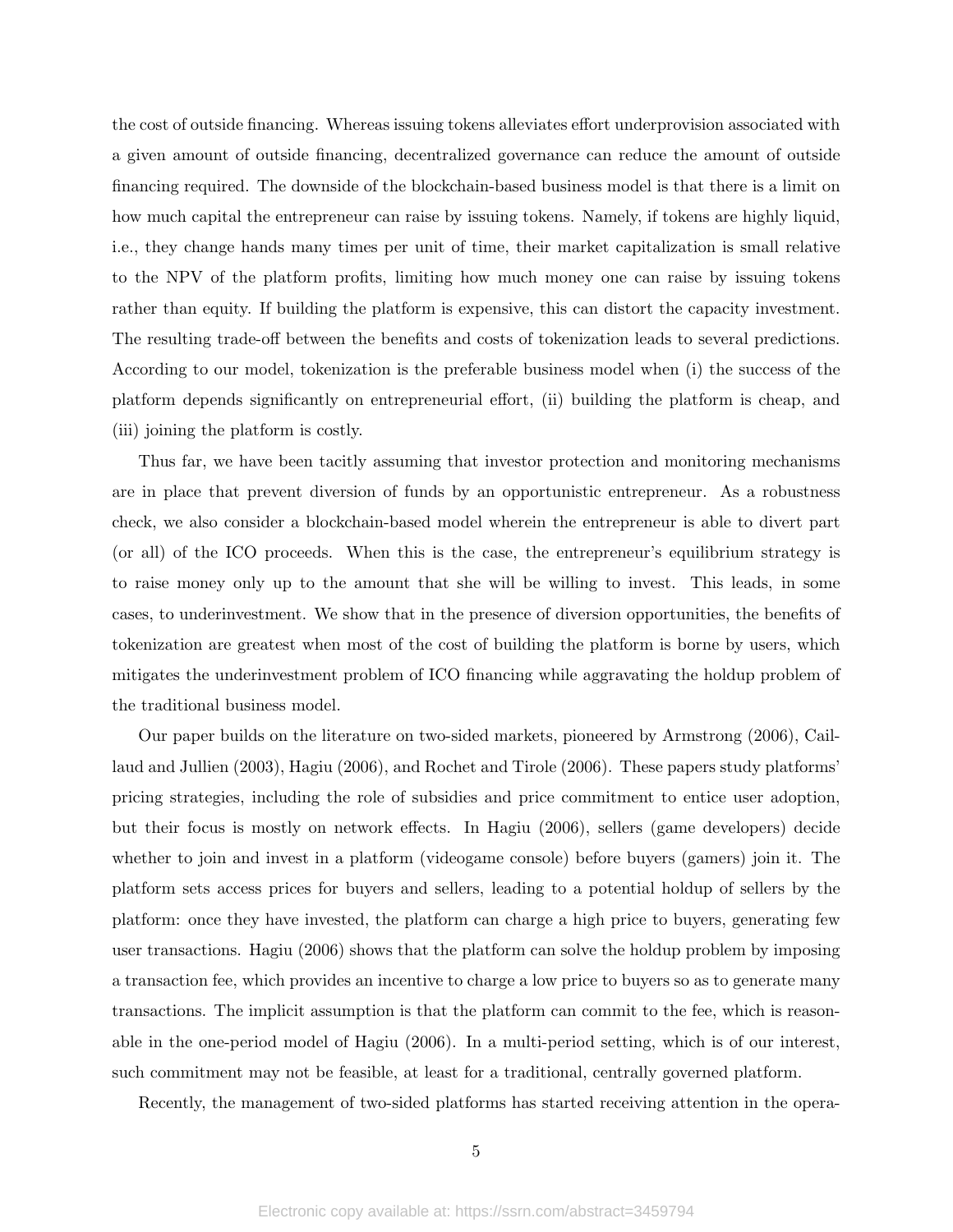the cost of outside financing. Whereas issuing tokens alleviates effort underprovision associated with a given amount of outside financing, decentralized governance can reduce the amount of outside financing required. The downside of the blockchain-based business model is that there is a limit on how much capital the entrepreneur can raise by issuing tokens. Namely, if tokens are highly liquid, i.e., they change hands many times per unit of time, their market capitalization is small relative to the NPV of the platform profits, limiting how much money one can raise by issuing tokens rather than equity. If building the platform is expensive, this can distort the capacity investment. The resulting trade-off between the benefits and costs of tokenization leads to several predictions. According to our model, tokenization is the preferable business model when (i) the success of the platform depends significantly on entrepreneurial effort, (ii) building the platform is cheap, and (iii) joining the platform is costly.

Thus far, we have been tacitly assuming that investor protection and monitoring mechanisms are in place that prevent diversion of funds by an opportunistic entrepreneur. As a robustness check, we also consider a blockchain-based model wherein the entrepreneur is able to divert part (or all) of the ICO proceeds. When this is the case, the entrepreneur's equilibrium strategy is to raise money only up to the amount that she will be willing to invest. This leads, in some cases, to underinvestment. We show that in the presence of diversion opportunities, the benefits of tokenization are greatest when most of the cost of building the platform is borne by users, which mitigates the underinvestment problem of ICO financing while aggravating the holdup problem of the traditional business model.

Our paper builds on the literature on two-sided markets, pioneered by Armstrong (2006), Caillaud and Jullien (2003), Hagiu (2006), and Rochet and Tirole (2006). These papers study platforms' pricing strategies, including the role of subsidies and price commitment to entice user adoption, but their focus is mostly on network effects. In Hagiu (2006), sellers (game developers) decide whether to join and invest in a platform (videogame console) before buyers (gamers) join it. The platform sets access prices for buyers and sellers, leading to a potential holdup of sellers by the platform: once they have invested, the platform can charge a high price to buyers, generating few user transactions. Hagiu (2006) shows that the platform can solve the holdup problem by imposing a transaction fee, which provides an incentive to charge a low price to buyers so as to generate many transactions. The implicit assumption is that the platform can commit to the fee, which is reasonable in the one-period model of Hagiu (2006). In a multi-period setting, which is of our interest, such commitment may not be feasible, at least for a traditional, centrally governed platform.

Recently, the management of two-sided platforms has started receiving attention in the opera-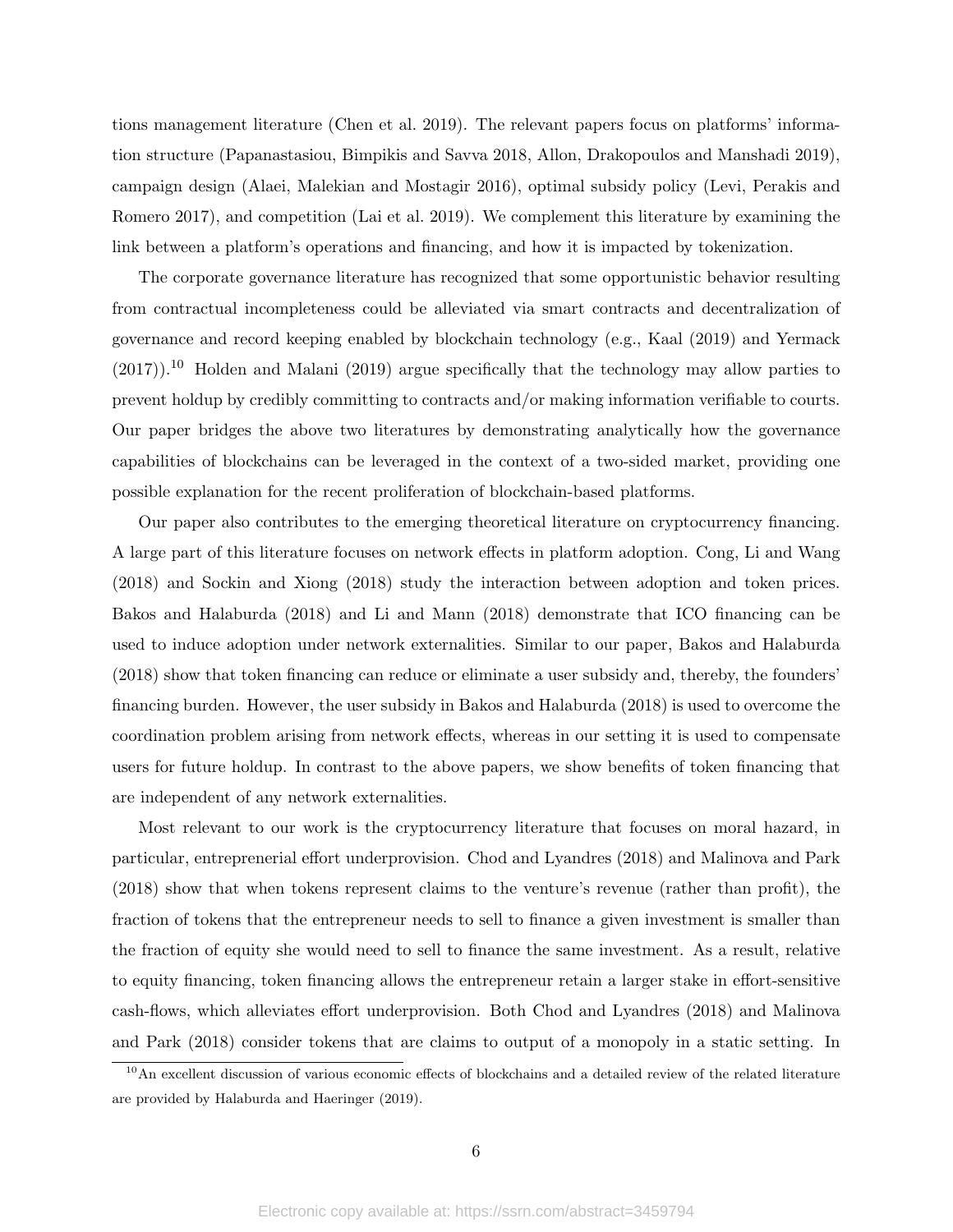tions management literature (Chen et al. 2019). The relevant papers focus on platforms' information structure (Papanastasiou, Bimpikis and Savva 2018, Allon, Drakopoulos and Manshadi 2019), campaign design (Alaei, Malekian and Mostagir 2016), optimal subsidy policy (Levi, Perakis and Romero 2017), and competition (Lai et al. 2019). We complement this literature by examining the link between a platform's operations and financing, and how it is impacted by tokenization.

The corporate governance literature has recognized that some opportunistic behavior resulting from contractual incompleteness could be alleviated via smart contracts and decentralization of governance and record keeping enabled by blockchain technology (e.g., Kaal (2019) and Yermack (2017)).[10] Holden and Malani (2019) argue specifically that the technology may allow parties to prevent holdup by credibly committing to contracts and/or making information verifiable to courts. Our paper bridges the above two literatures by demonstrating analytically how the governance capabilities of blockchains can be leveraged in the context of a two-sided market, providing one possible explanation for the recent proliferation of blockchain-based platforms.

Our paper also contributes to the emerging theoretical literature on cryptocurrency financing. A large part of this literature focuses on network effects in platform adoption. Cong, Li and Wang (2018) and Sockin and Xiong (2018) study the interaction between adoption and token prices. Bakos and Halaburda (2018) and Li and Mann (2018) demonstrate that ICO financing can be used to induce adoption under network externalities. Similar to our paper, Bakos and Halaburda (2018) show that token financing can reduce or eliminate a user subsidy and, thereby, the founders' financing burden. However, the user subsidy in Bakos and Halaburda (2018) is used to overcome the coordination problem arising from network effects, whereas in our setting it is used to compensate users for future holdup. In contrast to the above papers, we show benefits of token financing that are independent of any network externalities.

Most relevant to our work is the cryptocurrency literature that focuses on moral hazard, in particular, entreprenerial effort underprovision. Chod and Lyandres (2018) and Malinova and Park (2018) show that when tokens represent claims to the venture's revenue (rather than profit), the fraction of tokens that the entrepreneur needs to sell to finance a given investment is smaller than the fraction of equity she would need to sell to finance the same investment. As a result, relative to equity financing, token financing allows the entrepreneur retain a larger stake in effort-sensitive cash-flows, which alleviates effort underprovision. Both Chod and Lyandres (2018) and Malinova and Park (2018) consider tokens that are claims to output of a monopoly in a static setting. In

[10] An excellent discussion of various economic effects of blockchains and a detailed review of the related literature are provided by Halaburda and Haeringer (2019).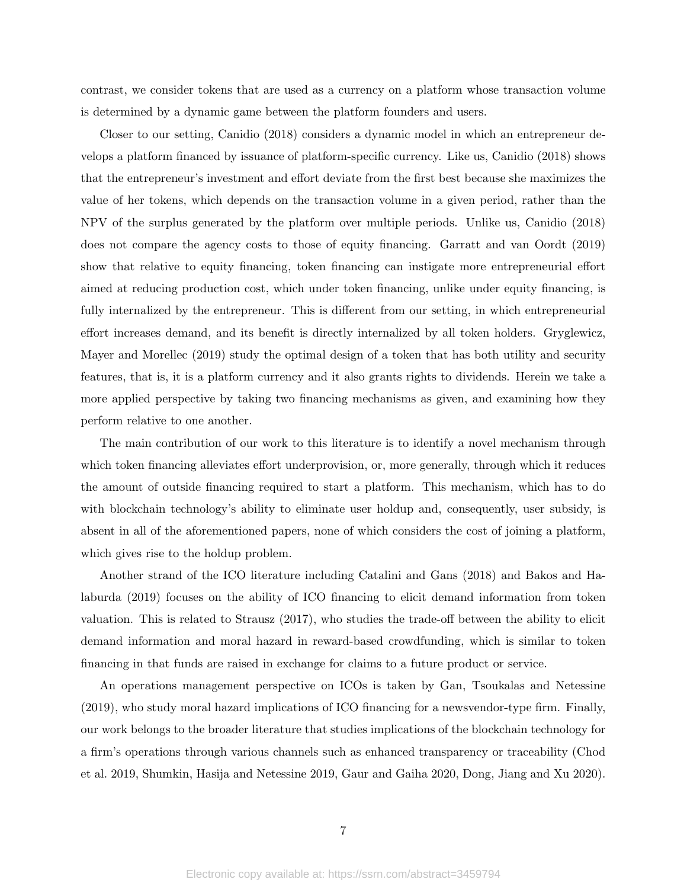contrast, we consider tokens that are used as a currency on a platform whose transaction volume is determined by a dynamic game between the platform founders and users.

Closer to our setting, Canidio (2018) considers a dynamic model in which an entrepreneur develops a platform financed by issuance of platform-specific currency. Like us, Canidio (2018) shows that the entrepreneur's investment and effort deviate from the first best because she maximizes the value of her tokens, which depends on the transaction volume in a given period, rather than the NPV of the surplus generated by the platform over multiple periods. Unlike us, Canidio (2018) does not compare the agency costs to those of equity financing. Garratt and van Oordt (2019) show that relative to equity financing, token financing can instigate more entrepreneurial effort aimed at reducing production cost, which under token financing, unlike under equity financing, is fully internalized by the entrepreneur. This is different from our setting, in which entrepreneurial effort increases demand, and its benefit is directly internalized by all token holders. Gryglewicz, Mayer and Morellec (2019) study the optimal design of a token that has both utility and security features, that is, it is a platform currency and it also grants rights to dividends. Herein we take a more applied perspective by taking two financing mechanisms as given, and examining how they perform relative to one another.

The main contribution of our work to this literature is to identify a novel mechanism through which token financing alleviates effort underprovision, or, more generally, through which it reduces the amount of outside financing required to start a platform. This mechanism, which has to do with blockchain technology's ability to eliminate user holdup and, consequently, user subsidy, is absent in all of the aforementioned papers, none of which considers the cost of joining a platform, which gives rise to the holdup problem.

Another strand of the ICO literature including Catalini and Gans (2018) and Bakos and Halaburda (2019) focuses on the ability of ICO financing to elicit demand information from token valuation. This is related to Strausz (2017), who studies the trade-off between the ability to elicit demand information and moral hazard in reward-based crowdfunding, which is similar to token financing in that funds are raised in exchange for claims to a future product or service.

An operations management perspective on ICOs is taken by Gan, Tsoukalas and Netessine (2019), who study moral hazard implications of ICO financing for a newsvendor-type firm. Finally, our work belongs to the broader literature that studies implications of the blockchain technology for a firm's operations through various channels such as enhanced transparency or traceability (Chod et al. 2019, Shumkin, Hasija and Netessine 2019, Gaur and Gaiha 2020, Dong, Jiang and Xu 2020).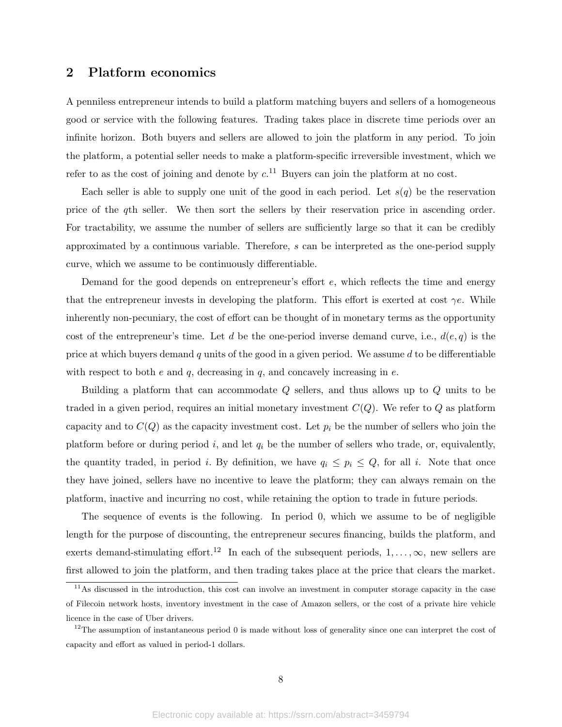## 2 Platform economics

A penniless entrepreneur intends to build a platform matching buyers and sellers of a homogeneous good or service with the following features. Trading takes place in discrete time periods over an infinite horizon. Both buyers and sellers are allowed to join the platform in any period. To join the platform, a potential seller needs to make a platform-specific irreversible investment, which we refer to as the cost of joining and denote by $c$.[11] Buyers can join the platform at no cost.

Each seller is able to supply one unit of the good in each period. Let $s(q)$ be the reservation price of the $q$th seller. We then sort the sellers by their reservation price in ascending order. For tractability, we assume the number of sellers are sufficiently large so that it can be credibly approximated by a continuous variable. Therefore, $s$ can be interpreted as the one-period supply curve, which we assume to be continuously differentiable.

Demand for the good depends on entrepreneur's effort $e$, which reflects the time and energy that the entrepreneur invests in developing the platform. This effort is exerted at cost $\gamma e$. While inherently non-pecuniary, the cost of effort can be thought of in monetary terms as the opportunity cost of the entrepreneur's time. Let $d$ be the one-period inverse demand curve, i.e., $d(e, q)$ is the price at which buyers demand $q$ units of the good in a given period. We assume $d$ to be differentiable with respect to both $e$ and $q$, decreasing in $q$, and concavely increasing in $e$.

Building a platform that can accommodate $Q$ sellers, and thus allows up to $Q$ units to be traded in a given period, requires an initial monetary investment $C(Q)$. We refer to $Q$ as platform capacity and to $C(Q)$ as the capacity investment cost. Let $p_i$ be the number of sellers who join the platform before or during period $i$, and let $q_i$ be the number of sellers who trade, or, equivalently, the quantity traded, in period $i$. By definition, we have $q_i \leq p_i \leq Q$, for all $i$. Note that once they have joined, sellers have no incentive to leave the platform; they can always remain on the platform, inactive and incurring no cost, while retaining the option to trade in future periods.

The sequence of events is the following. In period 0, which we assume to be of negligible length for the purpose of discounting, the entrepreneur secures financing, builds the platform, and exerts demand-stimulating effort.[12] In each of the subsequent periods, $1, \ldots, \infty$, new sellers are first allowed to join the platform, and then trading takes place at the price that clears the market.

[11] As discussed in the introduction, this cost can involve an investment in computer storage capacity in the case of Filecoin network hosts, inventory investment in the case of Amazon sellers, or the cost of a private hire vehicle licence in the case of Uber drivers.

[12] The assumption of instantaneous period 0 is made without loss of generality since one can interpret the cost of capacity and effort as valued in period-1 dollars.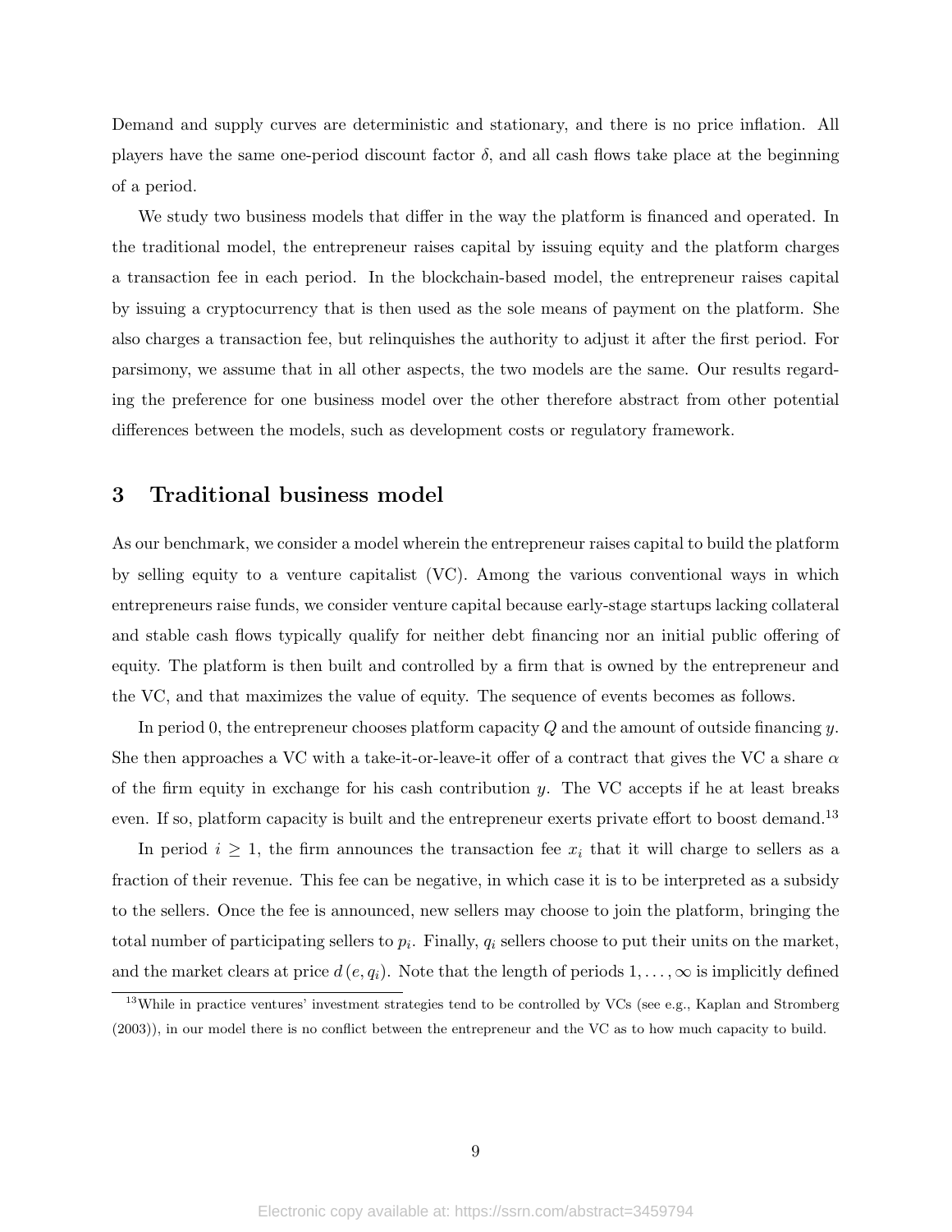Demand and supply curves are deterministic and stationary, and there is no price inflation. All players have the same one-period discount factor $\delta$, and all cash flows take place at the beginning of a period.

We study two business models that differ in the way the platform is financed and operated. In the traditional model, the entrepreneur raises capital by issuing equity and the platform charges a transaction fee in each period. In the blockchain-based model, the entrepreneur raises capital by issuing a cryptocurrency that is then used as the sole means of payment on the platform. She also charges a transaction fee, but relinquishes the authority to adjust it after the first period. For parsimony, we assume that in all other aspects, the two models are the same. Our results regarding the preference for one business model over the other therefore abstract from other potential differences between the models, such as development costs or regulatory framework.

## 3 Traditional business model

As our benchmark, we consider a model wherein the entrepreneur raises capital to build the platform by selling equity to a venture capitalist (VC). Among the various conventional ways in which entrepreneurs raise funds, we consider venture capital because early-stage startups lacking collateral and stable cash flows typically qualify for neither debt financing nor an initial public offering of equity. The platform is then built and controlled by a firm that is owned by the entrepreneur and the VC, and that maximizes the value of equity. The sequence of events becomes as follows.

In period 0, the entrepreneur chooses platform capacity $Q$ and the amount of outside financing $y$. She then approaches a VC with a take-it-or-leave-it offer of a contract that gives the VC a share $\alpha$ of the firm equity in exchange for his cash contribution $y$. The VC accepts if he at least breaks even. If so, platform capacity is built and the entrepreneur exerts private effort to boost demand.[13]

In period $i \geq 1$, the firm announces the transaction fee $x_i$ that it will charge to sellers as a fraction of their revenue. This fee can be negative, in which case it is to be interpreted as a subsidy to the sellers. Once the fee is announced, new sellers may choose to join the platform, bringing the total number of participating sellers to $p_i$. Finally, $q_i$ sellers choose to put their units on the market, and the market clears at price $d(e, q_i)$. Note that the length of periods $1, \ldots, \infty$ is implicitly defined

[13]While in practice ventures' investment strategies tend to be controlled by VCs (see e.g., Kaplan and Stromberg (2003)), in our model there is no conflict between the entrepreneur and the VC as to how much capacity to build.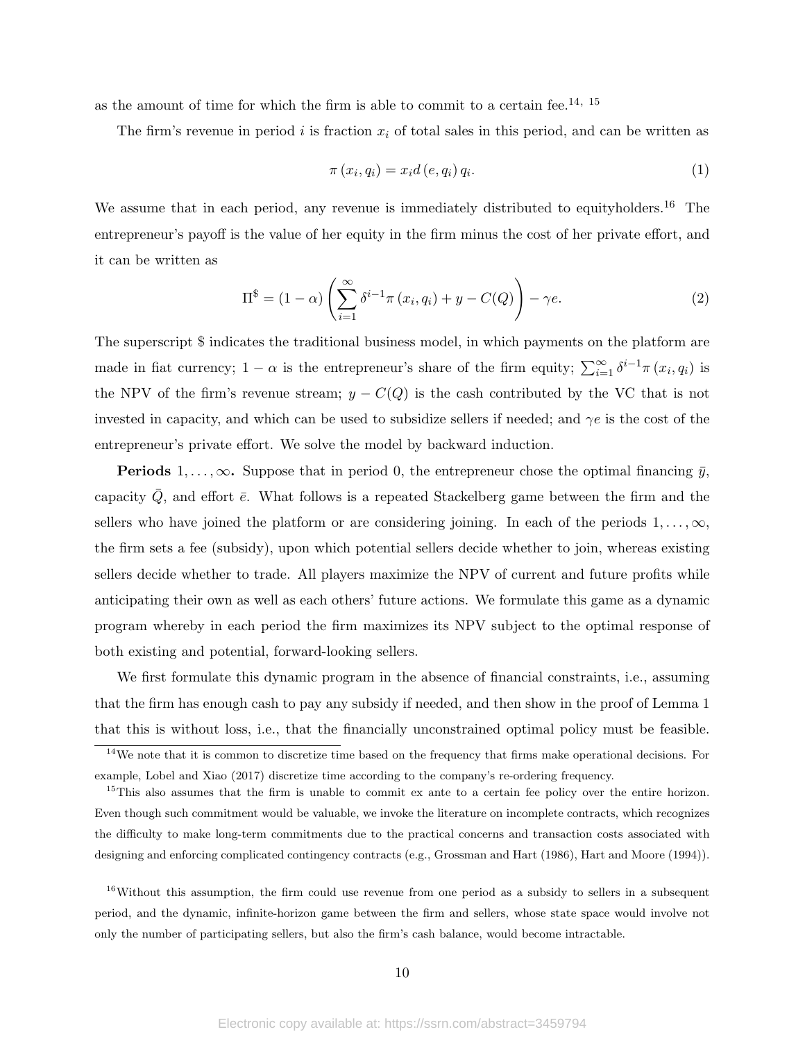as the amount of time for which the firm is able to commit to a certain fee.[14, 15]

The firm's revenue in period $i$ is fraction $x_i$ of total sales in this period, and can be written as

$$\pi(x_i, q_i) = x_i d(e, q_i) q_i. \tag{1}$$

We assume that in each period, any revenue is immediately distributed to equityholders.[16] The entrepreneur's payoff is the value of her equity in the firm minus the cost of her private effort, and it can be written as

$$\Pi^{\$} = (1-\alpha)\left(\sum_{i=1}^{\infty} \delta^{i-1}\pi(x_i, q_i) + y - C(Q)\right) - \gamma e. \tag{2}$$

The superscript \$ indicates the traditional business model, in which payments on the platform are made in fiat currency; $1-\alpha$ is the entrepreneur's share of the firm equity; $\sum_{i=1}^{\infty} \delta^{i-1}\pi(x_i, q_i)$ is the NPV of the firm's revenue stream; $y - C(Q)$ is the cash contributed by the VC that is not invested in capacity, and which can be used to subsidize sellers if needed; and $\gamma e$ is the cost of the entrepreneur's private effort. We solve the model by backward induction.

**Periods $1, \ldots, \infty$.** Suppose that in period 0, the entrepreneur chose the optimal financing $\bar{y}$, capacity $\bar{Q}$, and effort $\bar{e}$. What follows is a repeated Stackelberg game between the firm and the sellers who have joined the platform or are considering joining. In each of the periods $1, \ldots, \infty$, the firm sets a fee (subsidy), upon which potential sellers decide whether to join, whereas existing sellers decide whether to trade. All players maximize the NPV of current and future profits while anticipating their own as well as each others' future actions. We formulate this game as a dynamic program whereby in each period the firm maximizes its NPV subject to the optimal response of both existing and potential, forward-looking sellers.

We first formulate this dynamic program in the absence of financial constraints, i.e., assuming that the firm has enough cash to pay any subsidy if needed, and then show in the proof of Lemma 1 that this is without loss, i.e., that the financially unconstrained optimal policy must be feasible.

[14] We note that it is common to discretize time based on the frequency that firms make operational decisions. For example, Lobel and Xiao (2017) discretize time according to the company's re-ordering frequency.

[15] This also assumes that the firm is unable to commit ex ante to a certain fee policy over the entire horizon. Even though such commitment would be valuable, we invoke the literature on incomplete contracts, which recognizes the difficulty to make long-term commitments due to the practical concerns and transaction costs associated with designing and enforcing complicated contingency contracts (e.g., Grossman and Hart (1986), Hart and Moore (1994)).

[16] Without this assumption, the firm could use revenue from one period as a subsidy to sellers in a subsequent period, and the dynamic, infinite-horizon game between the firm and sellers, whose state space would involve not only the number of participating sellers, but also the firm's cash balance, would become intractable.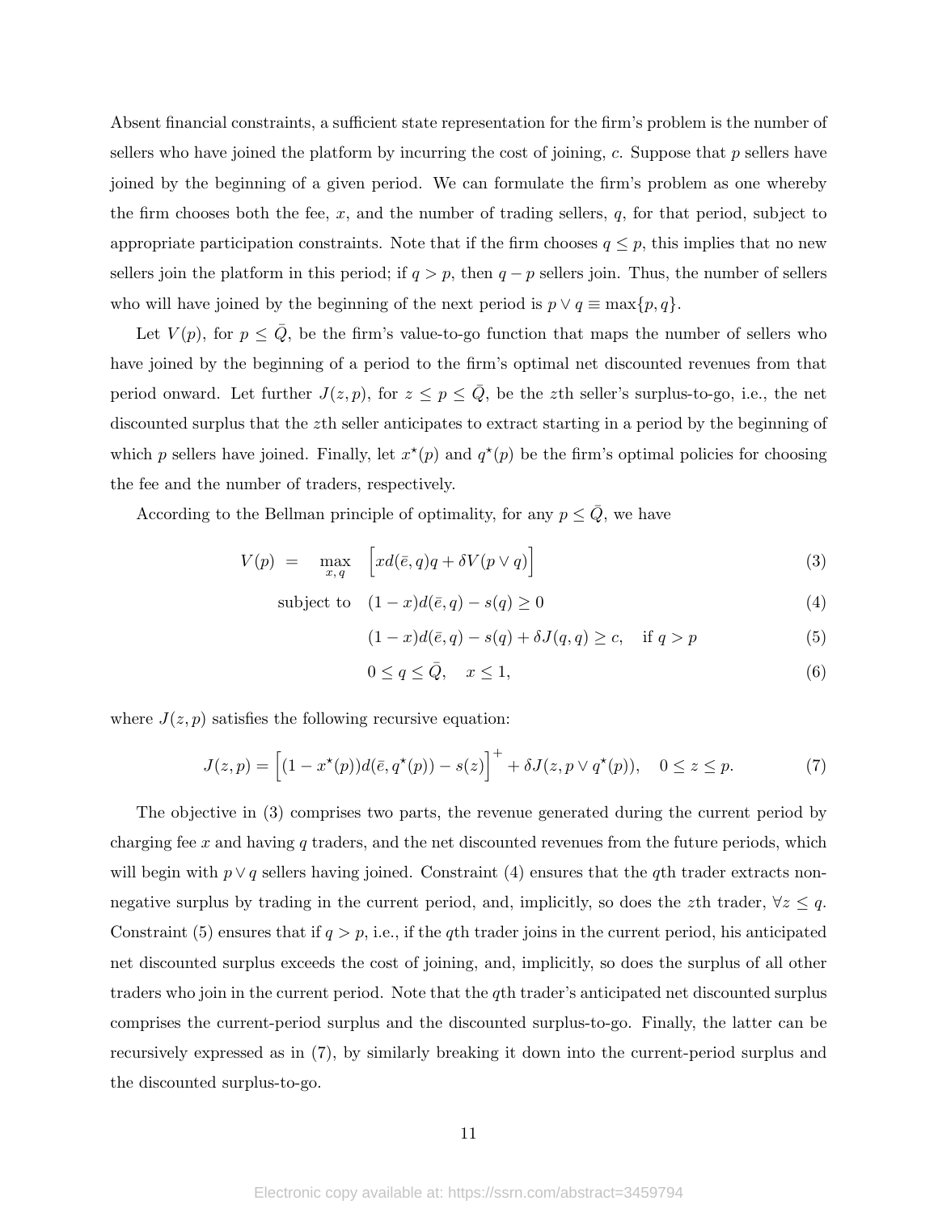Absent financial constraints, a sufficient state representation for the firm's problem is the number of sellers who have joined the platform by incurring the cost of joining, $c$. Suppose that $p$ sellers have joined by the beginning of a given period. We can formulate the firm's problem as one whereby the firm chooses both the fee, $x$, and the number of trading sellers, $q$, for that period, subject to appropriate participation constraints. Note that if the firm chooses $q \leq p$, this implies that no new sellers join the platform in this period; if $q > p$, then $q - p$ sellers join. Thus, the number of sellers who will have joined by the beginning of the next period is $p \vee q \equiv \max\{p, q\}$.

Let $V(p)$, for $p \leq \bar{Q}$, be the firm's value-to-go function that maps the number of sellers who have joined by the beginning of a period to the firm's optimal net discounted revenues from that period onward. Let further $J(z, p)$, for $z \leq p \leq \bar{Q}$, be the $z$th seller's surplus-to-go, i.e., the net discounted surplus that the $z$th seller anticipates to extract starting in a period by the beginning of which $p$ sellers have joined. Finally, let $x^\star(p)$ and $q^\star(p)$ be the firm's optimal policies for choosing the fee and the number of traders, respectively.

According to the Bellman principle of optimality, for any $p \leq \bar{Q}$, we have

$$V(p) \;=\; \max_{x,\,q} \;\; \Big[x d(\bar{e}, q) q + \delta V(p \vee q)\Big] \tag{3}$$

$$\text{subject to} \quad (1 - x) d(\bar{e}, q) - s(q) \geq 0 \tag{4}$$

$$(1 - x) d(\bar{e}, q) - s(q) + \delta J(q, q) \geq c, \quad \text{if } q > p \tag{5}$$

$$0 \leq q \leq \bar{Q}, \quad x \leq 1, \tag{6}$$

where $J(z, p)$ satisfies the following recursive equation:

$$J(z, p) = \Big[(1 - x^\star(p)) d(\bar{e}, q^\star(p)) - s(z)\Big]^+ + \delta J(z, p \vee q^\star(p)), \quad 0 \leq z \leq p. \tag{7}$$

The objective in (3) comprises two parts, the revenue generated during the current period by charging fee $x$ and having $q$ traders, and the net discounted revenues from the future periods, which will begin with $p \vee q$ sellers having joined. Constraint (4) ensures that the $q$th trader extracts non-negative surplus by trading in the current period, and, implicitly, so does the $z$th trader, $\forall z \leq q$. Constraint (5) ensures that if $q > p$, i.e., if the $q$th trader joins in the current period, his anticipated net discounted surplus exceeds the cost of joining, and, implicitly, so does the surplus of all other traders who join in the current period. Note that the $q$th trader's anticipated net discounted surplus comprises the current-period surplus and the discounted surplus-to-go. Finally, the latter can be recursively expressed as in (7), by similarly breaking it down into the current-period surplus and the discounted surplus-to-go.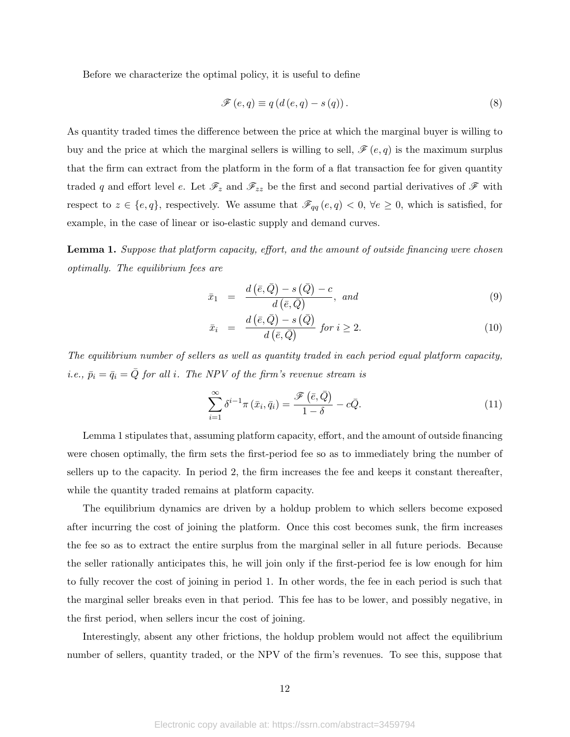Before we characterize the optimal policy, it is useful to define

$$\mathscr{F}(e,q) \equiv q\left(d\left(e,q\right) - s\left(q\right)\right). \tag{8}$$

As quantity traded times the difference between the price at which the marginal buyer is willing to buy and the price at which the marginal sellers is willing to sell, $\mathscr{F}(e,q)$ is the maximum surplus that the firm can extract from the platform in the form of a flat transaction fee for given quantity traded $q$ and effort level $e$. Let $\mathscr{F}_z$ and $\mathscr{F}_{zz}$ be the first and second partial derivatives of $\mathscr{F}$ with respect to $z \in \{e, q\}$, respectively. We assume that $\mathscr{F}_{qq}(e,q) < 0$, $\forall e \geq 0$, which is satisfied, for example, in the case of linear or iso-elastic supply and demand curves.

**Lemma 1.** *Suppose that platform capacity, effort, and the amount of outside financing were chosen optimally. The equilibrium fees are*

$$\bar{x}_1 = \frac{d\left(\bar{e},\bar{Q}\right) - s\left(\bar{Q}\right) - c}{d\left(\bar{e},\bar{Q}\right)}, \text{ and} \tag{9}$$

$$\bar{x}_i = \frac{d\left(\bar{e},\bar{Q}\right) - s\left(\bar{Q}\right)}{d\left(\bar{e},\bar{Q}\right)} \text{ for } i \geq 2. \tag{10}$$

*The equilibrium number of sellers as well as quantity traded in each period equal platform capacity, i.e.,* $\bar{p}_i = \bar{q}_i = \bar{Q}$ *for all* $i$*. The NPV of the firm's revenue stream is*

$$\sum_{i=1}^{\infty} \delta^{i-1} \pi\left(\bar{x}_i, \bar{q}_i\right) = \frac{\mathscr{F}\left(\bar{e},\bar{Q}\right)}{1-\delta} - c\bar{Q}. \tag{11}$$

Lemma 1 stipulates that, assuming platform capacity, effort, and the amount of outside financing were chosen optimally, the firm sets the first-period fee so as to immediately bring the number of sellers up to the capacity. In period 2, the firm increases the fee and keeps it constant thereafter, while the quantity traded remains at platform capacity.

The equilibrium dynamics are driven by a holdup problem to which sellers become exposed after incurring the cost of joining the platform. Once this cost becomes sunk, the firm increases the fee so as to extract the entire surplus from the marginal seller in all future periods. Because the seller rationally anticipates this, he will join only if the first-period fee is low enough for him to fully recover the cost of joining in period 1. In other words, the fee in each period is such that the marginal seller breaks even in that period. This fee has to be lower, and possibly negative, in the first period, when sellers incur the cost of joining.

Interestingly, absent any other frictions, the holdup problem would not affect the equilibrium number of sellers, quantity traded, or the NPV of the firm's revenues. To see this, suppose that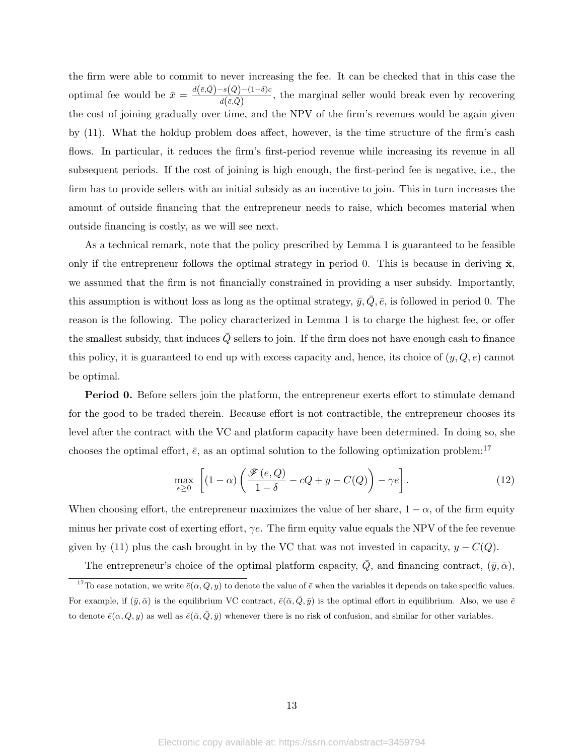the firm were able to commit to never increasing the fee. It can be checked that in this case the optimal fee would be $\bar{x} = \frac{d(\bar{e},\bar{Q}) - s(\bar{Q}) - (1-\delta)c}{d(\bar{e},\bar{Q})}$, the marginal seller would break even by recovering the cost of joining gradually over time, and the NPV of the firm's revenues would be again given by (11). What the holdup problem does affect, however, is the time structure of the firm's cash flows. In particular, it reduces the firm's first-period revenue while increasing its revenue in all subsequent periods. If the cost of joining is high enough, the first-period fee is negative, i.e., the firm has to provide sellers with an initial subsidy as an incentive to join. This in turn increases the amount of outside financing that the entrepreneur needs to raise, which becomes material when outside financing is costly, as we will see next.

As a technical remark, note that the policy prescribed by Lemma 1 is guaranteed to be feasible only if the entrepreneur follows the optimal strategy in period 0. This is because in deriving $\bar{\mathbf{x}}$, we assumed that the firm is not financially constrained in providing a user subsidy. Importantly, this assumption is without loss as long as the optimal strategy, $\bar{y}, \bar{Q}, \bar{e}$, is followed in period 0. The reason is the following. The policy characterized in Lemma 1 is to charge the highest fee, or offer the smallest subsidy, that induces $\bar{Q}$ sellers to join. If the firm does not have enough cash to finance this policy, it is guaranteed to end up with excess capacity and, hence, its choice of $(y, Q, e)$ cannot be optimal.

**Period 0.** Before sellers join the platform, the entrepreneur exerts effort to stimulate demand for the good to be traded therein. Because effort is not contractible, the entrepreneur chooses its level after the contract with the VC and platform capacity have been determined. In doing so, she chooses the optimal effort, $\bar{e}$, as an optimal solution to the following optimization problem:[17]

$$\max_{e \geq 0} \left[ (1-\alpha) \left( \frac{\mathscr{F}(e, Q)}{1-\delta} - cQ + y - C(Q) \right) - \gamma e \right]. \tag{12}$$

When choosing effort, the entrepreneur maximizes the value of her share, $1-\alpha$, of the firm equity minus her private cost of exerting effort, $\gamma e$. The firm equity value equals the NPV of the fee revenue given by (11) plus the cash brought in by the VC that was not invested in capacity, $y - C(Q)$.

The entrepreneur's choice of the optimal platform capacity, $\bar{Q}$, and financing contract, $(\bar{y}, \bar{\alpha})$,

[17] To ease notation, we write $\bar{e}(\alpha, Q, y)$ to denote the value of $\bar{e}$ when the variables it depends on take specific values. For example, if $(\bar{y}, \bar{\alpha})$ is the equilibrium VC contract, $\bar{e}(\bar{\alpha}, \bar{Q}, \bar{y})$ is the optimal effort in equilibrium. Also, we use $\bar{e}$ to denote $\bar{e}(\alpha, Q, y)$ as well as $\bar{e}(\bar{\alpha}, \bar{Q}, \bar{y})$ whenever there is no risk of confusion, and similar for other variables.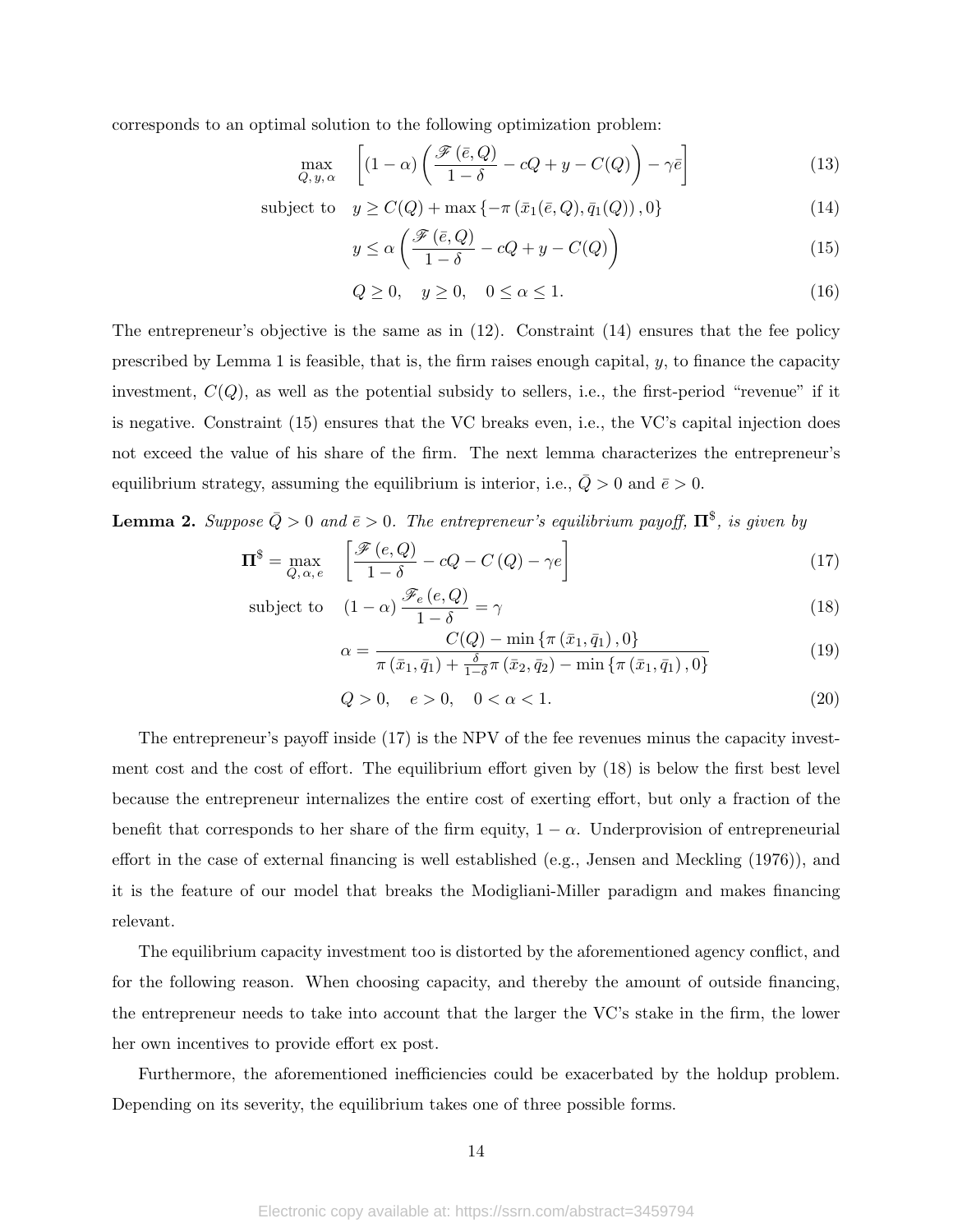corresponds to an optimal solution to the following optimization problem:

$$\max_{Q,\,y,\,\alpha} \quad \left[(1-\alpha)\left(\frac{\mathscr{F}(\bar{e},Q)}{1-\delta} - cQ + y - C(Q)\right) - \gamma\bar{e}\right] \tag{13}$$

$$\text{subject to} \quad y \geq C(Q) + \max\left\{-\pi\left(\bar{x}_1(\bar{e},Q), \bar{q}_1(Q)\right), 0\right\} \tag{14}$$

$$y \leq \alpha\left(\frac{\mathscr{F}(\bar{e},Q)}{1-\delta} - cQ + y - C(Q)\right) \tag{15}$$

$$Q \geq 0, \quad y \geq 0, \quad 0 \leq \alpha \leq 1. \tag{16}$$

The entrepreneur's objective is the same as in (12). Constraint (14) ensures that the fee policy prescribed by Lemma 1 is feasible, that is, the firm raises enough capital, $y$, to finance the capacity investment, $C(Q)$, as well as the potential subsidy to sellers, i.e., the first-period "revenue" if it is negative. Constraint (15) ensures that the VC breaks even, i.e., the VC's capital injection does not exceed the value of his share of the firm. The next lemma characterizes the entrepreneur's equilibrium strategy, assuming the equilibrium is interior, i.e., $\bar{Q} > 0$ and $\bar{e} > 0$.

**Lemma 2.** *Suppose $\bar{Q} > 0$ and $\bar{e} > 0$. The entrepreneur's equilibrium payoff, $\mathbf{\Pi}^{\$}$, is given by*

$$\mathbf{\Pi}^{\$} = \max_{Q,\,\alpha,\,e} \quad \left[\frac{\mathscr{F}(e,Q)}{1-\delta} - cQ - C(Q) - \gamma e\right] \tag{17}$$

$$\text{subject to} \quad (1-\alpha)\frac{\mathscr{F}_e(e,Q)}{1-\delta} = \gamma \tag{18}$$

$$\alpha = \frac{C(Q) - \min\left\{\pi\left(\bar{x}_1, \bar{q}_1\right), 0\right\}}{\pi\left(\bar{x}_1, \bar{q}_1\right) + \frac{\delta}{1-\delta}\pi\left(\bar{x}_2, \bar{q}_2\right) - \min\left\{\pi\left(\bar{x}_1, \bar{q}_1\right), 0\right\}} \tag{19}$$

$$Q > 0, \quad e > 0, \quad 0 < \alpha < 1. \tag{20}$$

The entrepreneur's payoff inside (17) is the NPV of the fee revenues minus the capacity investment cost and the cost of effort. The equilibrium effort given by (18) is below the first best level because the entrepreneur internalizes the entire cost of exerting effort, but only a fraction of the benefit that corresponds to her share of the firm equity, $1 - \alpha$. Underprovision of entrepreneurial effort in the case of external financing is well established (e.g., Jensen and Meckling (1976)), and it is the feature of our model that breaks the Modigliani-Miller paradigm and makes financing relevant.

The equilibrium capacity investment too is distorted by the aforementioned agency conflict, and for the following reason. When choosing capacity, and thereby the amount of outside financing, the entrepreneur needs to take into account that the larger the VC's stake in the firm, the lower her own incentives to provide effort ex post.

Furthermore, the aforementioned inefficiencies could be exacerbated by the holdup problem. Depending on its severity, the equilibrium takes one of three possible forms.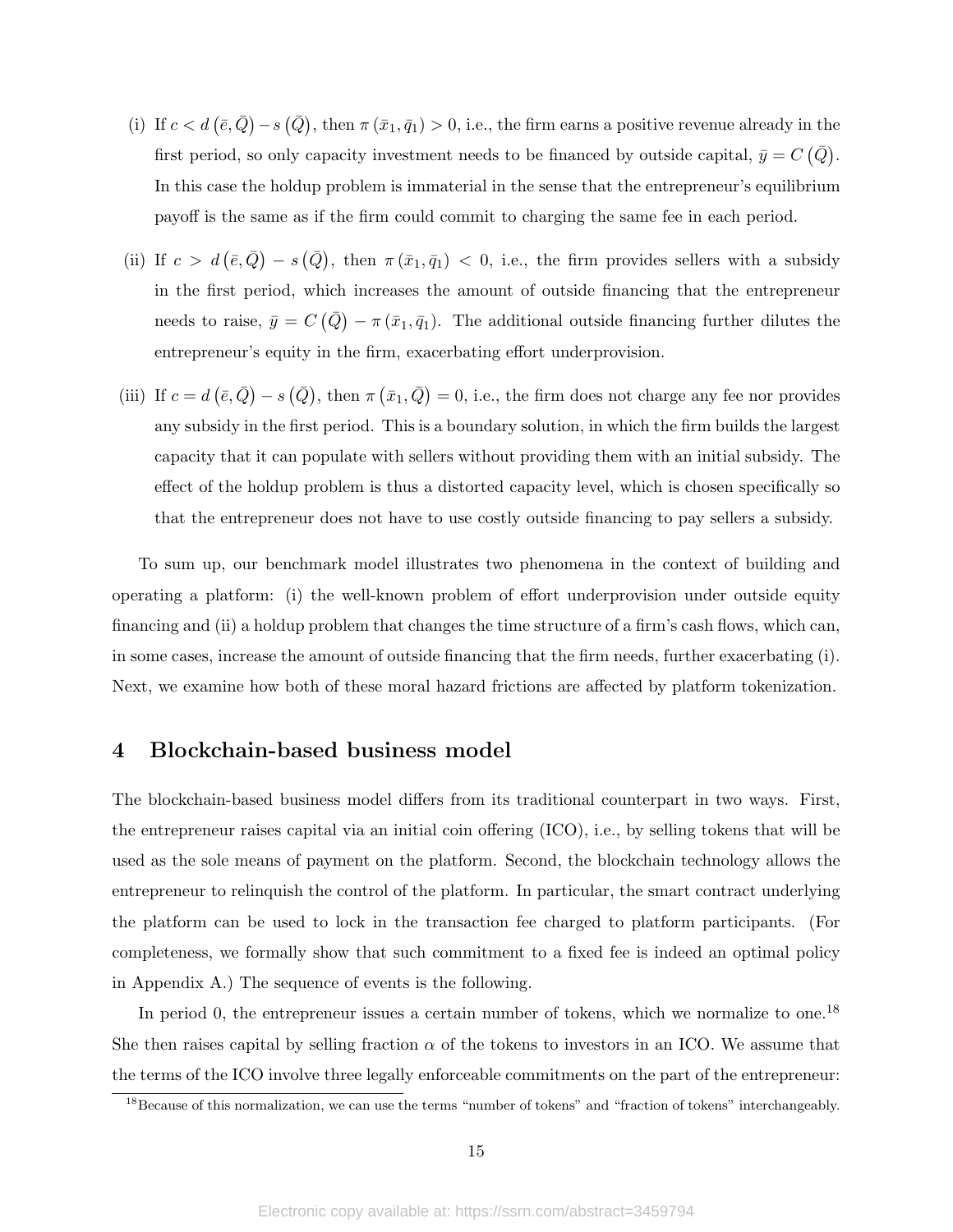(i) If $c < d(\bar{e}, \bar{Q}) - s(\bar{Q})$, then $\pi(\bar{x}_1, \bar{q}_1) > 0$, i.e., the firm earns a positive revenue already in the first period, so only capacity investment needs to be financed by outside capital, $\bar{y} = C(\bar{Q})$. In this case the holdup problem is immaterial in the sense that the entrepreneur's equilibrium payoff is the same as if the firm could commit to charging the same fee in each period.

(ii) If $c > d(\bar{e}, \bar{Q}) - s(\bar{Q})$, then $\pi(\bar{x}_1, \bar{q}_1) < 0$, i.e., the firm provides sellers with a subsidy in the first period, which increases the amount of outside financing that the entrepreneur needs to raise, $\bar{y} = C(\bar{Q}) - \pi(\bar{x}_1, \bar{q}_1)$. The additional outside financing further dilutes the entrepreneur's equity in the firm, exacerbating effort underprovision.

(iii) If $c = d(\bar{e}, \bar{Q}) - s(\bar{Q})$, then $\pi(\bar{x}_1, \bar{Q}) = 0$, i.e., the firm does not charge any fee nor provides any subsidy in the first period. This is a boundary solution, in which the firm builds the largest capacity that it can populate with sellers without providing them with an initial subsidy. The effect of the holdup problem is thus a distorted capacity level, which is chosen specifically so that the entrepreneur does not have to use costly outside financing to pay sellers a subsidy.

To sum up, our benchmark model illustrates two phenomena in the context of building and operating a platform: (i) the well-known problem of effort underprovision under outside equity financing and (ii) a holdup problem that changes the time structure of a firm's cash flows, which can, in some cases, increase the amount of outside financing that the firm needs, further exacerbating (i). Next, we examine how both of these moral hazard frictions are affected by platform tokenization.

## 4 Blockchain-based business model

The blockchain-based business model differs from its traditional counterpart in two ways. First, the entrepreneur raises capital via an initial coin offering (ICO), i.e., by selling tokens that will be used as the sole means of payment on the platform. Second, the blockchain technology allows the entrepreneur to relinquish the control of the platform. In particular, the smart contract underlying the platform can be used to lock in the transaction fee charged to platform participants. (For completeness, we formally show that such commitment to a fixed fee is indeed an optimal policy in Appendix A.) The sequence of events is the following.

In period 0, the entrepreneur issues a certain number of tokens, which we normalize to one.[18] She then raises capital by selling fraction $\alpha$ of the tokens to investors in an ICO. We assume that the terms of the ICO involve three legally enforceable commitments on the part of the entrepreneur:

[18]Because of this normalization, we can use the terms "number of tokens" and "fraction of tokens" interchangeably.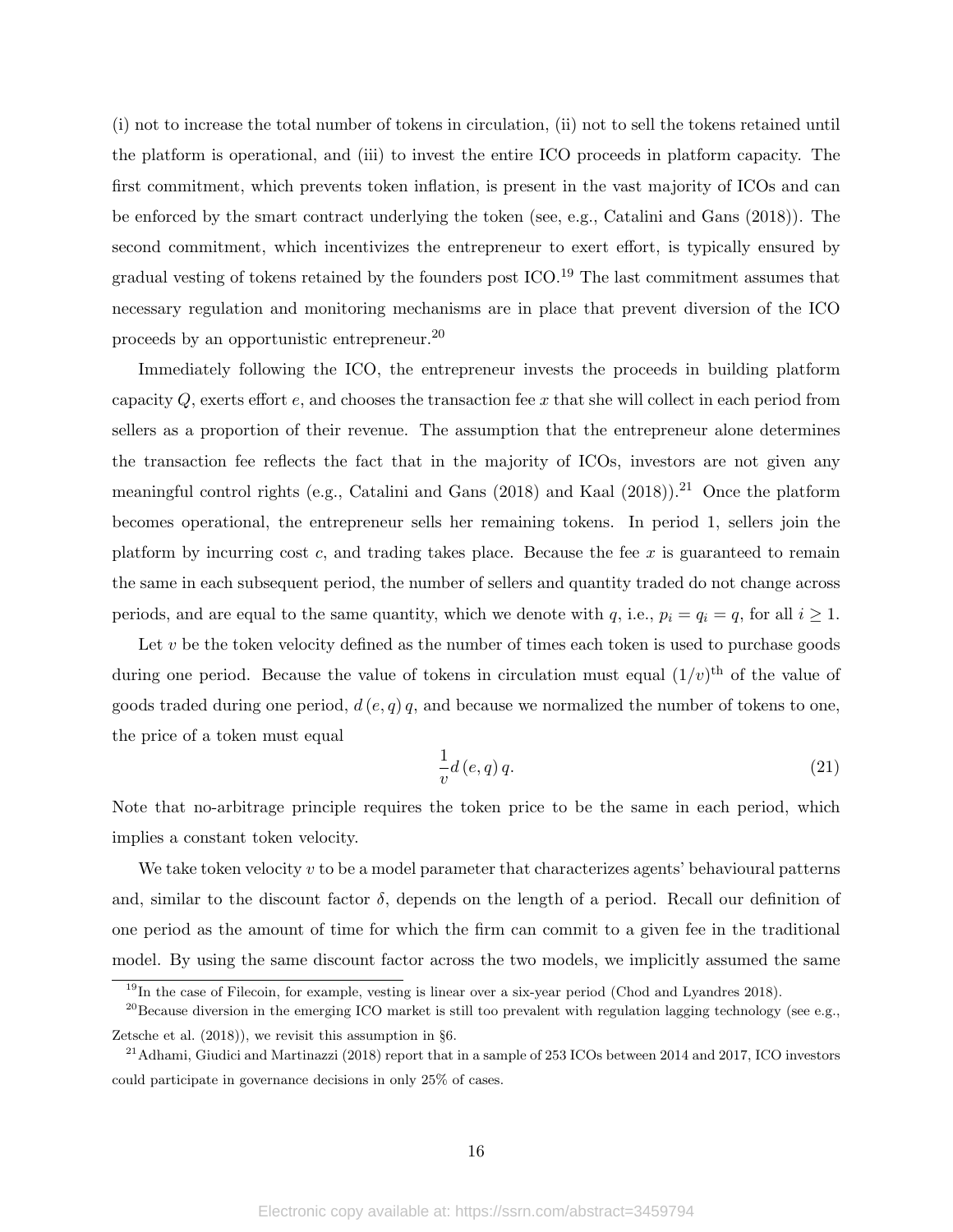(i) not to increase the total number of tokens in circulation, (ii) not to sell the tokens retained until the platform is operational, and (iii) to invest the entire ICO proceeds in platform capacity. The first commitment, which prevents token inflation, is present in the vast majority of ICOs and can be enforced by the smart contract underlying the token (see, e.g., Catalini and Gans (2018)). The second commitment, which incentivizes the entrepreneur to exert effort, is typically ensured by gradual vesting of tokens retained by the founders post ICO.[19] The last commitment assumes that necessary regulation and monitoring mechanisms are in place that prevent diversion of the ICO proceeds by an opportunistic entrepreneur.[20]

Immediately following the ICO, the entrepreneur invests the proceeds in building platform capacity $Q$, exerts effort $e$, and chooses the transaction fee $x$ that she will collect in each period from sellers as a proportion of their revenue. The assumption that the entrepreneur alone determines the transaction fee reflects the fact that in the majority of ICOs, investors are not given any meaningful control rights (e.g., Catalini and Gans (2018) and Kaal (2018)).[21] Once the platform becomes operational, the entrepreneur sells her remaining tokens. In period 1, sellers join the platform by incurring cost $c$, and trading takes place. Because the fee $x$ is guaranteed to remain the same in each subsequent period, the number of sellers and quantity traded do not change across periods, and are equal to the same quantity, which we denote with $q$, i.e., $p_i = q_i = q$, for all $i \geq 1$.

Let $v$ be the token velocity defined as the number of times each token is used to purchase goods during one period. Because the value of tokens in circulation must equal $(1/v)^{\text{th}}$ of the value of goods traded during one period, $d(e, q)\, q$, and because we normalized the number of tokens to one, the price of a token must equal

$$\frac{1}{v} d(e, q)\, q. \tag{21}$$

Note that no-arbitrage principle requires the token price to be the same in each period, which implies a constant token velocity.

We take token velocity $v$ to be a model parameter that characterizes agents' behavioural patterns and, similar to the discount factor $\delta$, depends on the length of a period. Recall our definition of one period as the amount of time for which the firm can commit to a given fee in the traditional model. By using the same discount factor across the two models, we implicitly assumed the same

---

[19] In the case of Filecoin, for example, vesting is linear over a six-year period (Chod and Lyandres 2018).

[20] Because diversion in the emerging ICO market is still too prevalent with regulation lagging technology (see e.g., Zetsche et al. (2018)), we revisit this assumption in §6.

[21] Adhami, Giudici and Martinazzi (2018) report that in a sample of 253 ICOs between 2014 and 2017, ICO investors could participate in governance decisions in only 25% of cases.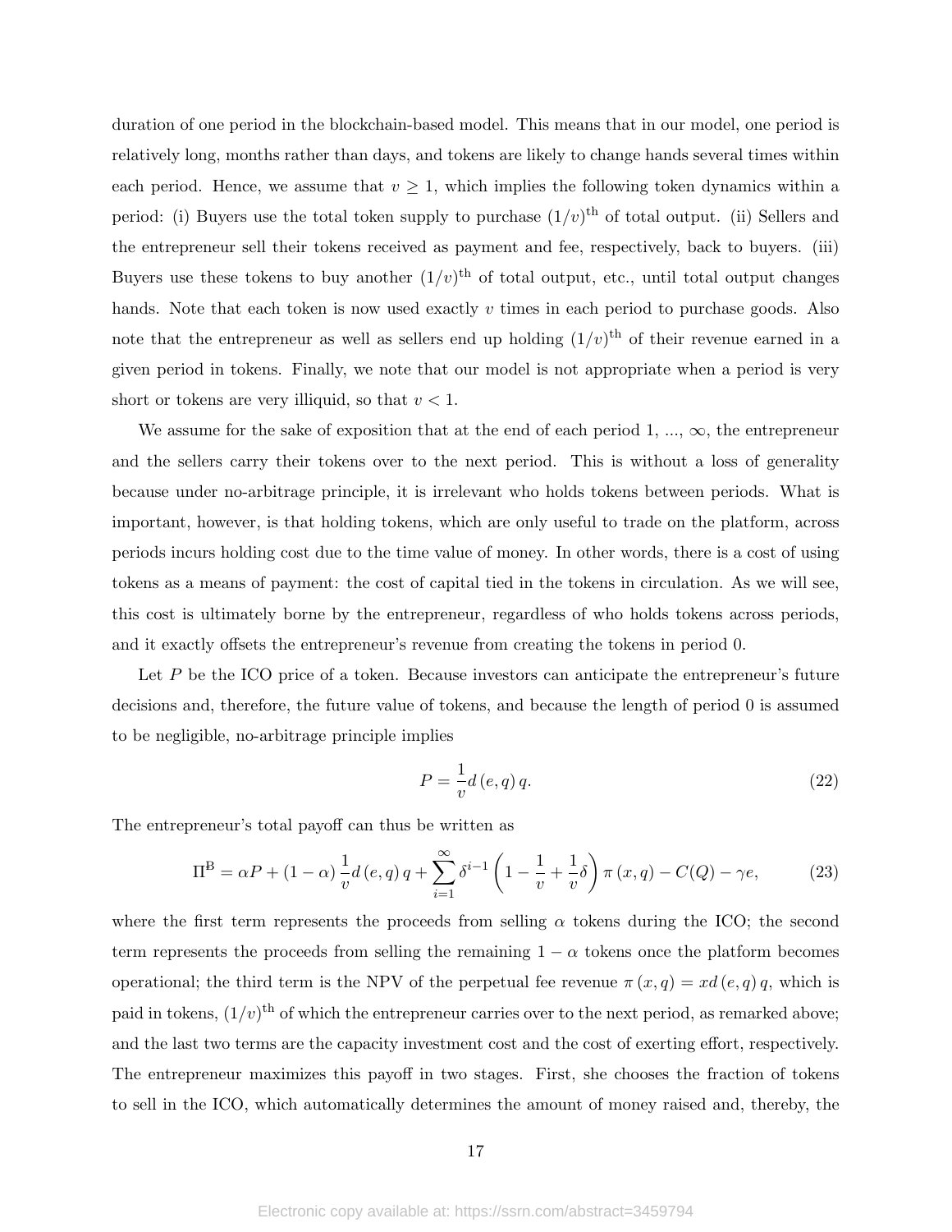duration of one period in the blockchain-based model. This means that in our model, one period is relatively long, months rather than days, and tokens are likely to change hands several times within each period. Hence, we assume that $v \geq 1$, which implies the following token dynamics within a period: (i) Buyers use the total token supply to purchase $(1/v)^{\text{th}}$ of total output. (ii) Sellers and the entrepreneur sell their tokens received as payment and fee, respectively, back to buyers. (iii) Buyers use these tokens to buy another $(1/v)^{\text{th}}$ of total output, etc., until total output changes hands. Note that each token is now used exactly $v$ times in each period to purchase goods. Also note that the entrepreneur as well as sellers end up holding $(1/v)^{\text{th}}$ of their revenue earned in a given period in tokens. Finally, we note that our model is not appropriate when a period is very short or tokens are very illiquid, so that $v < 1$.

We assume for the sake of exposition that at the end of each period 1, ..., $\infty$, the entrepreneur and the sellers carry their tokens over to the next period. This is without a loss of generality because under no-arbitrage principle, it is irrelevant who holds tokens between periods. What is important, however, is that holding tokens, which are only useful to trade on the platform, across periods incurs holding cost due to the time value of money. In other words, there is a cost of using tokens as a means of payment: the cost of capital tied in the tokens in circulation. As we will see, this cost is ultimately borne by the entrepreneur, regardless of who holds tokens across periods, and it exactly offsets the entrepreneur's revenue from creating the tokens in period 0.

Let $P$ be the ICO price of a token. Because investors can anticipate the entrepreneur's future decisions and, therefore, the future value of tokens, and because the length of period 0 is assumed to be negligible, no-arbitrage principle implies

$$P = \frac{1}{v} d\left(e, q\right) q. \tag{22}$$

The entrepreneur's total payoff can thus be written as

$$\Pi^{\text{B}} = \alpha P + (1-\alpha)\frac{1}{v} d\left(e, q\right) q + \sum_{i=1}^{\infty} \delta^{i-1}\left(1 - \frac{1}{v} + \frac{1}{v}\delta\right)\pi\left(x, q\right) - C(Q) - \gamma e, \tag{23}$$

where the first term represents the proceeds from selling $\alpha$ tokens during the ICO; the second term represents the proceeds from selling the remaining $1-\alpha$ tokens once the platform becomes operational; the third term is the NPV of the perpetual fee revenue $\pi\left(x, q\right) = xd\left(e, q\right) q$, which is paid in tokens, $(1/v)^{\text{th}}$ of which the entrepreneur carries over to the next period, as remarked above; and the last two terms are the capacity investment cost and the cost of exerting effort, respectively. The entrepreneur maximizes this payoff in two stages. First, she chooses the fraction of tokens to sell in the ICO, which automatically determines the amount of money raised and, thereby, the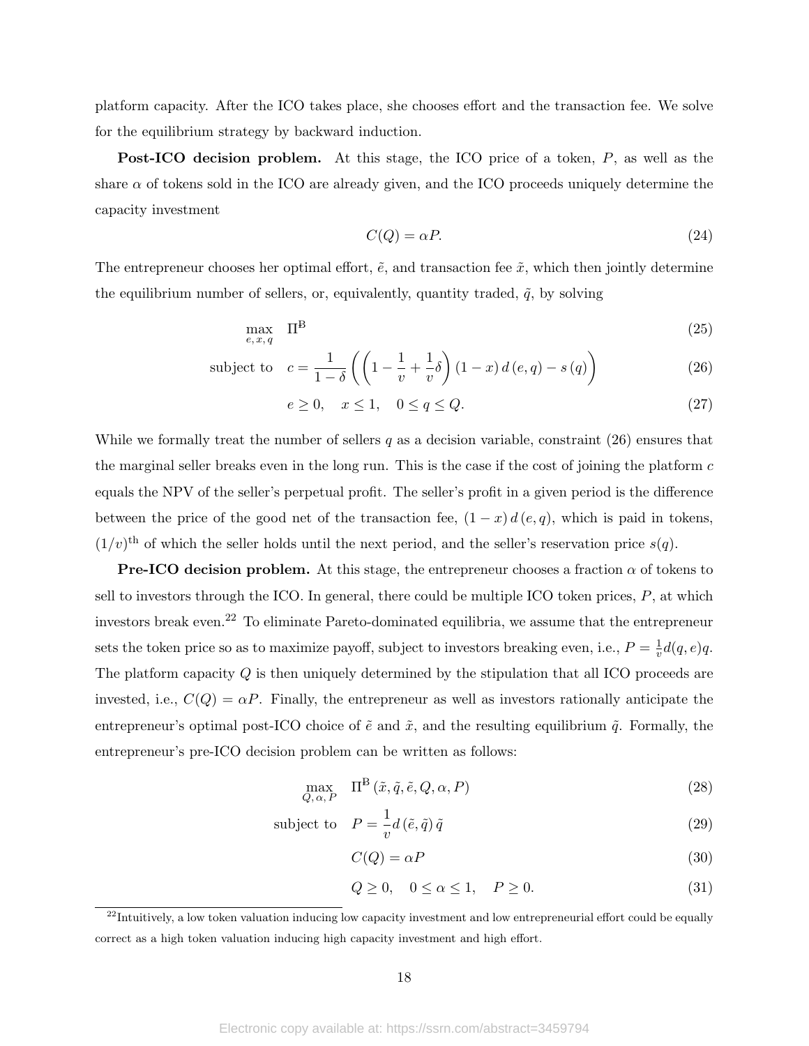platform capacity. After the ICO takes place, she chooses effort and the transaction fee. We solve for the equilibrium strategy by backward induction.

**Post-ICO decision problem.** At this stage, the ICO price of a token, $P$, as well as the share $\alpha$ of tokens sold in the ICO are already given, and the ICO proceeds uniquely determine the capacity investment

$$C(Q) = \alpha P. \tag{24}$$

The entrepreneur chooses her optimal effort, $\tilde{e}$, and transaction fee $\tilde{x}$, which then jointly determine the equilibrium number of sellers, or, equivalently, quantity traded, $\tilde{q}$, by solving

$$\max_{e,\,x,\,q} \quad \Pi^{\mathrm{B}} \tag{25}$$

$$\text{subject to} \quad c = \frac{1}{1-\delta}\left(\left(1 - \frac{1}{v} + \frac{1}{v}\delta\right)(1-x)\,d\,(e,q) - s\,(q)\right) \tag{26}$$

$$e \geq 0, \quad x \leq 1, \quad 0 \leq q \leq Q. \tag{27}$$

While we formally treat the number of sellers $q$ as a decision variable, constraint (26) ensures that the marginal seller breaks even in the long run. This is the case if the cost of joining the platform $c$ equals the NPV of the seller's perpetual profit. The seller's profit in a given period is the difference between the price of the good net of the transaction fee, $(1-x)\,d\,(e,q)$, which is paid in tokens, $(1/v)^{\text{th}}$ of which the seller holds until the next period, and the seller's reservation price $s(q)$.

**Pre-ICO decision problem.** At this stage, the entrepreneur chooses a fraction $\alpha$ of tokens to sell to investors through the ICO. In general, there could be multiple ICO token prices, $P$, at which investors break even.[22] To eliminate Pareto-dominated equilibria, we assume that the entrepreneur sets the token price so as to maximize payoff, subject to investors breaking even, i.e., $P = \frac{1}{v}d(q,e)q$. The platform capacity $Q$ is then uniquely determined by the stipulation that all ICO proceeds are invested, i.e., $C(Q) = \alpha P$. Finally, the entrepreneur as well as investors rationally anticipate the entrepreneur's optimal post-ICO choice of $\tilde{e}$ and $\tilde{x}$, and the resulting equilibrium $\tilde{q}$. Formally, the entrepreneur's pre-ICO decision problem can be written as follows:

$$\max_{Q,\,\alpha,\,P} \quad \Pi^{\mathrm{B}}\left(\tilde{x}, \tilde{q}, \tilde{e}, Q, \alpha, P\right) \tag{28}$$

$$\text{subject to} \quad P = \frac{1}{v}d\left(\tilde{e}, \tilde{q}\right)\tilde{q} \tag{29}$$

$$C(Q) = \alpha P \tag{30}$$

$$Q \geq 0, \quad 0 \leq \alpha \leq 1, \quad P \geq 0. \tag{31}$$

[22] Intuitively, a low token valuation inducing low capacity investment and low entrepreneurial effort could be equally correct as a high token valuation inducing high capacity investment and high effort.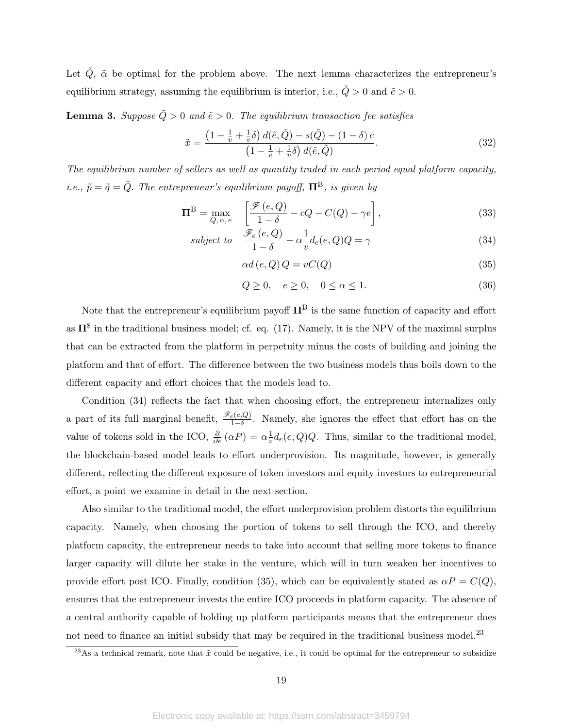Let $\tilde{Q}$, $\tilde{\alpha}$ be optimal for the problem above. The next lemma characterizes the entrepreneur's equilibrium strategy, assuming the equilibrium is interior, i.e., $\tilde{Q} > 0$ and $\tilde{e} > 0$.

**Lemma 3.** *Suppose $\tilde{Q} > 0$ and $\tilde{e} > 0$. The equilibrium transaction fee satisfies*

$$\tilde{x} = \frac{\left(1 - \frac{1}{v} + \frac{1}{v}\delta\right) d(\tilde{e}, \tilde{Q}) - s(\tilde{Q}) - (1-\delta)\, c}{\left(1 - \frac{1}{v} + \frac{1}{v}\delta\right) d(\tilde{e}, \tilde{Q})}. \tag{32}$$

*The equilibrium number of sellers as well as quantity traded in each period equal platform capacity, i.e., $\tilde{p} = \tilde{q} = \tilde{Q}$. The entrepreneur's equilibrium payoff, $\mathbf{\Pi}^{\mathrm{B}}$, is given by*

$$\mathbf{\Pi}^{\mathrm{B}} = \max_{Q,\, \alpha,\, e} \quad \left[\frac{\mathscr{F}(e,Q)}{1-\delta} - cQ - C(Q) - \gamma e\right], \tag{33}$$

$$\textit{subject to} \quad \frac{\mathscr{F}_e(e,Q)}{1-\delta} - \alpha \frac{1}{v} d_e(e,Q) Q = \gamma \tag{34}$$

$$\alpha d(e,Q)\, Q = vC(Q) \tag{35}$$

$$Q \geq 0, \quad e \geq 0, \quad 0 \leq \alpha \leq 1. \tag{36}$$

Note that the entrepreneur's equilibrium payoff $\mathbf{\Pi}^{\mathrm{B}}$ is the same function of capacity and effort as $\mathbf{\Pi}^{\$}$ in the traditional business model; cf. eq. (17). Namely, it is the NPV of the maximal surplus that can be extracted from the platform in perpetuity minus the costs of building and joining the platform and that of effort. The difference between the two business models thus boils down to the different capacity and effort choices that the models lead to.

Condition (34) reflects the fact that when choosing effort, the entrepreneur internalizes only a part of its full marginal benefit, $\frac{\mathscr{F}_e(e,Q)}{1-\delta}$. Namely, she ignores the effect that effort has on the value of tokens sold in the ICO, $\frac{\partial}{\partial e}(\alpha P) = \alpha \frac{1}{v} d_e(e,Q) Q$. Thus, similar to the traditional model, the blockchain-based model leads to effort underprovision. Its magnitude, however, is generally different, reflecting the different exposure of token investors and equity investors to entrepreneurial effort, a point we examine in detail in the next section.

Also similar to the traditional model, the effort underprovision problem distorts the equilibrium capacity. Namely, when choosing the portion of tokens to sell through the ICO, and thereby platform capacity, the entrepreneur needs to take into account that selling more tokens to finance larger capacity will dilute her stake in the venture, which will in turn weaken her incentives to provide effort post ICO. Finally, condition (35), which can be equivalently stated as $\alpha P = C(Q)$, ensures that the entrepreneur invests the entire ICO proceeds in platform capacity. The absence of a central authority capable of holding up platform participants means that the entrepreneur does not need to finance an initial subsidy that may be required in the traditional business model.[23]

[23]As a technical remark, note that $\tilde{x}$ could be negative, i.e., it could be optimal for the entrepreneur to subsidize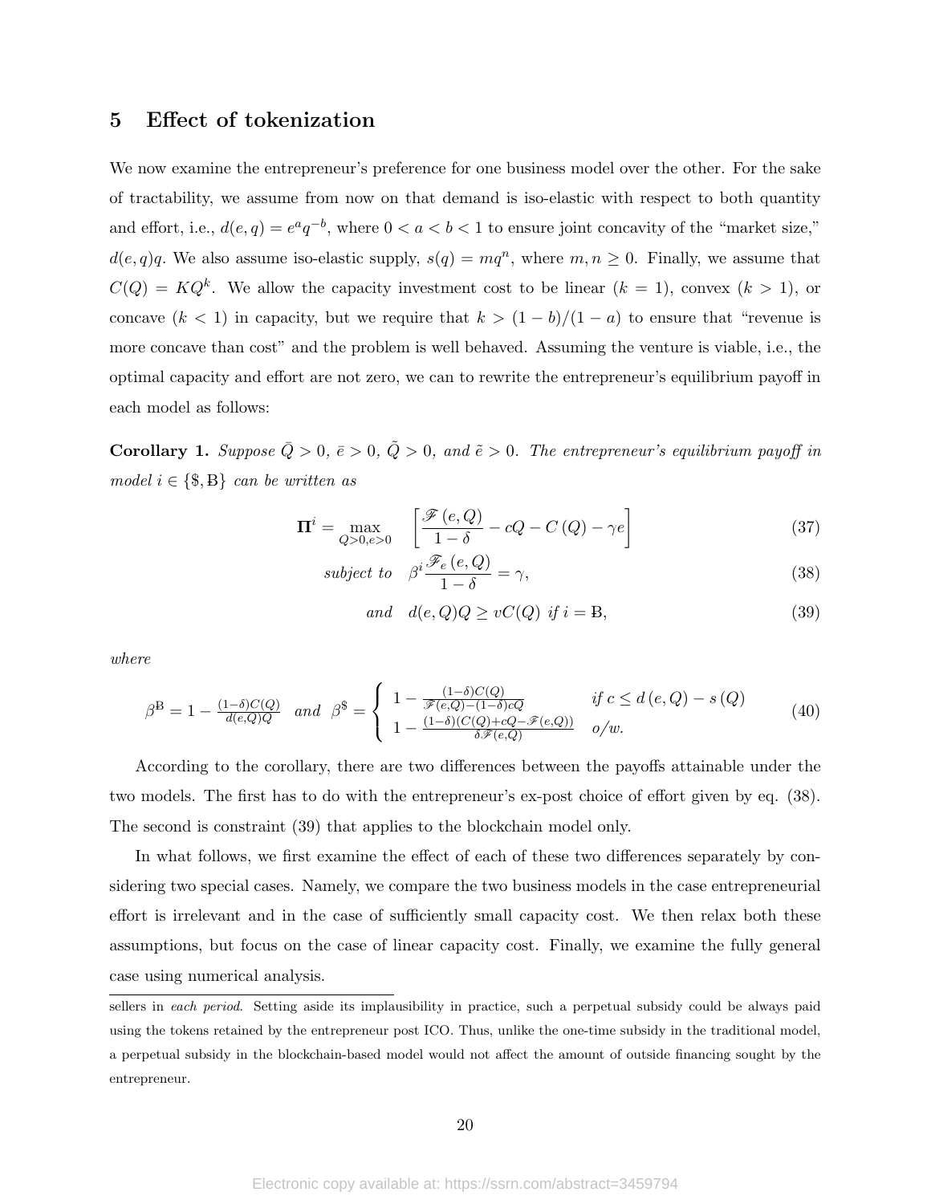## 5 Effect of tokenization

We now examine the entrepreneur's preference for one business model over the other. For the sake of tractability, we assume from now on that demand is iso-elastic with respect to both quantity and effort, i.e., $d(e,q) = e^a q^{-b}$, where $0 < a < b < 1$ to ensure joint concavity of the "market size," $d(e,q)q$. We also assume iso-elastic supply, $s(q) = mq^n$, where $m, n \geq 0$. Finally, we assume that $C(Q) = KQ^k$. We allow the capacity investment cost to be linear ($k = 1$), convex ($k > 1$), or concave ($k < 1$) in capacity, but we require that $k > (1-b)/(1-a)$ to ensure that "revenue is more concave than cost" and the problem is well behaved. Assuming the venture is viable, i.e., the optimal capacity and effort are not zero, we can to rewrite the entrepreneur's equilibrium payoff in each model as follows:

**Corollary 1.** *Suppose $\bar{Q} > 0$, $\bar{e} > 0$, $\tilde{Q} > 0$, and $\tilde{e} > 0$. The entrepreneur's equilibrium payoff in model $i \in \{\$, Ƀ\}$ can be written as*

$$\mathbf{\Pi}^i = \max_{Q>0, e>0} \quad \left[ \frac{\mathscr{F}(e,Q)}{1-\delta} - cQ - C(Q) - \gamma e \right] \tag{37}$$

$$\textit{subject to} \quad \beta^i \frac{\mathscr{F}_e(e,Q)}{1-\delta} = \gamma, \tag{38}$$

$$\textit{and} \quad d(e,Q)Q \geq vC(Q) \textit{ if } i = Ƀ, \tag{39}$$

*where*

$$\beta^{Ƀ} = 1 - \frac{(1-\delta)C(Q)}{d(e,Q)Q} \quad \textit{and} \quad \beta^{\$} = \begin{cases} 1 - \frac{(1-\delta)C(Q)}{\mathscr{F}(e,Q) - (1-\delta)cQ} & \textit{if } c \leq d(e,Q) - s(Q) \\ 1 - \frac{(1-\delta)(C(Q) + cQ - \mathscr{F}(e,Q))}{\delta \mathscr{F}(e,Q)} & \textit{o/w.} \end{cases} \tag{40}$$

According to the corollary, there are two differences between the payoffs attainable under the two models. The first has to do with the entrepreneur's ex-post choice of effort given by eq. (38). The second is constraint (39) that applies to the blockchain model only.

In what follows, we first examine the effect of each of these two differences separately by considering two special cases. Namely, we compare the two business models in the case entrepreneurial effort is irrelevant and in the case of sufficiently small capacity cost. We then relax both these assumptions, but focus on the case of linear capacity cost. Finally, we examine the fully general case using numerical analysis.

sellers in *each period*. Setting aside its implausibility in practice, such a perpetual subsidy could be always paid using the tokens retained by the entrepreneur post ICO. Thus, unlike the one-time subsidy in the traditional model, a perpetual subsidy in the blockchain-based model would not affect the amount of outside financing sought by the entrepreneur.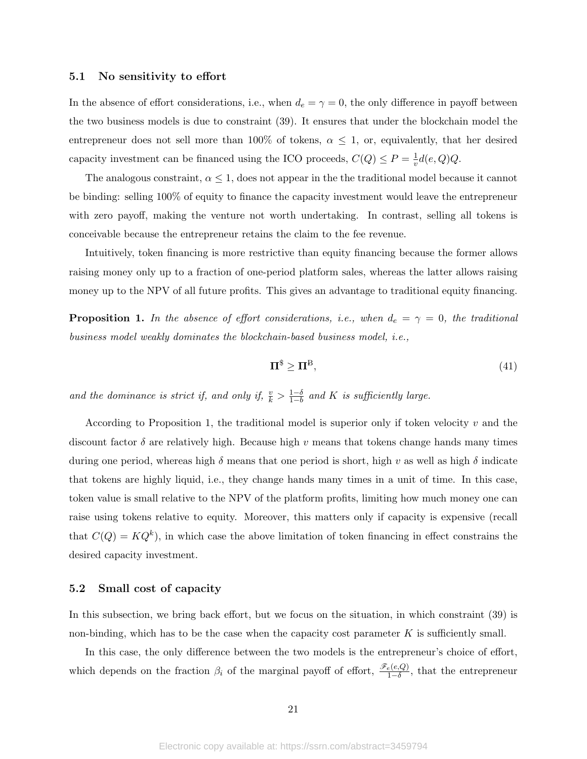### 5.1 No sensitivity to effort

In the absence of effort considerations, i.e., when $d_e = \gamma = 0$, the only difference in payoff between the two business models is due to constraint (39). It ensures that under the blockchain model the entrepreneur does not sell more than 100% of tokens, $\alpha \leq 1$, or, equivalently, that her desired capacity investment can be financed using the ICO proceeds, $C(Q) \leq P = \frac{1}{v}d(e,Q)Q$.

The analogous constraint, $\alpha \leq 1$, does not appear in the the traditional model because it cannot be binding: selling 100% of equity to finance the capacity investment would leave the entrepreneur with zero payoff, making the venture not worth undertaking. In contrast, selling all tokens is conceivable because the entrepreneur retains the claim to the fee revenue.

Intuitively, token financing is more restrictive than equity financing because the former allows raising money only up to a fraction of one-period platform sales, whereas the latter allows raising money up to the NPV of all future profits. This gives an advantage to traditional equity financing.

**Proposition 1.** *In the absence of effort considerations, i.e., when $d_e = \gamma = 0$, the traditional business model weakly dominates the blockchain-based business model, i.e.,*

$$\mathbf{\Pi}^{\$} \geq \mathbf{\Pi}^{\mathrm{B}}, \tag{41}$$

*and the dominance is strict if, and only if, $\frac{v}{k} > \frac{1-\delta}{1-b}$ and $K$ is sufficiently large.*

According to Proposition 1, the traditional model is superior only if token velocity $v$ and the discount factor $\delta$ are relatively high. Because high $v$ means that tokens change hands many times during one period, whereas high $\delta$ means that one period is short, high $v$ as well as high $\delta$ indicate that tokens are highly liquid, i.e., they change hands many times in a unit of time. In this case, token value is small relative to the NPV of the platform profits, limiting how much money one can raise using tokens relative to equity. Moreover, this matters only if capacity is expensive (recall that $C(Q) = KQ^k$), in which case the above limitation of token financing in effect constrains the desired capacity investment.

### 5.2 Small cost of capacity

In this subsection, we bring back effort, but we focus on the situation, in which constraint (39) is non-binding, which has to be the case when the capacity cost parameter $K$ is sufficiently small.

In this case, the only difference between the two models is the entrepreneur's choice of effort, which depends on the fraction $\beta_i$ of the marginal payoff of effort, $\frac{\mathscr{F}_e(e,Q)}{1-\delta}$, that the entrepreneur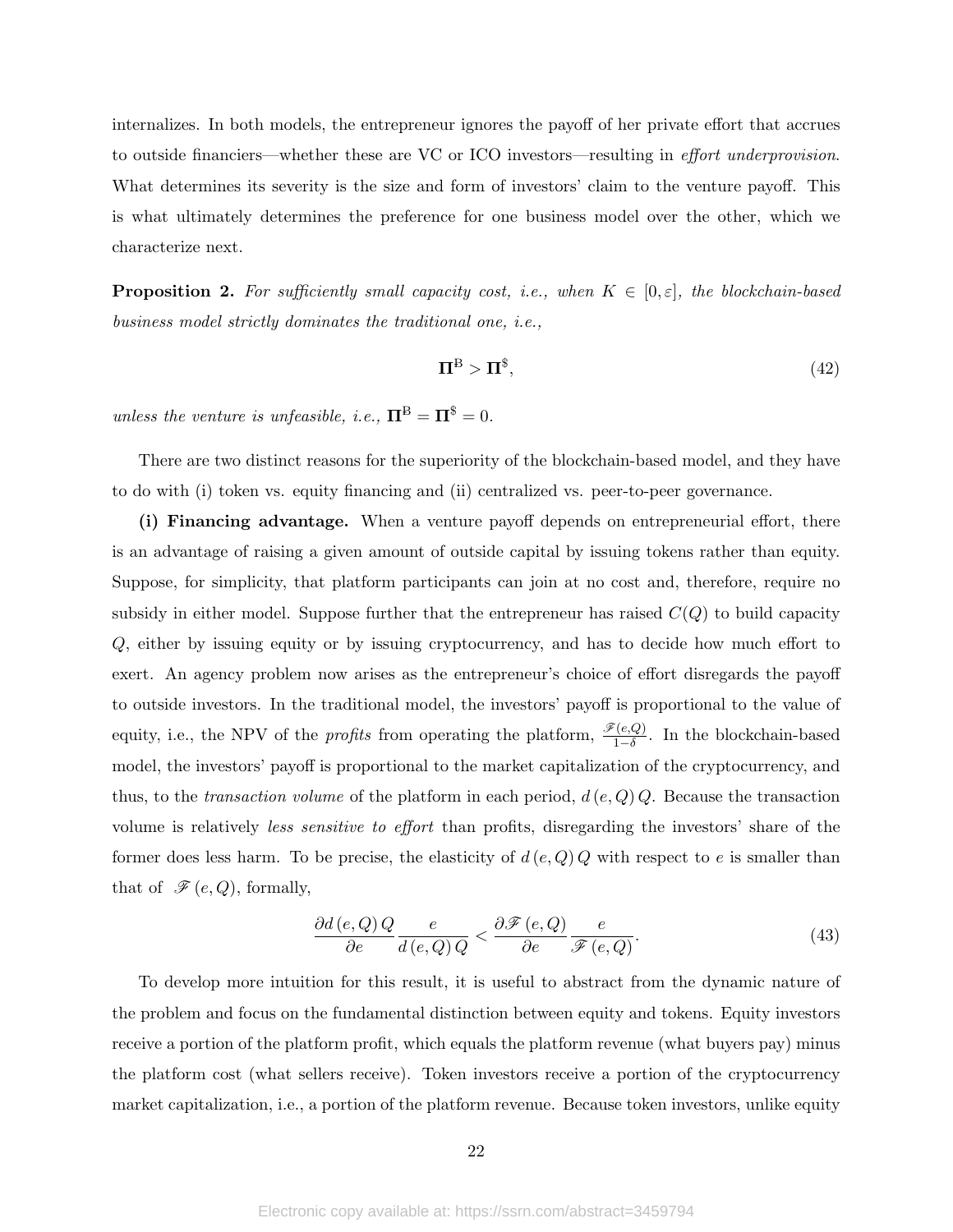internalizes. In both models, the entrepreneur ignores the payoff of her private effort that accrues to outside financiers—whether these are VC or ICO investors—resulting in *effort underprovision*. What determines its severity is the size and form of investors' claim to the venture payoff. This is what ultimately determines the preference for one business model over the other, which we characterize next.

**Proposition 2.** *For sufficiently small capacity cost, i.e., when $K \in [0, \varepsilon]$, the blockchain-based business model strictly dominates the traditional one, i.e.,*

$$\mathbf{\Pi}^{\mathrm{B}} > \mathbf{\Pi}^{\$}, \tag{42}$$

*unless the venture is unfeasible, i.e., $\mathbf{\Pi}^{\mathrm{B}} = \mathbf{\Pi}^{\$} = 0$.*

There are two distinct reasons for the superiority of the blockchain-based model, and they have to do with (i) token vs. equity financing and (ii) centralized vs. peer-to-peer governance.

**(i) Financing advantage.** When a venture payoff depends on entrepreneurial effort, there is an advantage of raising a given amount of outside capital by issuing tokens rather than equity. Suppose, for simplicity, that platform participants can join at no cost and, therefore, require no subsidy in either model. Suppose further that the entrepreneur has raised $C(Q)$ to build capacity $Q$, either by issuing equity or by issuing cryptocurrency, and has to decide how much effort to exert. An agency problem now arises as the entrepreneur's choice of effort disregards the payoff to outside investors. In the traditional model, the investors' payoff is proportional to the value of equity, i.e., the NPV of the *profits* from operating the platform, $\frac{\mathscr{F}(e,Q)}{1-\delta}$. In the blockchain-based model, the investors' payoff is proportional to the market capitalization of the cryptocurrency, and thus, to the *transaction volume* of the platform in each period, $d(e,Q)\,Q$. Because the transaction volume is relatively *less sensitive to effort* than profits, disregarding the investors' share of the former does less harm. To be precise, the elasticity of $d(e,Q)\,Q$ with respect to $e$ is smaller than that of $\mathscr{F}(e,Q)$, formally,

$$\frac{\partial d(e,Q)\,Q}{\partial e}\frac{e}{d(e,Q)\,Q} < \frac{\partial \mathscr{F}(e,Q)}{\partial e}\frac{e}{\mathscr{F}(e,Q)}. \tag{43}$$

To develop more intuition for this result, it is useful to abstract from the dynamic nature of the problem and focus on the fundamental distinction between equity and tokens. Equity investors receive a portion of the platform profit, which equals the platform revenue (what buyers pay) minus the platform cost (what sellers receive). Token investors receive a portion of the cryptocurrency market capitalization, i.e., a portion of the platform revenue. Because token investors, unlike equity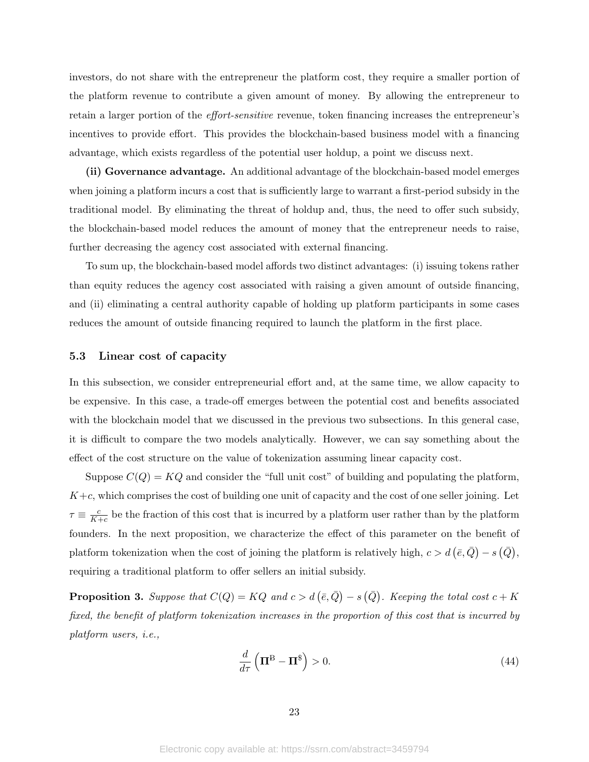investors, do not share with the entrepreneur the platform cost, they require a smaller portion of the platform revenue to contribute a given amount of money. By allowing the entrepreneur to retain a larger portion of the *effort-sensitive* revenue, token financing increases the entrepreneur's incentives to provide effort. This provides the blockchain-based business model with a financing advantage, which exists regardless of the potential user holdup, a point we discuss next.

**(ii) Governance advantage.** An additional advantage of the blockchain-based model emerges when joining a platform incurs a cost that is sufficiently large to warrant a first-period subsidy in the traditional model. By eliminating the threat of holdup and, thus, the need to offer such subsidy, the blockchain-based model reduces the amount of money that the entrepreneur needs to raise, further decreasing the agency cost associated with external financing.

To sum up, the blockchain-based model affords two distinct advantages: (i) issuing tokens rather than equity reduces the agency cost associated with raising a given amount of outside financing, and (ii) eliminating a central authority capable of holding up platform participants in some cases reduces the amount of outside financing required to launch the platform in the first place.

### 5.3 Linear cost of capacity

In this subsection, we consider entrepreneurial effort and, at the same time, we allow capacity to be expensive. In this case, a trade-off emerges between the potential cost and benefits associated with the blockchain model that we discussed in the previous two subsections. In this general case, it is difficult to compare the two models analytically. However, we can say something about the effect of the cost structure on the value of tokenization assuming linear capacity cost.

Suppose $C(Q) = KQ$ and consider the "full unit cost" of building and populating the platform, $K+c$, which comprises the cost of building one unit of capacity and the cost of one seller joining. Let $\tau \equiv \frac{c}{K+c}$ be the fraction of this cost that is incurred by a platform user rather than by the platform founders. In the next proposition, we characterize the effect of this parameter on the benefit of platform tokenization when the cost of joining the platform is relatively high, $c > d\left(\bar{e}, \bar{Q}\right) - s\left(\bar{Q}\right)$, requiring a traditional platform to offer sellers an initial subsidy.

**Proposition 3.** *Suppose that $C(Q) = KQ$ and $c > d\left(\bar{e}, \bar{Q}\right) - s\left(\bar{Q}\right)$. Keeping the total cost $c + K$ fixed, the benefit of platform tokenization increases in the proportion of this cost that is incurred by platform users, i.e.,*

$$\frac{d}{d\tau}\left(\mathbf{\Pi}^{\mathrm{B}} - \mathbf{\Pi}^{\$}\right) > 0. \tag{44}$$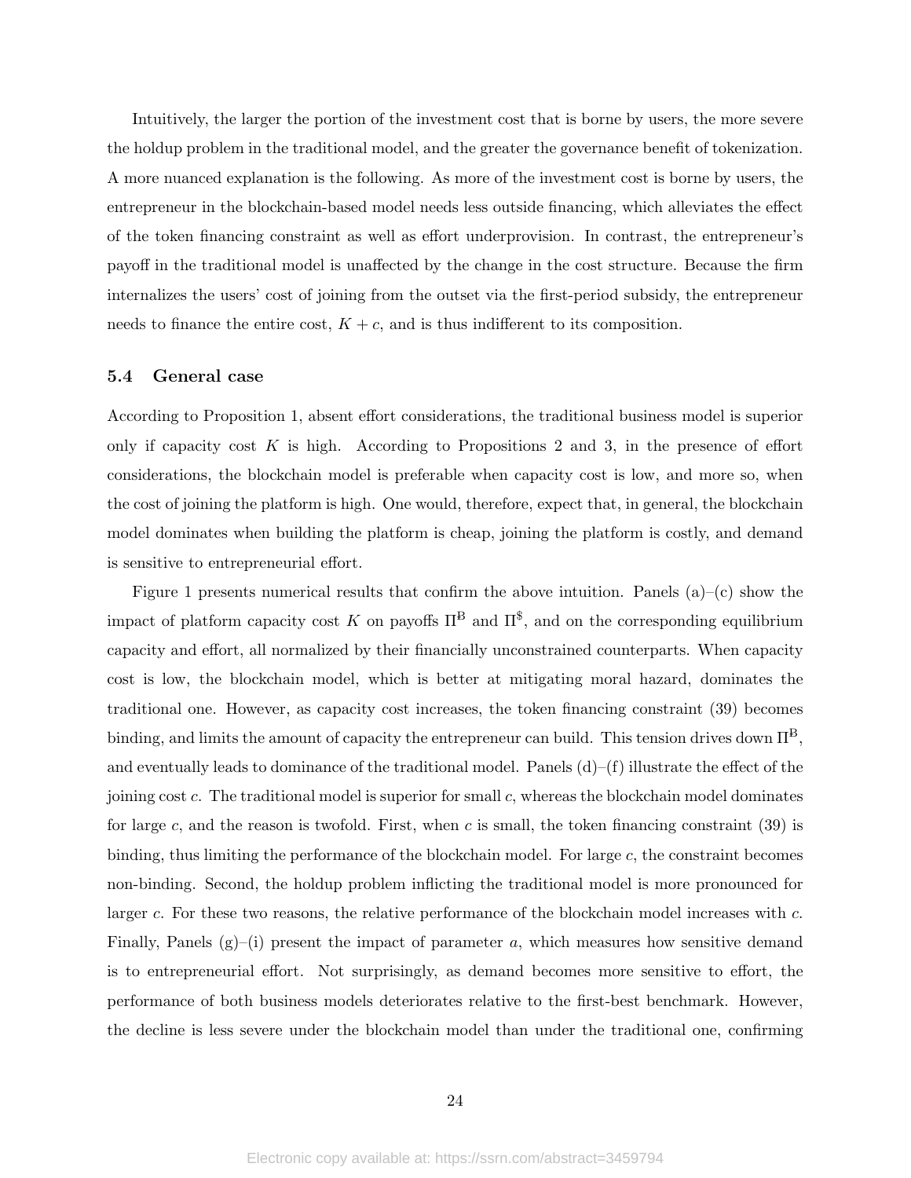Intuitively, the larger the portion of the investment cost that is borne by users, the more severe the holdup problem in the traditional model, and the greater the governance benefit of tokenization. A more nuanced explanation is the following. As more of the investment cost is borne by users, the entrepreneur in the blockchain-based model needs less outside financing, which alleviates the effect of the token financing constraint as well as effort underprovision. In contrast, the entrepreneur's payoff in the traditional model is unaffected by the change in the cost structure. Because the firm internalizes the users' cost of joining from the outset via the first-period subsidy, the entrepreneur needs to finance the entire cost, $K + c$, and is thus indifferent to its composition.

### 5.4 General case

According to Proposition 1, absent effort considerations, the traditional business model is superior only if capacity cost $K$ is high. According to Propositions 2 and 3, in the presence of effort considerations, the blockchain model is preferable when capacity cost is low, and more so, when the cost of joining the platform is high. One would, therefore, expect that, in general, the blockchain model dominates when building the platform is cheap, joining the platform is costly, and demand is sensitive to entrepreneurial effort.

Figure 1 presents numerical results that confirm the above intuition. Panels (a)–(c) show the impact of platform capacity cost $K$ on payoffs $\Pi^{\mathrm{B}}$ and $\Pi^{\$}$, and on the corresponding equilibrium capacity and effort, all normalized by their financially unconstrained counterparts. When capacity cost is low, the blockchain model, which is better at mitigating moral hazard, dominates the traditional one. However, as capacity cost increases, the token financing constraint (39) becomes binding, and limits the amount of capacity the entrepreneur can build. This tension drives down $\Pi^{\mathrm{B}}$, and eventually leads to dominance of the traditional model. Panels (d)–(f) illustrate the effect of the joining cost $c$. The traditional model is superior for small $c$, whereas the blockchain model dominates for large $c$, and the reason is twofold. First, when $c$ is small, the token financing constraint (39) is binding, thus limiting the performance of the blockchain model. For large $c$, the constraint becomes non-binding. Second, the holdup problem inflicting the traditional model is more pronounced for larger $c$. For these two reasons, the relative performance of the blockchain model increases with $c$. Finally, Panels (g)–(i) present the impact of parameter $a$, which measures how sensitive demand is to entrepreneurial effort. Not surprisingly, as demand becomes more sensitive to effort, the performance of both business models deteriorates relative to the first-best benchmark. However, the decline is less severe under the blockchain model than under the traditional one, confirming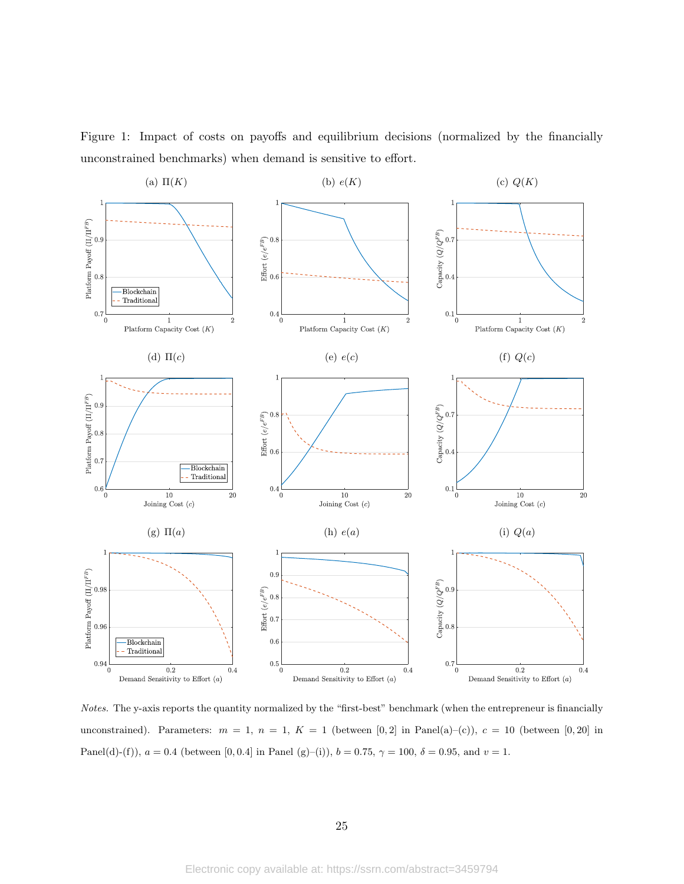Figure 1: Impact of costs on payoffs and equilibrium decisions (normalized by the financially unconstrained benchmarks) when demand is sensitive to effort.

(a) $\Pi(K)$ (b) $e(K)$ (c) $Q(K)$

(d) $\Pi(c)$ (e) $e(c)$ (f) $Q(c)$

(g) $\Pi(a)$ (h) $e(a)$ (i) $Q(a)$

*Notes.* The y-axis reports the quantity normalized by the "first-best" benchmark (when the entrepreneur is financially unconstrained). Parameters: $m = 1$, $n = 1$, $K = 1$ (between $[0, 2]$ in Panel(a)–(c)), $c = 10$ (between $[0, 20]$ in Panel(d)-(f)), $a = 0.4$ (between $[0, 0.4]$ in Panel (g)–(i)), $b = 0.75$, $\gamma = 100$, $\delta = 0.95$, and $v = 1$.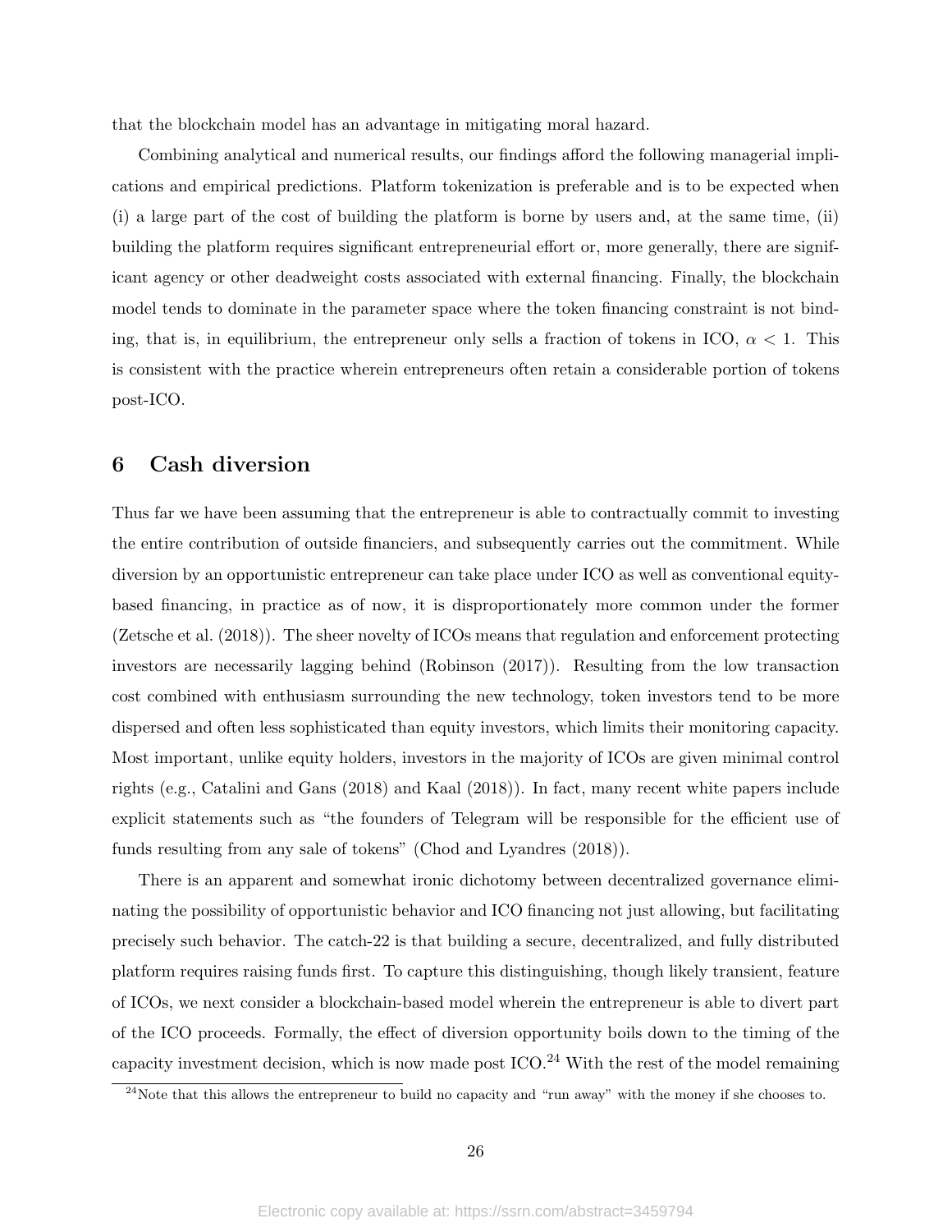that the blockchain model has an advantage in mitigating moral hazard.

Combining analytical and numerical results, our findings afford the following managerial implications and empirical predictions. Platform tokenization is preferable and is to be expected when (i) a large part of the cost of building the platform is borne by users and, at the same time, (ii) building the platform requires significant entrepreneurial effort or, more generally, there are significant agency or other deadweight costs associated with external financing. Finally, the blockchain model tends to dominate in the parameter space where the token financing constraint is not binding, that is, in equilibrium, the entrepreneur only sells a fraction of tokens in ICO, $\alpha < 1$. This is consistent with the practice wherein entrepreneurs often retain a considerable portion of tokens post-ICO.

# 6 Cash diversion

Thus far we have been assuming that the entrepreneur is able to contractually commit to investing the entire contribution of outside financiers, and subsequently carries out the commitment. While diversion by an opportunistic entrepreneur can take place under ICO as well as conventional equity-based financing, in practice as of now, it is disproportionately more common under the former (Zetsche et al. (2018)). The sheer novelty of ICOs means that regulation and enforcement protecting investors are necessarily lagging behind (Robinson (2017)). Resulting from the low transaction cost combined with enthusiasm surrounding the new technology, token investors tend to be more dispersed and often less sophisticated than equity investors, which limits their monitoring capacity. Most important, unlike equity holders, investors in the majority of ICOs are given minimal control rights (e.g., Catalini and Gans (2018) and Kaal (2018)). In fact, many recent white papers include explicit statements such as "the founders of Telegram will be responsible for the efficient use of funds resulting from any sale of tokens" (Chod and Lyandres (2018)).

There is an apparent and somewhat ironic dichotomy between decentralized governance eliminating the possibility of opportunistic behavior and ICO financing not just allowing, but facilitating precisely such behavior. The catch-22 is that building a secure, decentralized, and fully distributed platform requires raising funds first. To capture this distinguishing, though likely transient, feature of ICOs, we next consider a blockchain-based model wherein the entrepreneur is able to divert part of the ICO proceeds. Formally, the effect of diversion opportunity boils down to the timing of the capacity investment decision, which is now made post ICO.[24] With the rest of the model remaining

[24] Note that this allows the entrepreneur to build no capacity and "run away" with the money if she chooses to.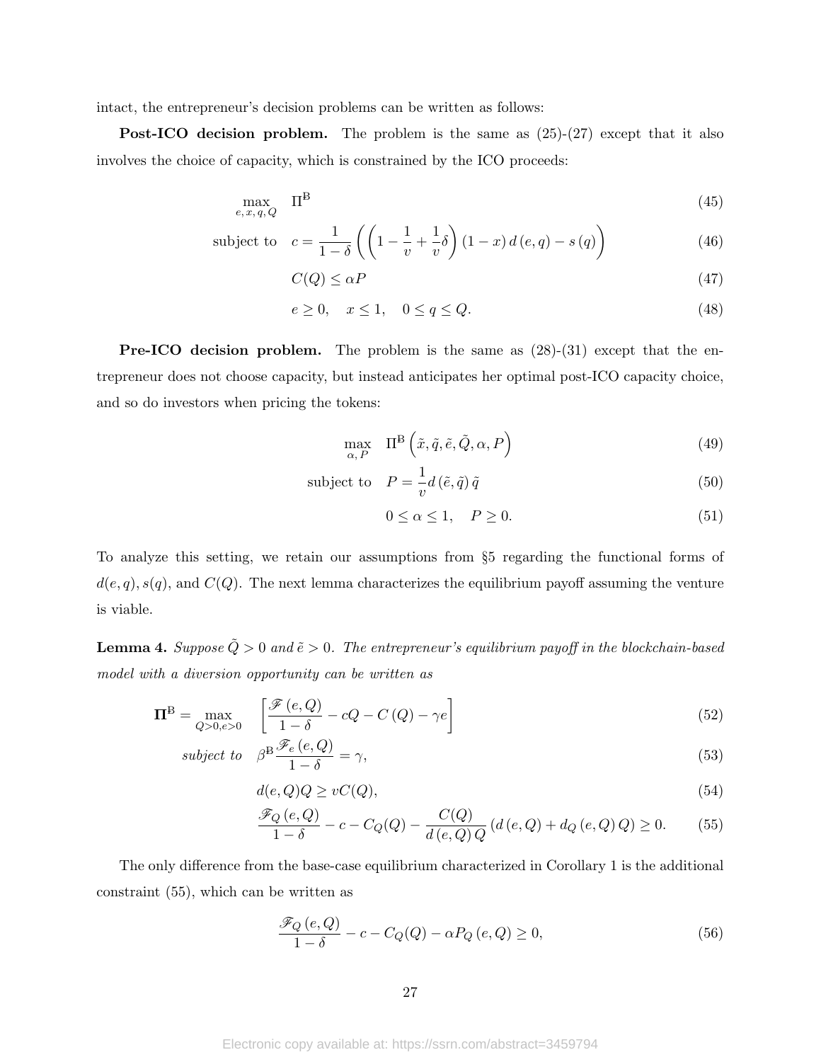intact, the entrepreneur's decision problems can be written as follows:

**Post-ICO decision problem.** The problem is the same as (25)-(27) except that it also involves the choice of capacity, which is constrained by the ICO proceeds:

$$\max_{e,\,x,\,q,\,Q} \quad \Pi^{\mathrm{B}} \tag{45}$$

$$\text{subject to} \quad c = \frac{1}{1-\delta}\left(\left(1-\frac{1}{v}+\frac{1}{v}\delta\right)(1-x)\,d\,(e,q) - s\,(q)\right) \tag{46}$$

$$C(Q) \le \alpha P \tag{47}$$

$$e \ge 0, \quad x \le 1, \quad 0 \le q \le Q. \tag{48}$$

**Pre-ICO decision problem.** The problem is the same as (28)-(31) except that the entrepreneur does not choose capacity, but instead anticipates her optimal post-ICO capacity choice, and so do investors when pricing the tokens:

$$\max_{\alpha,\,P} \quad \Pi^{\mathrm{B}}\left(\tilde{x}, \tilde{q}, \tilde{e}, \tilde{Q}, \alpha, P\right) \tag{49}$$

$$\text{subject to} \quad P = \frac{1}{v} d\,(\tilde{e}, \tilde{q})\,\tilde{q} \tag{50}$$

$$0 \le \alpha \le 1, \quad P \ge 0. \tag{51}$$

To analyze this setting, we retain our assumptions from §5 regarding the functional forms of $d(e,q)$, $s(q)$, and $C(Q)$. The next lemma characterizes the equilibrium payoff assuming the venture is viable.

**Lemma 4.** *Suppose $\tilde{Q} > 0$ and $\tilde{e} > 0$. The entrepreneur's equilibrium payoff in the blockchain-based model with a diversion opportunity can be written as*

$$\mathbf{\Pi}^{\mathrm{B}} = \max_{Q>0, e>0} \quad \left[\frac{\mathscr{F}\,(e,Q)}{1-\delta} - cQ - C\,(Q) - \gamma e\right] \tag{52}$$

$$\textit{subject to} \quad \beta^{\mathrm{B}} \frac{\mathscr{F}_e\,(e,Q)}{1-\delta} = \gamma, \tag{53}$$

$$d(e,Q)Q \ge vC(Q), \tag{54}$$

$$\frac{\mathscr{F}_Q\,(e,Q)}{1-\delta} - c - C_Q(Q) - \frac{C(Q)}{d\,(e,Q)\,Q}\left(d\,(e,Q) + d_Q\,(e,Q)\,Q\right) \ge 0. \tag{55}$$

The only difference from the base-case equilibrium characterized in Corollary 1 is the additional constraint (55), which can be written as

$$\frac{\mathscr{F}_Q\,(e,Q)}{1-\delta} - c - C_Q(Q) - \alpha P_Q\,(e,Q) \ge 0, \tag{56}$$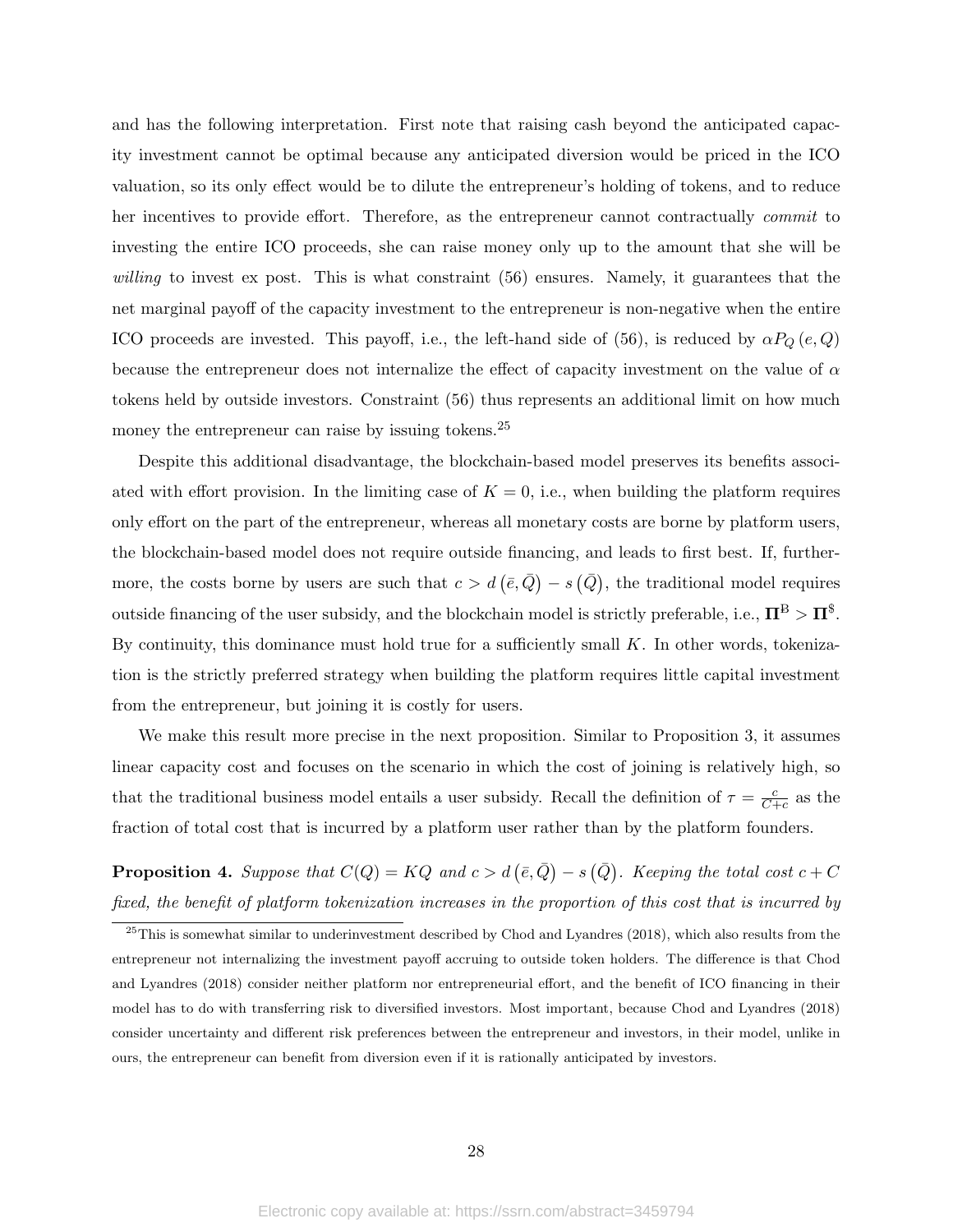and has the following interpretation. First note that raising cash beyond the anticipated capacity investment cannot be optimal because any anticipated diversion would be priced in the ICO valuation, so its only effect would be to dilute the entrepreneur's holding of tokens, and to reduce her incentives to provide effort. Therefore, as the entrepreneur cannot contractually *commit* to investing the entire ICO proceeds, she can raise money only up to the amount that she will be *willing* to invest ex post. This is what constraint (56) ensures. Namely, it guarantees that the net marginal payoff of the capacity investment to the entrepreneur is non-negative when the entire ICO proceeds are invested. This payoff, i.e., the left-hand side of (56), is reduced by $\alpha P_Q(e, Q)$ because the entrepreneur does not internalize the effect of capacity investment on the value of $\alpha$ tokens held by outside investors. Constraint (56) thus represents an additional limit on how much money the entrepreneur can raise by issuing tokens.[25]

Despite this additional disadvantage, the blockchain-based model preserves its benefits associated with effort provision. In the limiting case of $K = 0$, i.e., when building the platform requires only effort on the part of the entrepreneur, whereas all monetary costs are borne by platform users, the blockchain-based model does not require outside financing, and leads to first best. If, furthermore, the costs borne by users are such that $c > d(\bar{e}, \bar{Q}) - s(\bar{Q})$, the traditional model requires outside financing of the user subsidy, and the blockchain model is strictly preferable, i.e., $\mathbf{\Pi}^{\mathrm{B}} > \mathbf{\Pi}^{\$}$. By continuity, this dominance must hold true for a sufficiently small $K$. In other words, tokenization is the strictly preferred strategy when building the platform requires little capital investment from the entrepreneur, but joining it is costly for users.

We make this result more precise in the next proposition. Similar to Proposition 3, it assumes linear capacity cost and focuses on the scenario in which the cost of joining is relatively high, so that the traditional business model entails a user subsidy. Recall the definition of $\tau = \frac{c}{C+c}$ as the fraction of total cost that is incurred by a platform user rather than by the platform founders.

**Proposition 4.** *Suppose that $C(Q) = KQ$ and $c > d(\bar{e}, \bar{Q}) - s(\bar{Q})$. Keeping the total cost $c + C$ fixed, the benefit of platform tokenization increases in the proportion of this cost that is incurred by*

[25] This is somewhat similar to underinvestment described by Chod and Lyandres (2018), which also results from the entrepreneur not internalizing the investment payoff accruing to outside token holders. The difference is that Chod and Lyandres (2018) consider neither platform nor entrepreneurial effort, and the benefit of ICO financing in their model has to do with transferring risk to diversified investors. Most important, because Chod and Lyandres (2018) consider uncertainty and different risk preferences between the entrepreneur and investors, in their model, unlike in ours, the entrepreneur can benefit from diversion even if it is rationally anticipated by investors.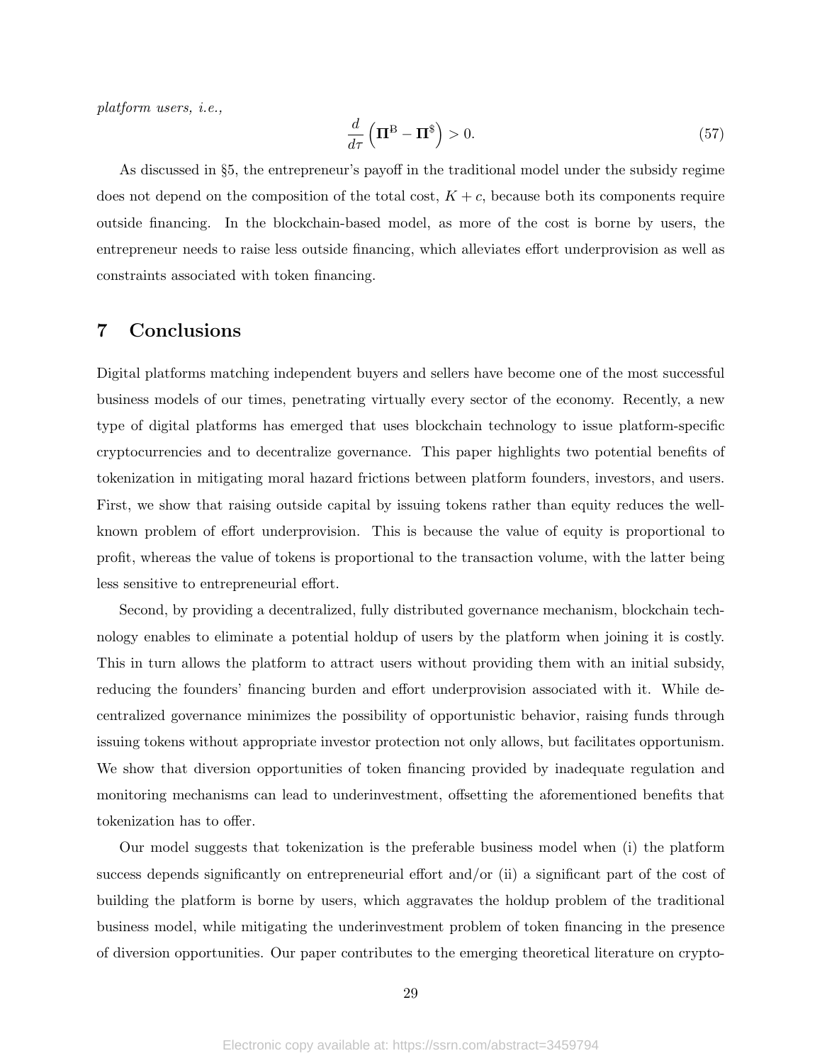*platform users, i.e.,*

$$\frac{d}{d\tau}\left(\mathbf{\Pi}^{\mathrm{B}} - \mathbf{\Pi}^{\$}\right) > 0. \tag{57}$$

As discussed in §5, the entrepreneur's payoff in the traditional model under the subsidy regime does not depend on the composition of the total cost, $K + c$, because both its components require outside financing. In the blockchain-based model, as more of the cost is borne by users, the entrepreneur needs to raise less outside financing, which alleviates effort underprovision as well as constraints associated with token financing.

## 7 Conclusions

Digital platforms matching independent buyers and sellers have become one of the most successful business models of our times, penetrating virtually every sector of the economy. Recently, a new type of digital platforms has emerged that uses blockchain technology to issue platform-specific cryptocurrencies and to decentralize governance. This paper highlights two potential benefits of tokenization in mitigating moral hazard frictions between platform founders, investors, and users. First, we show that raising outside capital by issuing tokens rather than equity reduces the well-known problem of effort underprovision. This is because the value of equity is proportional to profit, whereas the value of tokens is proportional to the transaction volume, with the latter being less sensitive to entrepreneurial effort.

Second, by providing a decentralized, fully distributed governance mechanism, blockchain technology enables to eliminate a potential holdup of users by the platform when joining it is costly. This in turn allows the platform to attract users without providing them with an initial subsidy, reducing the founders' financing burden and effort underprovision associated with it. While decentralized governance minimizes the possibility of opportunistic behavior, raising funds through issuing tokens without appropriate investor protection not only allows, but facilitates opportunism. We show that diversion opportunities of token financing provided by inadequate regulation and monitoring mechanisms can lead to underinvestment, offsetting the aforementioned benefits that tokenization has to offer.

Our model suggests that tokenization is the preferable business model when (i) the platform success depends significantly on entrepreneurial effort and/or (ii) a significant part of the cost of building the platform is borne by users, which aggravates the holdup problem of the traditional business model, while mitigating the underinvestment problem of token financing in the presence of diversion opportunities. Our paper contributes to the emerging theoretical literature on crypto-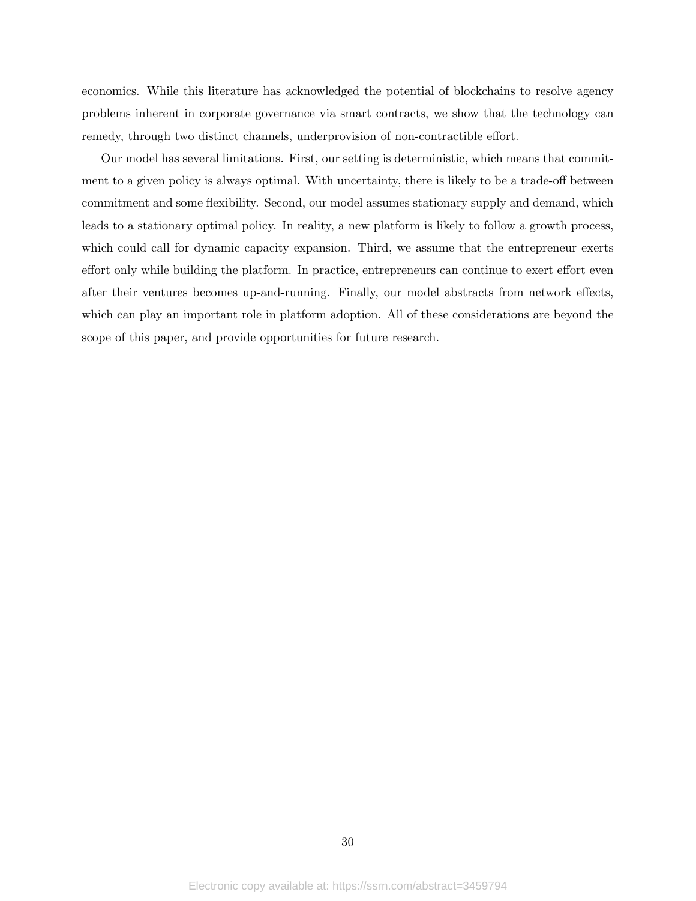economics. While this literature has acknowledged the potential of blockchains to resolve agency problems inherent in corporate governance via smart contracts, we show that the technology can remedy, through two distinct channels, underprovision of non-contractible effort.

Our model has several limitations. First, our setting is deterministic, which means that commitment to a given policy is always optimal. With uncertainty, there is likely to be a trade-off between commitment and some flexibility. Second, our model assumes stationary supply and demand, which leads to a stationary optimal policy. In reality, a new platform is likely to follow a growth process, which could call for dynamic capacity expansion. Third, we assume that the entrepreneur exerts effort only while building the platform. In practice, entrepreneurs can continue to exert effort even after their ventures becomes up-and-running. Finally, our model abstracts from network effects, which can play an important role in platform adoption. All of these considerations are beyond the scope of this paper, and provide opportunities for future research.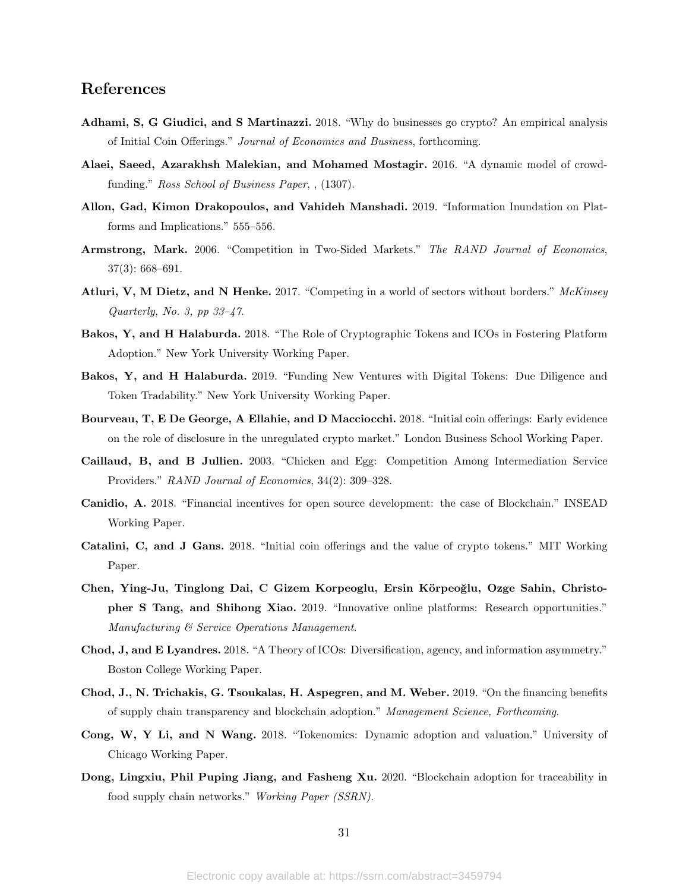## References

**Adhami, S, G Giudici, and S Martinazzi.** 2018. "Why do businesses go crypto? An empirical analysis of Initial Coin Offerings." *Journal of Economics and Business*, forthcoming.

**Alaei, Saeed, Azarakhsh Malekian, and Mohamed Mostagir.** 2016. "A dynamic model of crowdfunding." *Ross School of Business Paper*, , (1307).

**Allon, Gad, Kimon Drakopoulos, and Vahideh Manshadi.** 2019. "Information Inundation on Platforms and Implications." 555–556.

**Armstrong, Mark.** 2006. "Competition in Two-Sided Markets." *The RAND Journal of Economics*, 37(3): 668–691.

**Atluri, V, M Dietz, and N Henke.** 2017. "Competing in a world of sectors without borders." *McKinsey Quarterly, No. 3, pp 33–47*.

**Bakos, Y, and H Halaburda.** 2018. "The Role of Cryptographic Tokens and ICOs in Fostering Platform Adoption." New York University Working Paper.

**Bakos, Y, and H Halaburda.** 2019. "Funding New Ventures with Digital Tokens: Due Diligence and Token Tradability." New York University Working Paper.

**Bourveau, T, E De George, A Ellahie, and D Macciocchi.** 2018. "Initial coin offerings: Early evidence on the role of disclosure in the unregulated crypto market." London Business School Working Paper.

**Caillaud, B, and B Jullien.** 2003. "Chicken and Egg: Competition Among Intermediation Service Providers." *RAND Journal of Economics*, 34(2): 309–328.

**Canidio, A.** 2018. "Financial incentives for open source development: the case of Blockchain." INSEAD Working Paper.

**Catalini, C, and J Gans.** 2018. "Initial coin offerings and the value of crypto tokens." MIT Working Paper.

**Chen, Ying-Ju, Tinglong Dai, C Gizem Korpeoglu, Ersin Körpeoğlu, Ozge Sahin, Christopher S Tang, and Shihong Xiao.** 2019. "Innovative online platforms: Research opportunities." *Manufacturing & Service Operations Management*.

**Chod, J, and E Lyandres.** 2018. "A Theory of ICOs: Diversification, agency, and information asymmetry." Boston College Working Paper.

**Chod, J., N. Trichakis, G. Tsoukalas, H. Aspegren, and M. Weber.** 2019. "On the financing benefits of supply chain transparency and blockchain adoption." *Management Science, Forthcoming*.

**Cong, W, Y Li, and N Wang.** 2018. "Tokenomics: Dynamic adoption and valuation." University of Chicago Working Paper.

**Dong, Lingxiu, Phil Puping Jiang, and Fasheng Xu.** 2020. "Blockchain adoption for traceability in food supply chain networks." *Working Paper (SSRN)*.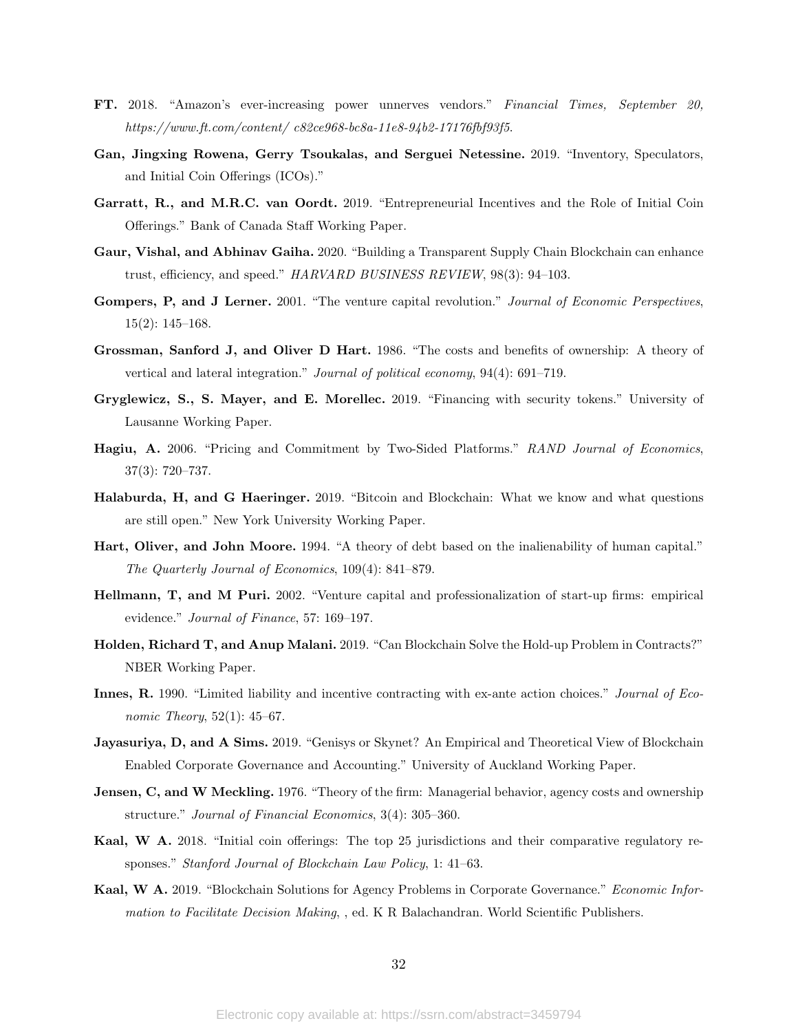**FT.** 2018. "Amazon's ever-increasing power unnerves vendors." *Financial Times, September 20, https://www.ft.com/content/ c82ce968-bc8a-11e8-94b2-17176fbf93f5.*

**Gan, Jingxing Rowena, Gerry Tsoukalas, and Serguei Netessine.** 2019. "Inventory, Speculators, and Initial Coin Offerings (ICOs)."

**Garratt, R., and M.R.C. van Oordt.** 2019. "Entrepreneurial Incentives and the Role of Initial Coin Offerings." Bank of Canada Staff Working Paper.

**Gaur, Vishal, and Abhinav Gaiha.** 2020. "Building a Transparent Supply Chain Blockchain can enhance trust, efficiency, and speed." *HARVARD BUSINESS REVIEW*, 98(3): 94–103.

**Gompers, P, and J Lerner.** 2001. "The venture capital revolution." *Journal of Economic Perspectives*, 15(2): 145–168.

**Grossman, Sanford J, and Oliver D Hart.** 1986. "The costs and benefits of ownership: A theory of vertical and lateral integration." *Journal of political economy*, 94(4): 691–719.

**Gryglewicz, S., S. Mayer, and E. Morellec.** 2019. "Financing with security tokens." University of Lausanne Working Paper.

**Hagiu, A.** 2006. "Pricing and Commitment by Two-Sided Platforms." *RAND Journal of Economics*, 37(3): 720–737.

**Halaburda, H, and G Haeringer.** 2019. "Bitcoin and Blockchain: What we know and what questions are still open." New York University Working Paper.

**Hart, Oliver, and John Moore.** 1994. "A theory of debt based on the inalienability of human capital." *The Quarterly Journal of Economics*, 109(4): 841–879.

**Hellmann, T, and M Puri.** 2002. "Venture capital and professionalization of start-up firms: empirical evidence." *Journal of Finance*, 57: 169–197.

**Holden, Richard T, and Anup Malani.** 2019. "Can Blockchain Solve the Hold-up Problem in Contracts?" NBER Working Paper.

**Innes, R.** 1990. "Limited liability and incentive contracting with ex-ante action choices." *Journal of Economic Theory*, 52(1): 45–67.

**Jayasuriya, D, and A Sims.** 2019. "Genisys or Skynet? An Empirical and Theoretical View of Blockchain Enabled Corporate Governance and Accounting." University of Auckland Working Paper.

**Jensen, C, and W Meckling.** 1976. "Theory of the firm: Managerial behavior, agency costs and ownership structure." *Journal of Financial Economics*, 3(4): 305–360.

**Kaal, W A.** 2018. "Initial coin offerings: The top 25 jurisdictions and their comparative regulatory responses." *Stanford Journal of Blockchain Law Policy*, 1: 41–63.

**Kaal, W A.** 2019. "Blockchain Solutions for Agency Problems in Corporate Governance." *Economic Information to Facilitate Decision Making*, , ed. K R Balachandran. World Scientific Publishers.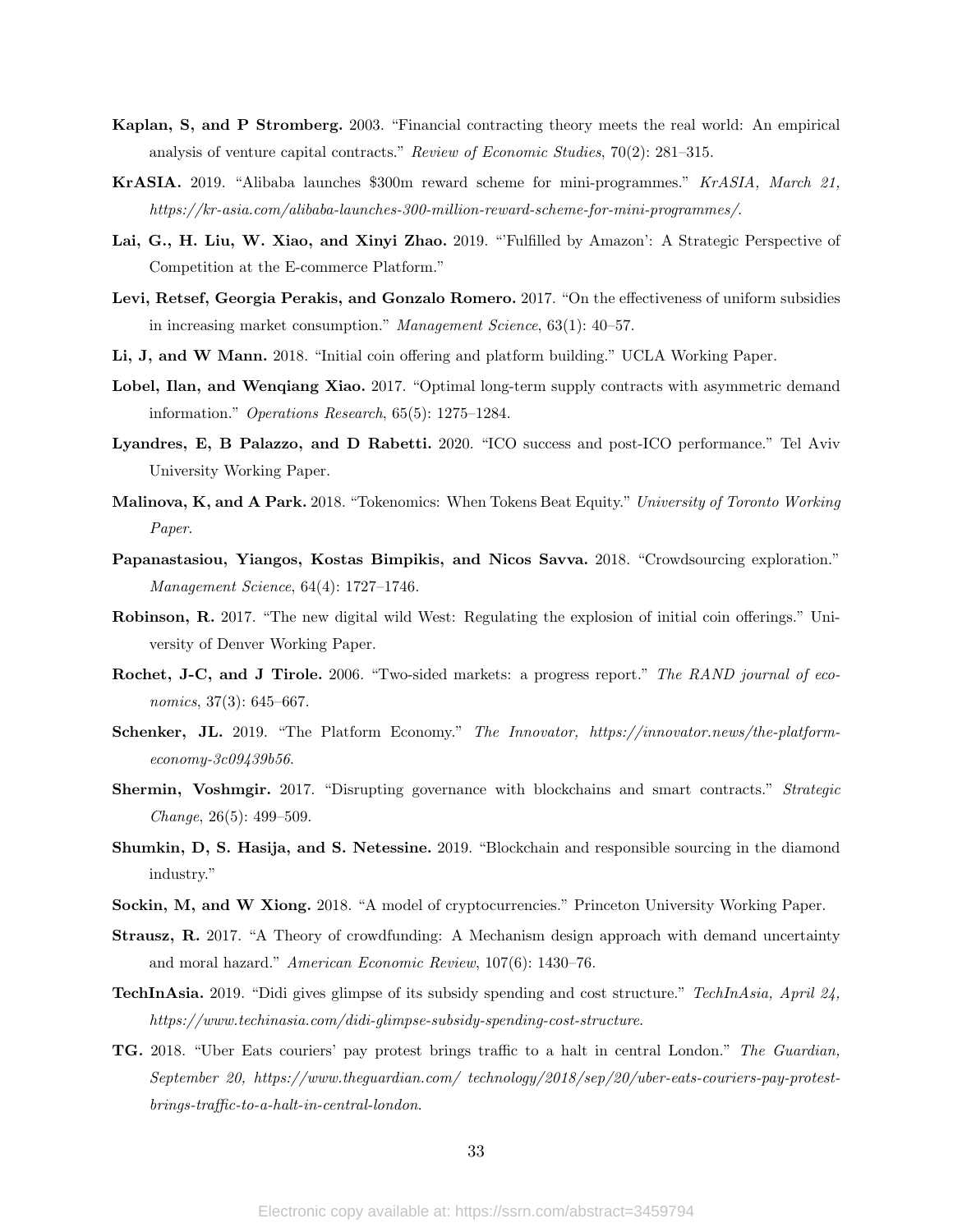**Kaplan, S, and P Stromberg.** 2003. "Financial contracting theory meets the real world: An empirical analysis of venture capital contracts." *Review of Economic Studies*, 70(2): 281–315.

**KrASIA.** 2019. "Alibaba launches $300m reward scheme for mini-programmes." *KrASIA, March 21, https://kr-asia.com/alibaba-launches-300-million-reward-scheme-for-mini-programmes/*.

**Lai, G., H. Liu, W. Xiao, and Xinyi Zhao.** 2019. "'Fulfilled by Amazon': A Strategic Perspective of Competition at the E-commerce Platform."

**Levi, Retsef, Georgia Perakis, and Gonzalo Romero.** 2017. "On the effectiveness of uniform subsidies in increasing market consumption." *Management Science*, 63(1): 40–57.

**Li, J, and W Mann.** 2018. "Initial coin offering and platform building." UCLA Working Paper.

**Lobel, Ilan, and Wenqiang Xiao.** 2017. "Optimal long-term supply contracts with asymmetric demand information." *Operations Research*, 65(5): 1275–1284.

**Lyandres, E, B Palazzo, and D Rabetti.** 2020. "ICO success and post-ICO performance." Tel Aviv University Working Paper.

**Malinova, K, and A Park.** 2018. "Tokenomics: When Tokens Beat Equity." *University of Toronto Working Paper*.

**Papanastasiou, Yiangos, Kostas Bimpikis, and Nicos Savva.** 2018. "Crowdsourcing exploration." *Management Science*, 64(4): 1727–1746.

**Robinson, R.** 2017. "The new digital wild West: Regulating the explosion of initial coin offerings." University of Denver Working Paper.

**Rochet, J-C, and J Tirole.** 2006. "Two-sided markets: a progress report." *The RAND journal of economics*, 37(3): 645–667.

**Schenker, JL.** 2019. "The Platform Economy." *The Innovator, https://innovator.news/the-platform-economy-3c09439b56*.

**Shermin, Voshmgir.** 2017. "Disrupting governance with blockchains and smart contracts." *Strategic Change*, 26(5): 499–509.

**Shumkin, D, S. Hasija, and S. Netessine.** 2019. "Blockchain and responsible sourcing in the diamond industry."

**Sockin, M, and W Xiong.** 2018. "A model of cryptocurrencies." Princeton University Working Paper.

**Strausz, R.** 2017. "A Theory of crowdfunding: A Mechanism design approach with demand uncertainty and moral hazard." *American Economic Review*, 107(6): 1430–76.

**TechInAsia.** 2019. "Didi gives glimpse of its subsidy spending and cost structure." *TechInAsia, April 24, https://www.techinasia.com/didi-glimpse-subsidy-spending-cost-structure*.

**TG.** 2018. "Uber Eats couriers' pay protest brings traffic to a halt in central London." *The Guardian, September 20, https://www.theguardian.com/ technology/2018/sep/20/uber-eats-couriers-pay-protest-brings-traffic-to-a-halt-in-central-london*.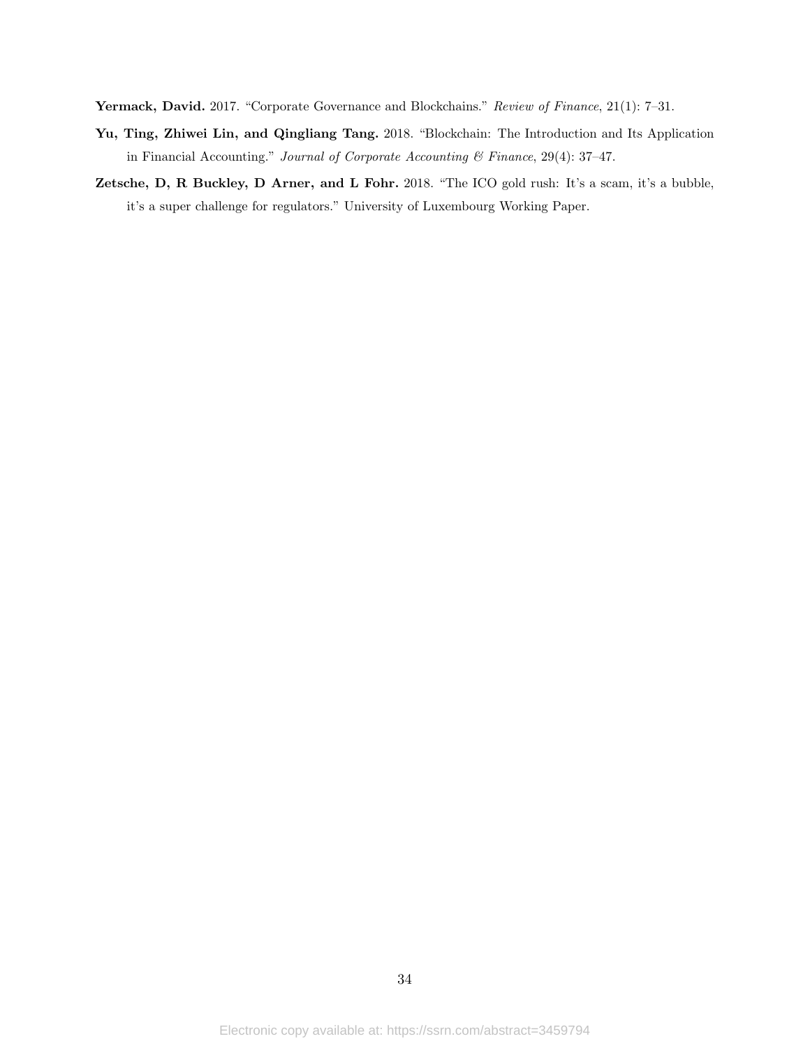**Yermack, David.** 2017. "Corporate Governance and Blockchains." *Review of Finance*, 21(1): 7–31.

**Yu, Ting, Zhiwei Lin, and Qingliang Tang.** 2018. "Blockchain: The Introduction and Its Application in Financial Accounting." *Journal of Corporate Accounting & Finance*, 29(4): 37–47.

**Zetsche, D, R Buckley, D Arner, and L Fohr.** 2018. "The ICO gold rush: It's a scam, it's a bubble, it's a super challenge for regulators." University of Luxembourg Working Paper.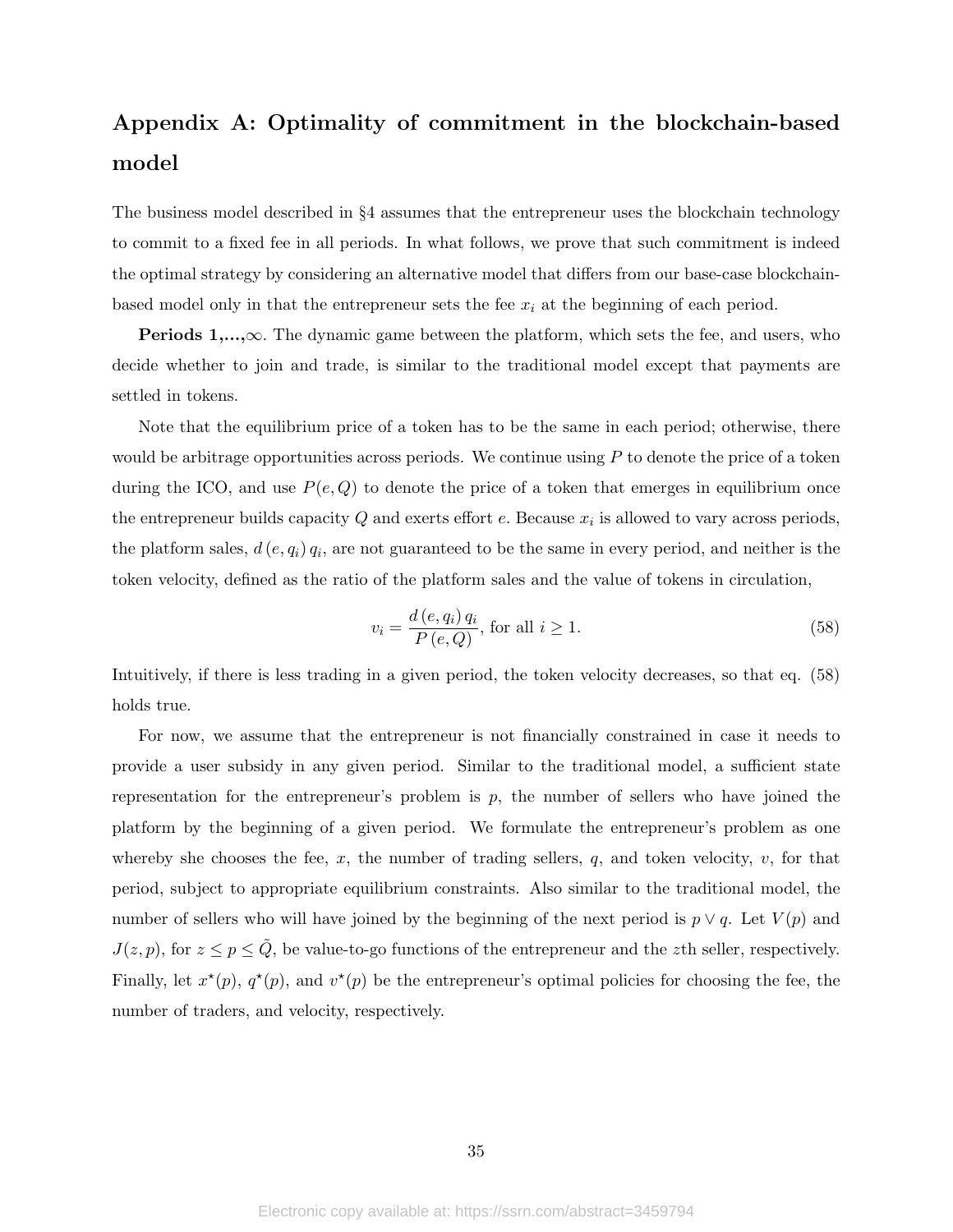# Appendix A: Optimality of commitment in the blockchain-based model

The business model described in §4 assumes that the entrepreneur uses the blockchain technology to commit to a fixed fee in all periods. In what follows, we prove that such commitment is indeed the optimal strategy by considering an alternative model that differs from our base-case blockchain-based model only in that the entrepreneur sets the fee $x_i$ at the beginning of each period.

**Periods 1,...,$\infty$.** The dynamic game between the platform, which sets the fee, and users, who decide whether to join and trade, is similar to the traditional model except that payments are settled in tokens.

Note that the equilibrium price of a token has to be the same in each period; otherwise, there would be arbitrage opportunities across periods. We continue using $P$ to denote the price of a token during the ICO, and use $P(e, Q)$ to denote the price of a token that emerges in equilibrium once the entrepreneur builds capacity $Q$ and exerts effort $e$. Because $x_i$ is allowed to vary across periods, the platform sales, $d(e, q_i) q_i$, are not guaranteed to be the same in every period, and neither is the token velocity, defined as the ratio of the platform sales and the value of tokens in circulation,

$$v_i = \frac{d(e, q_i) q_i}{P(e, Q)}, \text{ for all } i \geq 1. \tag{58}$$

Intuitively, if there is less trading in a given period, the token velocity decreases, so that eq. (58) holds true.

For now, we assume that the entrepreneur is not financially constrained in case it needs to provide a user subsidy in any given period. Similar to the traditional model, a sufficient state representation for the entrepreneur's problem is $p$, the number of sellers who have joined the platform by the beginning of a given period. We formulate the entrepreneur's problem as one whereby she chooses the fee, $x$, the number of trading sellers, $q$, and token velocity, $v$, for that period, subject to appropriate equilibrium constraints. Also similar to the traditional model, the number of sellers who will have joined by the beginning of the next period is $p \vee q$. Let $V(p)$ and $J(z, p)$, for $z \leq p \leq \tilde{Q}$, be value-to-go functions of the entrepreneur and the $z$th seller, respectively. Finally, let $x^\star(p)$, $q^\star(p)$, and $v^\star(p)$ be the entrepreneur's optimal policies for choosing the fee, the number of traders, and velocity, respectively.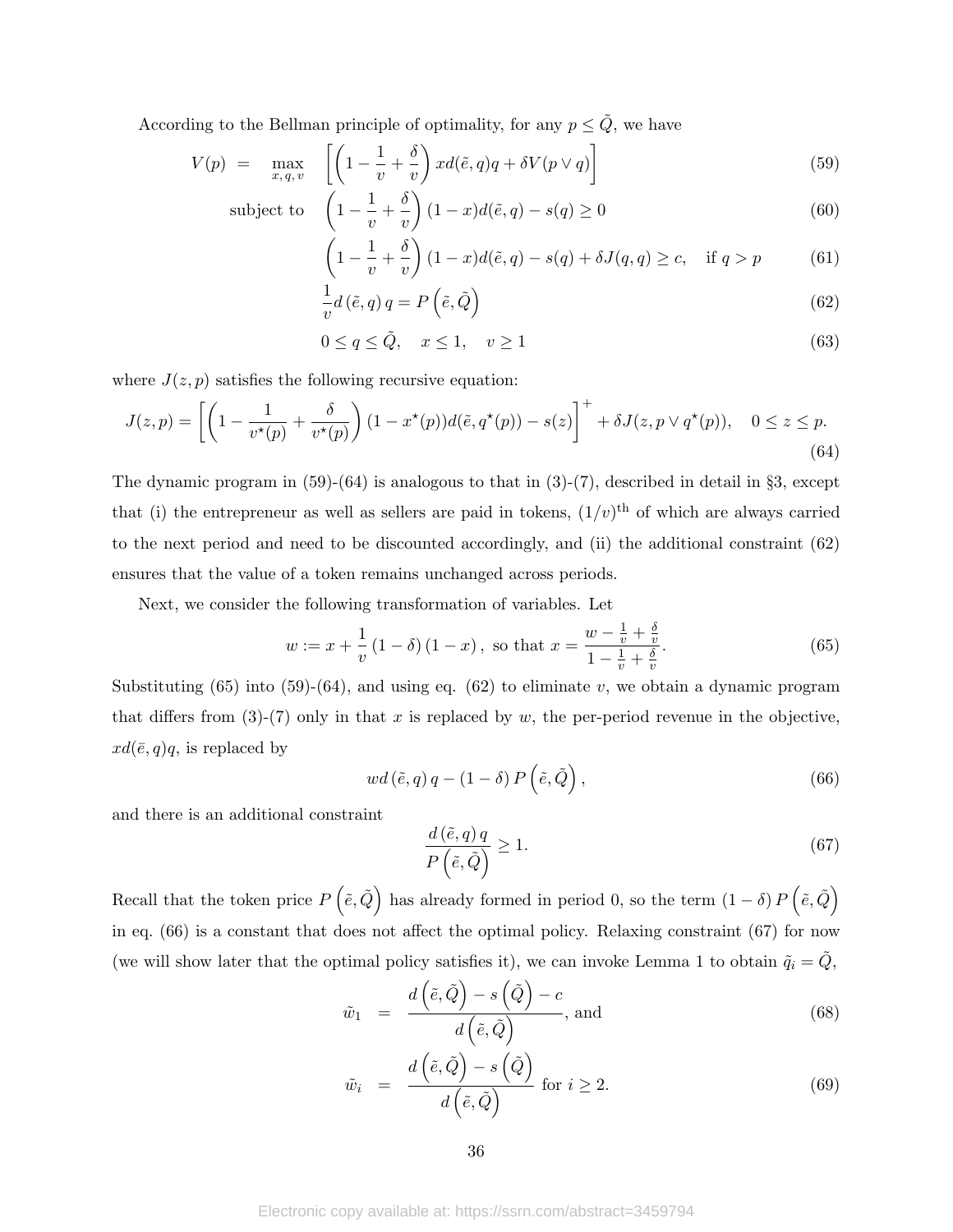According to the Bellman principle of optimality, for any $p \leq \tilde{Q}$, we have

$$
\begin{aligned}
V(p) \;=\; & \max_{x,q,v} \quad \left[\left(1-\frac{1}{v}+\frac{\delta}{v}\right) x d(\tilde{e},q)q + \delta V(p \vee q)\right] && (59)\\
& \text{subject to} \quad \left(1-\frac{1}{v}+\frac{\delta}{v}\right)(1-x)d(\tilde{e},q) - s(q) \geq 0 && (60)\\
& \left(1-\frac{1}{v}+\frac{\delta}{v}\right)(1-x)d(\tilde{e},q) - s(q) + \delta J(q,q) \geq c, \quad \text{if } q > p && (61)\\
& \frac{1}{v} d\left(\tilde{e},q\right) q = P\left(\tilde{e},\tilde{Q}\right) && (62)\\
& 0 \leq q \leq \tilde{Q}, \quad x \leq 1, \quad v \geq 1 && (63)
\end{aligned}
$$

where $J(z,p)$ satisfies the following recursive equation:

$$
J(z,p) = \left[\left(1-\frac{1}{v^{\star}(p)}+\frac{\delta}{v^{\star}(p)}\right)(1-x^{\star}(p))d(\tilde{e},q^{\star}(p)) - s(z)\right]^{+} + \delta J(z, p \vee q^{\star}(p)), \quad 0 \leq z \leq p. \tag{64}
$$

The dynamic program in (59)-(64) is analogous to that in (3)-(7), described in detail in §3, except that (i) the entrepreneur as well as sellers are paid in tokens, $(1/v)^{\text{th}}$ of which are always carried to the next period and need to be discounted accordingly, and (ii) the additional constraint (62) ensures that the value of a token remains unchanged across periods.

Next, we consider the following transformation of variables. Let

$$
w := x + \frac{1}{v}\left(1-\delta\right)\left(1-x\right), \text{ so that } x = \frac{w - \frac{1}{v} + \frac{\delta}{v}}{1-\frac{1}{v}+\frac{\delta}{v}}. \tag{65}
$$

Substituting (65) into (59)-(64), and using eq. (62) to eliminate $v$, we obtain a dynamic program that differs from (3)-(7) only in that $x$ is replaced by $w$, the per-period revenue in the objective, $xd(\bar{e},q)q$, is replaced by

$$
wd\left(\tilde{e},q\right)q - \left(1-\delta\right)P\left(\tilde{e},\tilde{Q}\right), \tag{66}
$$

and there is an additional constraint

$$
\frac{d\left(\tilde{e},q\right)q}{P\left(\tilde{e},\tilde{Q}\right)} \geq 1. \tag{67}
$$

Recall that the token price $P\left(\tilde{e},\tilde{Q}\right)$ has already formed in period 0, so the term $\left(1-\delta\right)P\left(\tilde{e},\tilde{Q}\right)$ in eq. (66) is a constant that does not affect the optimal policy. Relaxing constraint (67) for now (we will show later that the optimal policy satisfies it), we can invoke Lemma 1 to obtain $\tilde{q}_i = \tilde{Q}$,

$$
\tilde{w}_1 \;=\; \frac{d\left(\tilde{e},\tilde{Q}\right) - s\left(\tilde{Q}\right) - c}{d\left(\tilde{e},\tilde{Q}\right)}, \text{ and} \tag{68}
$$

$$
\tilde{w}_i \;=\; \frac{d\left(\tilde{e},\tilde{Q}\right) - s\left(\tilde{Q}\right)}{d\left(\tilde{e},\tilde{Q}\right)} \text{ for } i \geq 2. \tag{69}
$$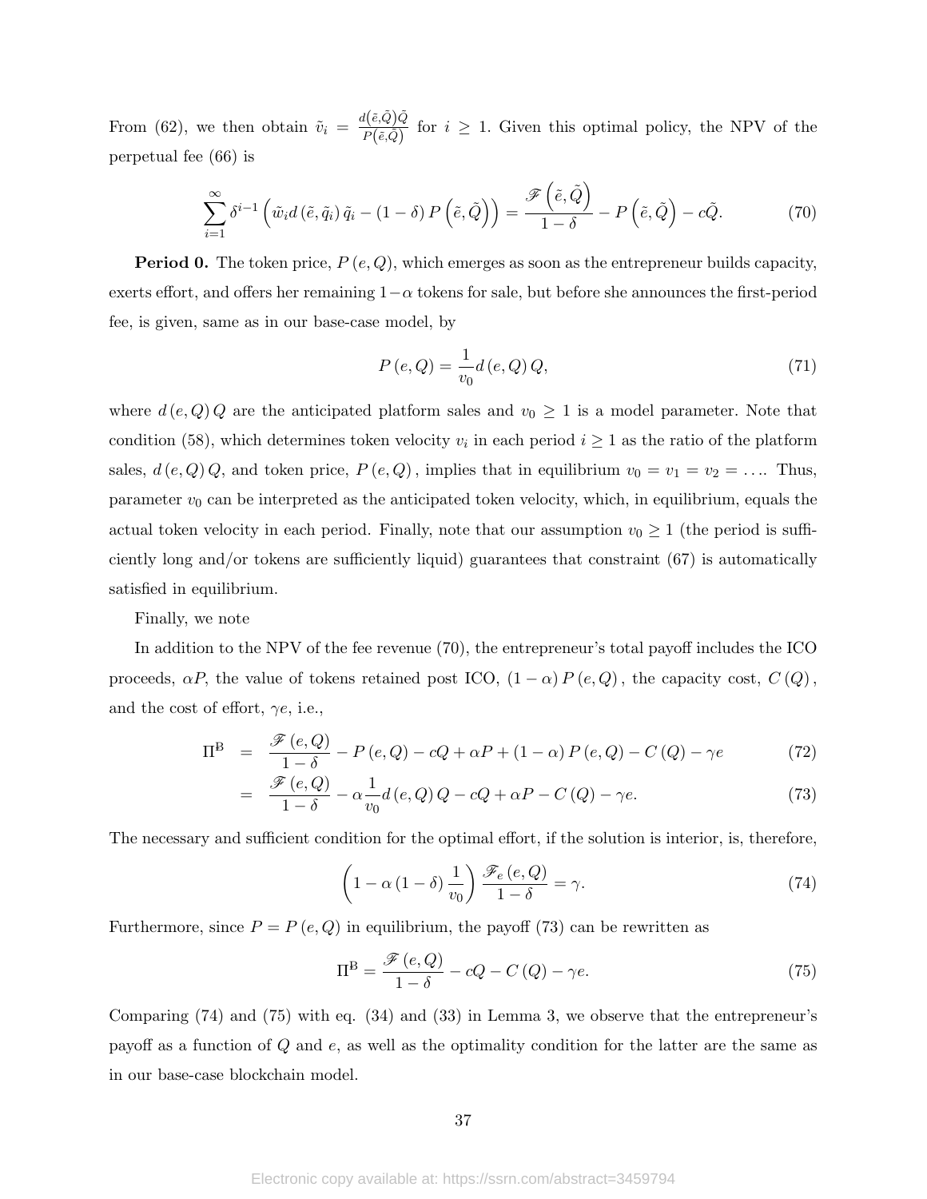From (62), we then obtain $\tilde{v}_i = \frac{d(\tilde{e},\tilde{Q})\tilde{Q}}{P(\tilde{e},\tilde{Q})}$ for $i \geq 1$. Given this optimal policy, the NPV of the perpetual fee (66) is

$$\sum_{i=1}^{\infty} \delta^{i-1} \left( \tilde{w}_i d\left(\tilde{e}, \tilde{q}_i\right) \tilde{q}_i - (1-\delta) P\left(\tilde{e}, \tilde{Q}\right) \right) = \frac{\mathscr{F}\left(\tilde{e}, \tilde{Q}\right)}{1-\delta} - P\left(\tilde{e}, \tilde{Q}\right) - c\tilde{Q}. \tag{70}$$

**Period 0.** The token price, $P(e, Q)$, which emerges as soon as the entrepreneur builds capacity, exerts effort, and offers her remaining $1-\alpha$ tokens for sale, but before she announces the first-period fee, is given, same as in our base-case model, by

$$P(e, Q) = \frac{1}{v_0} d(e, Q) Q, \tag{71}$$

where $d(e, Q) Q$ are the anticipated platform sales and $v_0 \geq 1$ is a model parameter. Note that condition (58), which determines token velocity $v_i$ in each period $i \geq 1$ as the ratio of the platform sales, $d(e, Q) Q$, and token price, $P(e, Q)$, implies that in equilibrium $v_0 = v_1 = v_2 = \ldots$. Thus, parameter $v_0$ can be interpreted as the anticipated token velocity, which, in equilibrium, equals the actual token velocity in each period. Finally, note that our assumption $v_0 \geq 1$ (the period is sufficiently long and/or tokens are sufficiently liquid) guarantees that constraint (67) is automatically satisfied in equilibrium.

Finally, we note

In addition to the NPV of the fee revenue (70), the entrepreneur's total payoff includes the ICO proceeds, $\alpha P$, the value of tokens retained post ICO, $(1-\alpha) P(e, Q)$, the capacity cost, $C(Q)$, and the cost of effort, $\gamma e$, i.e.,

$$\begin{aligned}
\Pi^{\mathrm{B}} &= \frac{\mathscr{F}(e, Q)}{1-\delta} - P(e, Q) - cQ + \alpha P + (1-\alpha) P(e, Q) - C(Q) - \gamma e & (72) \\
&= \frac{\mathscr{F}(e, Q)}{1-\delta} - \alpha \frac{1}{v_0} d(e, Q) Q - cQ + \alpha P - C(Q) - \gamma e. & (73)
\end{aligned}$$

The necessary and sufficient condition for the optimal effort, if the solution is interior, is, therefore,

$$\left(1 - \alpha (1-\delta) \frac{1}{v_0}\right) \frac{\mathscr{F}_e(e, Q)}{1-\delta} = \gamma. \tag{74}$$

Furthermore, since $P = P(e, Q)$ in equilibrium, the payoff (73) can be rewritten as

$$\Pi^{\mathrm{B}} = \frac{\mathscr{F}(e, Q)}{1-\delta} - cQ - C(Q) - \gamma e. \tag{75}$$

Comparing (74) and (75) with eq. (34) and (33) in Lemma 3, we observe that the entrepreneur's payoff as a function of $Q$ and $e$, as well as the optimality condition for the latter are the same as in our base-case blockchain model.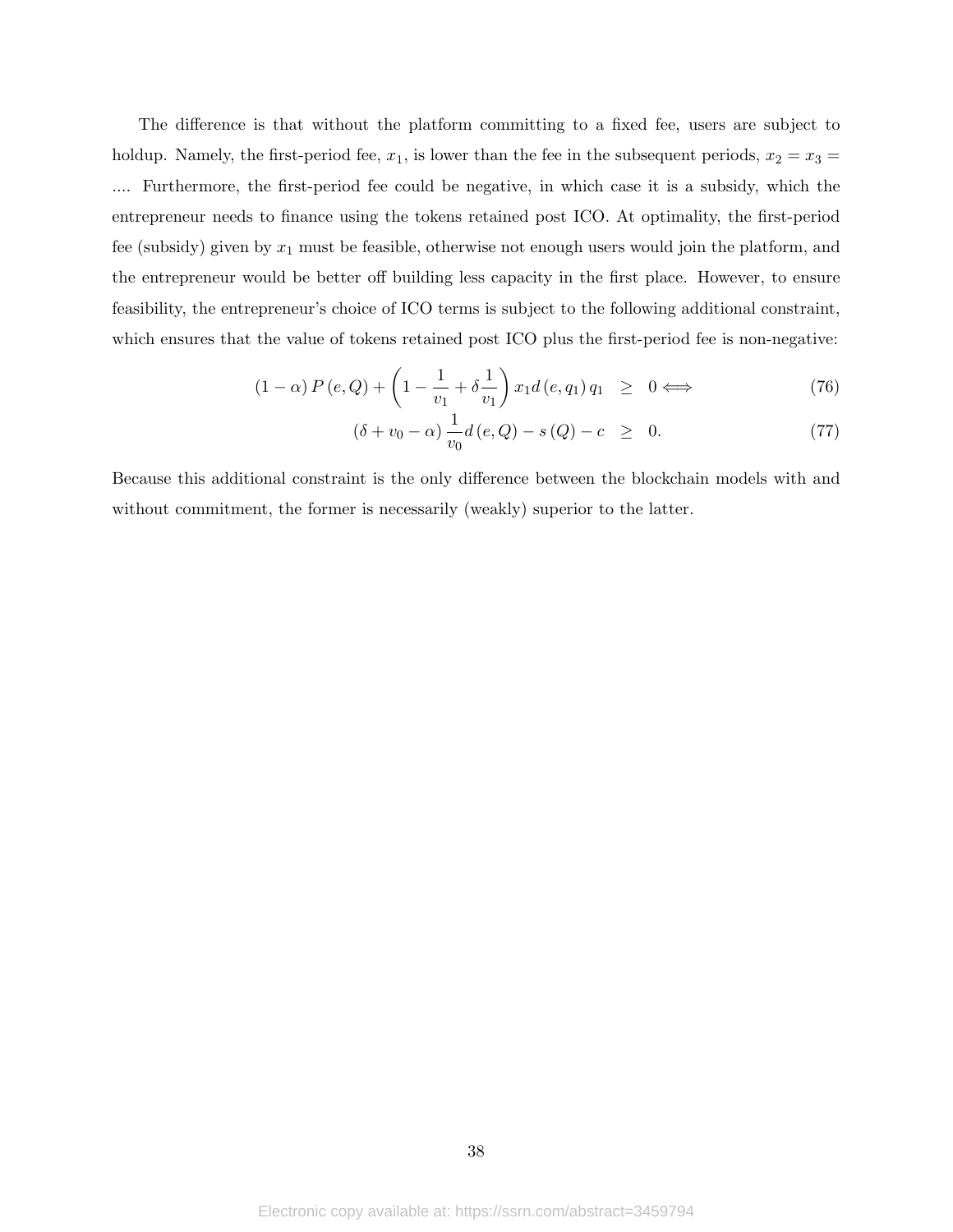The difference is that without the platform committing to a fixed fee, users are subject to holdup. Namely, the first-period fee, $x_1$, is lower than the fee in the subsequent periods, $x_2 = x_3 = \ldots$. Furthermore, the first-period fee could be negative, in which case it is a subsidy, which the entrepreneur needs to finance using the tokens retained post ICO. At optimality, the first-period fee (subsidy) given by $x_1$ must be feasible, otherwise not enough users would join the platform, and the entrepreneur would be better off building less capacity in the first place. However, to ensure feasibility, the entrepreneur's choice of ICO terms is subject to the following additional constraint, which ensures that the value of tokens retained post ICO plus the first-period fee is non-negative:

$$(1-\alpha) P(e, Q) + \left(1 - \frac{1}{v_1} + \delta \frac{1}{v_1}\right) x_1 d(e, q_1) q_1 \quad \geq \quad 0 \Longleftrightarrow \tag{76}$$

$$(\delta + v_0 - \alpha) \frac{1}{v_0} d(e, Q) - s(Q) - c \quad \geq \quad 0. \tag{77}$$

Because this additional constraint is the only difference between the blockchain models with and without commitment, the former is necessarily (weakly) superior to the latter.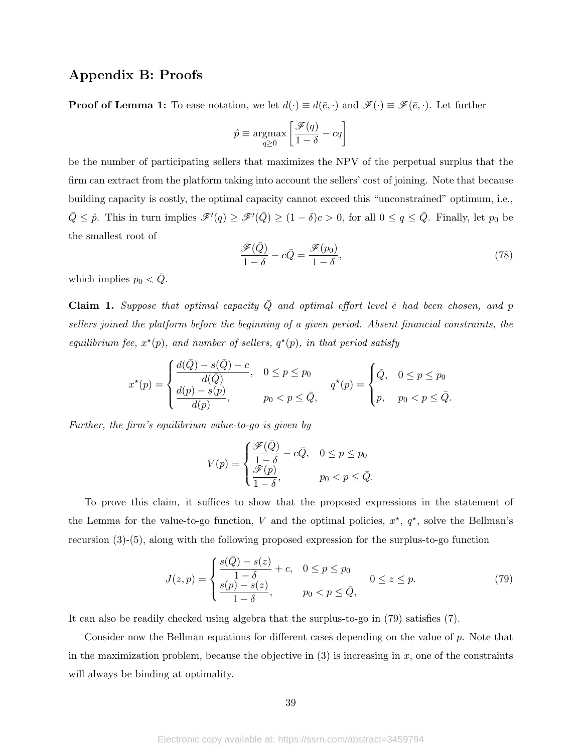## Appendix B: Proofs

**Proof of Lemma 1:** To ease notation, we let $d(\cdot) \equiv d(\bar{e}, \cdot)$ and $\mathscr{F}(\cdot) \equiv \mathscr{F}(\bar{e}, \cdot)$. Let further

$$\hat{p} \equiv \operatorname*{argmax}_{q \geq 0} \left[ \frac{\mathscr{F}(q)}{1-\delta} - cq \right]$$

be the number of participating sellers that maximizes the NPV of the perpetual surplus that the firm can extract from the platform taking into account the sellers' cost of joining. Note that because building capacity is costly, the optimal capacity cannot exceed this "unconstrained" optimum, i.e., $\bar{Q} \leq \hat{p}$. This in turn implies $\mathscr{F}'(q) \geq \mathscr{F}'(\bar{Q}) \geq (1-\delta)c > 0$, for all $0 \leq q \leq \bar{Q}$. Finally, let $p_0$ be the smallest root of

$$\frac{\mathscr{F}(\bar{Q})}{1-\delta} - c\bar{Q} = \frac{\mathscr{F}(p_0)}{1-\delta}, \tag{78}$$

which implies $p_0 < \bar{Q}$.

**Claim 1.** *Suppose that optimal capacity $\bar{Q}$ and optimal effort level $\bar{e}$ had been chosen, and $p$ sellers joined the platform before the beginning of a given period. Absent financial constraints, the equilibrium fee, $x^\star(p)$, and number of sellers, $q^\star(p)$, in that period satisfy*

$$x^\star(p) = \begin{cases} \dfrac{d(\bar{Q}) - s(\bar{Q}) - c}{d(\bar{Q})}, & 0 \leq p \leq p_0 \\ \dfrac{d(p) - s(p)}{d(p)}, & p_0 < p \leq \bar{Q}, \end{cases} \qquad q^\star(p) = \begin{cases} \bar{Q}, & 0 \leq p \leq p_0 \\ p, & p_0 < p \leq \bar{Q}. \end{cases}$$

*Further, the firm's equilibrium value-to-go is given by*

$$V(p) = \begin{cases} \dfrac{\mathscr{F}(\bar{Q})}{1-\delta} - c\bar{Q}, & 0 \leq p \leq p_0 \\ \dfrac{\mathscr{F}(p)}{1-\delta}, & p_0 < p \leq \bar{Q}. \end{cases}$$

To prove this claim, it suffices to show that the proposed expressions in the statement of the Lemma for the value-to-go function, $V$ and the optimal policies, $x^\star$, $q^\star$, solve the Bellman's recursion (3)-(5), along with the following proposed expression for the surplus-to-go function

$$J(z, p) = \begin{cases} \dfrac{s(\bar{Q}) - s(z)}{1-\delta} + c, & 0 \leq p \leq p_0 \\ \dfrac{s(p) - s(z)}{1-\delta}, & p_0 < p \leq \bar{Q}, \end{cases} \qquad 0 \leq z \leq p. \tag{79}$$

It can also be readily checked using algebra that the surplus-to-go in (79) satisfies (7).

Consider now the Bellman equations for different cases depending on the value of $p$. Note that in the maximization problem, because the objective in (3) is increasing in $x$, one of the constraints will always be binding at optimality.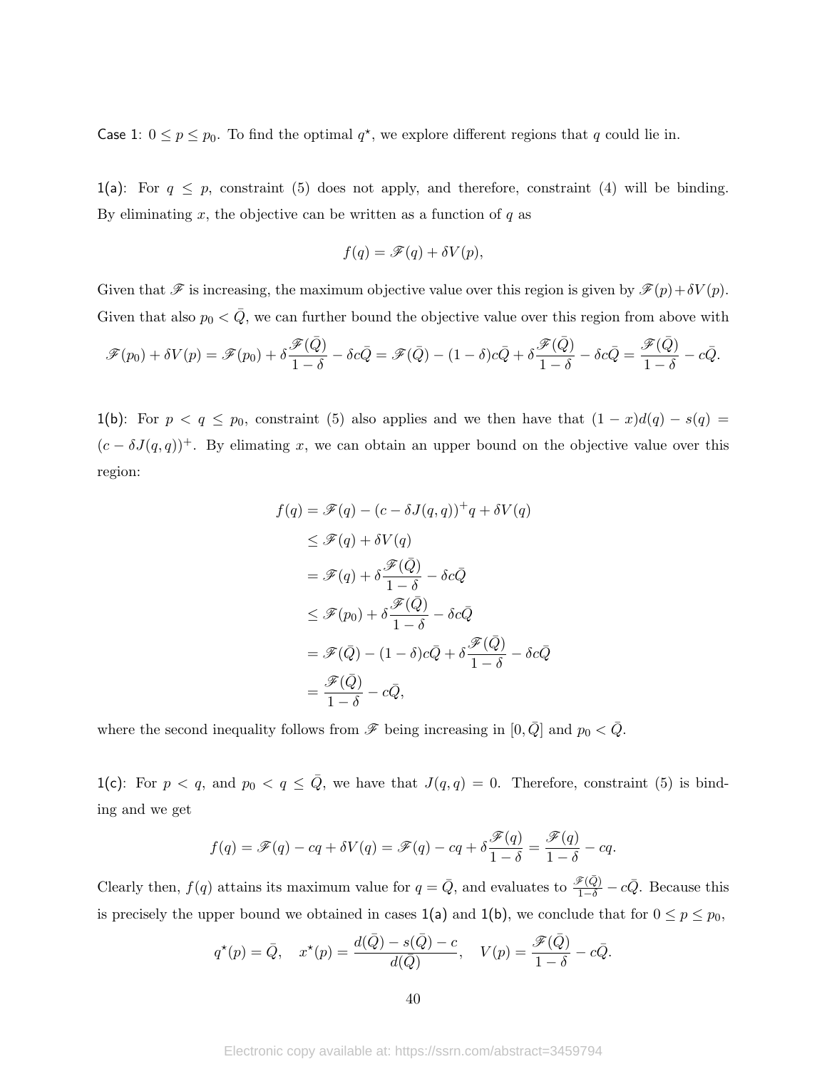Case 1: $0 \leq p \leq p_0$. To find the optimal $q^\star$, we explore different regions that $q$ could lie in.

1(a): For $q \leq p$, constraint (5) does not apply, and therefore, constraint (4) will be binding. By eliminating $x$, the objective can be written as a function of $q$ as

$$f(q) = \mathscr{F}(q) + \delta V(p),$$

Given that $\mathscr{F}$ is increasing, the maximum objective value over this region is given by $\mathscr{F}(p) + \delta V(p)$. Given that also $p_0 < \bar{Q}$, we can further bound the objective value over this region from above with

$$\mathscr{F}(p_0) + \delta V(p) = \mathscr{F}(p_0) + \delta \frac{\mathscr{F}(\bar{Q})}{1-\delta} - \delta c\bar{Q} = \mathscr{F}(\bar{Q}) - (1-\delta)c\bar{Q} + \delta \frac{\mathscr{F}(\bar{Q})}{1-\delta} - \delta c\bar{Q} = \frac{\mathscr{F}(\bar{Q})}{1-\delta} - c\bar{Q}.$$

1(b): For $p < q \leq p_0$, constraint (5) also applies and we then have that $(1-x)d(q) - s(q) = (c - \delta J(q,q))^+$. By elimating $x$, we can obtain an upper bound on the objective value over this region:

$$\begin{aligned}
f(q) &= \mathscr{F}(q) - (c - \delta J(q,q))^+ q + \delta V(q) \\
&\leq \mathscr{F}(q) + \delta V(q) \\
&= \mathscr{F}(q) + \delta \frac{\mathscr{F}(\bar{Q})}{1-\delta} - \delta c\bar{Q} \\
&\leq \mathscr{F}(p_0) + \delta \frac{\mathscr{F}(\bar{Q})}{1-\delta} - \delta c\bar{Q} \\
&= \mathscr{F}(\bar{Q}) - (1-\delta)c\bar{Q} + \delta \frac{\mathscr{F}(\bar{Q})}{1-\delta} - \delta c\bar{Q} \\
&= \frac{\mathscr{F}(\bar{Q})}{1-\delta} - c\bar{Q},
\end{aligned}$$

where the second inequality follows from $\mathscr{F}$ being increasing in $[0, \bar{Q}]$ and $p_0 < \bar{Q}$.

1(c): For $p < q$, and $p_0 < q \leq \bar{Q}$, we have that $J(q,q) = 0$. Therefore, constraint (5) is binding and we get

$$f(q) = \mathscr{F}(q) - cq + \delta V(q) = \mathscr{F}(q) - cq + \delta \frac{\mathscr{F}(q)}{1-\delta} = \frac{\mathscr{F}(q)}{1-\delta} - cq.$$

Clearly then, $f(q)$ attains its maximum value for $q = \bar{Q}$, and evaluates to $\frac{\mathscr{F}(\bar{Q})}{1-\delta} - c\bar{Q}$. Because this is precisely the upper bound we obtained in cases 1(a) and 1(b), we conclude that for $0 \leq p \leq p_0$,

$$q^\star(p) = \bar{Q}, \quad x^\star(p) = \frac{d(\bar{Q}) - s(\bar{Q}) - c}{d(\bar{Q})}, \quad V(p) = \frac{\mathscr{F}(\bar{Q})}{1-\delta} - c\bar{Q}.$$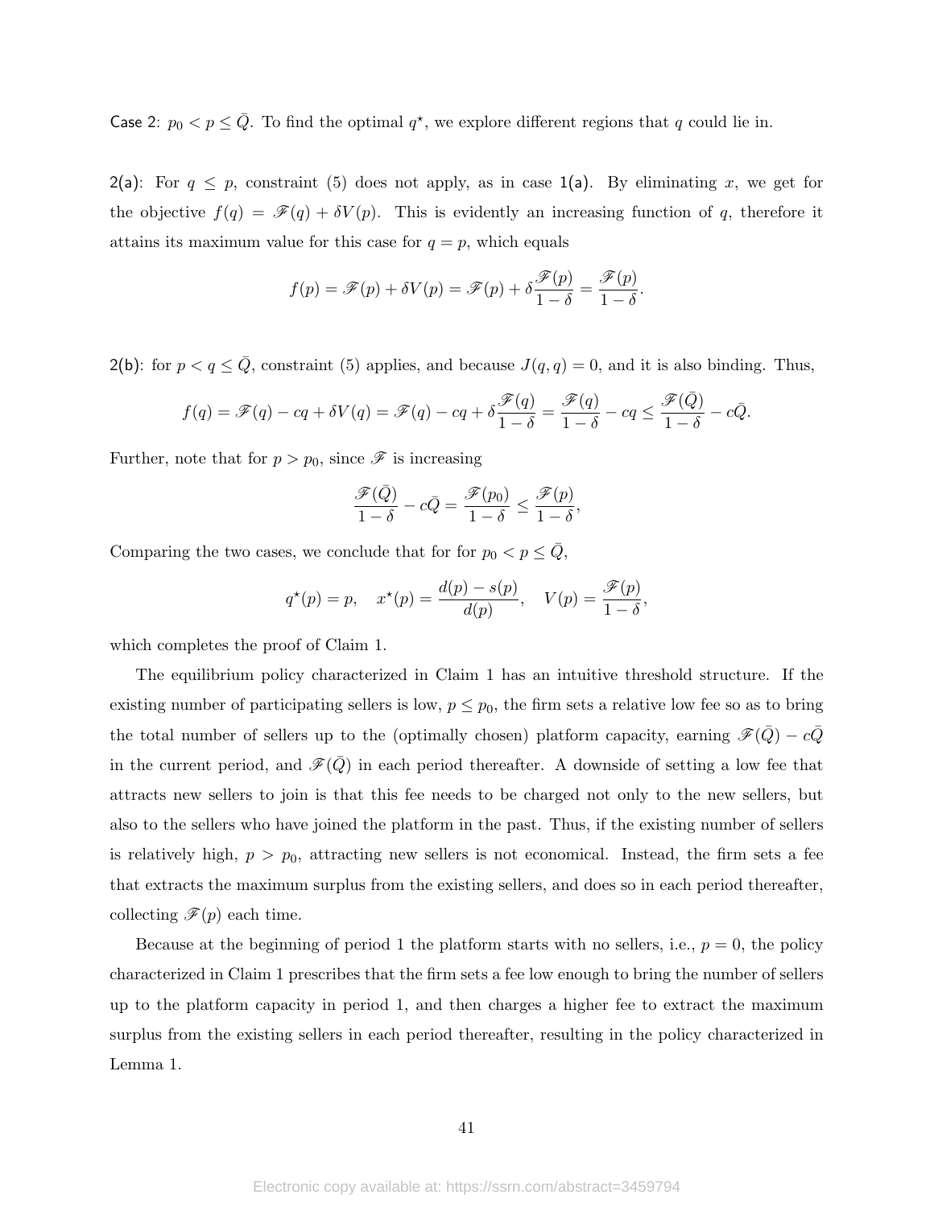Case 2: $p_0 < p \leq \bar{Q}$. To find the optimal $q^\star$, we explore different regions that $q$ could lie in.

2(a): For $q \leq p$, constraint (5) does not apply, as in case 1(a). By eliminating $x$, we get for the objective $f(q) = \mathscr{F}(q) + \delta V(p)$. This is evidently an increasing function of $q$, therefore it attains its maximum value for this case for $q = p$, which equals

$$f(p) = \mathscr{F}(p) + \delta V(p) = \mathscr{F}(p) + \delta \frac{\mathscr{F}(p)}{1-\delta} = \frac{\mathscr{F}(p)}{1-\delta}.$$

2(b): for $p < q \leq \bar{Q}$, constraint (5) applies, and because $J(q, q) = 0$, and it is also binding. Thus,

$$f(q) = \mathscr{F}(q) - cq + \delta V(q) = \mathscr{F}(q) - cq + \delta \frac{\mathscr{F}(q)}{1-\delta} = \frac{\mathscr{F}(q)}{1-\delta} - cq \leq \frac{\mathscr{F}(\bar{Q})}{1-\delta} - c\bar{Q}.$$

Further, note that for $p > p_0$, since $\mathscr{F}$ is increasing

$$\frac{\mathscr{F}(\bar{Q})}{1-\delta} - c\bar{Q} = \frac{\mathscr{F}(p_0)}{1-\delta} \leq \frac{\mathscr{F}(p)}{1-\delta},$$

Comparing the two cases, we conclude that for for $p_0 < p \leq \bar{Q}$,

$$q^\star(p) = p, \quad x^\star(p) = \frac{d(p) - s(p)}{d(p)}, \quad V(p) = \frac{\mathscr{F}(p)}{1-\delta},$$

which completes the proof of Claim 1.

The equilibrium policy characterized in Claim 1 has an intuitive threshold structure. If the existing number of participating sellers is low, $p \leq p_0$, the firm sets a relative low fee so as to bring the total number of sellers up to the (optimally chosen) platform capacity, earning $\mathscr{F}(\bar{Q}) - c\bar{Q}$ in the current period, and $\mathscr{F}(\bar{Q})$ in each period thereafter. A downside of setting a low fee that attracts new sellers to join is that this fee needs to be charged not only to the new sellers, but also to the sellers who have joined the platform in the past. Thus, if the existing number of sellers is relatively high, $p > p_0$, attracting new sellers is not economical. Instead, the firm sets a fee that extracts the maximum surplus from the existing sellers, and does so in each period thereafter, collecting $\mathscr{F}(p)$ each time.

Because at the beginning of period 1 the platform starts with no sellers, i.e., $p = 0$, the policy characterized in Claim 1 prescribes that the firm sets a fee low enough to bring the number of sellers up to the platform capacity in period 1, and then charges a higher fee to extract the maximum surplus from the existing sellers in each period thereafter, resulting in the policy characterized in Lemma 1.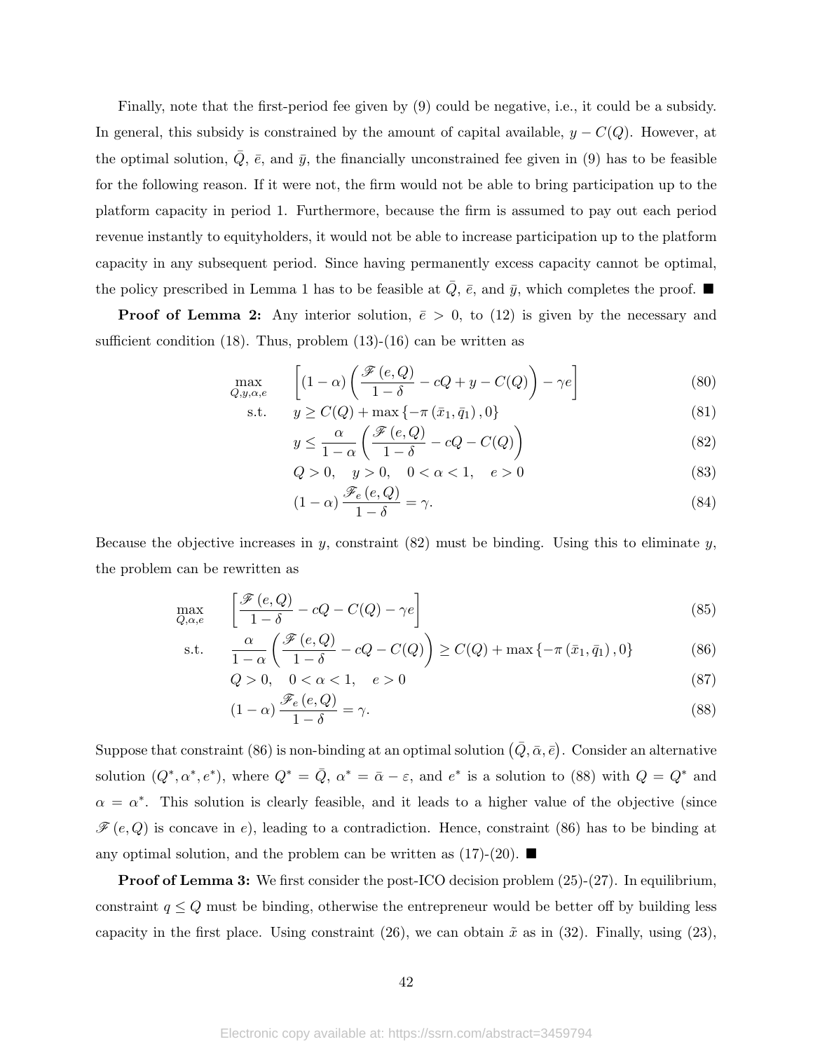Finally, note that the first-period fee given by (9) could be negative, i.e., it could be a subsidy. In general, this subsidy is constrained by the amount of capital available, $y - C(Q)$. However, at the optimal solution, $\bar{Q}$, $\bar{e}$, and $\bar{y}$, the financially unconstrained fee given in (9) has to be feasible for the following reason. If it were not, the firm would not be able to bring participation up to the platform capacity in period 1. Furthermore, because the firm is assumed to pay out each period revenue instantly to equityholders, it would not be able to increase participation up to the platform capacity in any subsequent period. Since having permanently excess capacity cannot be optimal, the policy prescribed in Lemma 1 has to be feasible at $\bar{Q}$, $\bar{e}$, and $\bar{y}$, which completes the proof. ■

**Proof of Lemma 2:** Any interior solution, $\bar{e} > 0$, to (12) is given by the necessary and sufficient condition (18). Thus, problem (13)-(16) can be written as

$$\max_{Q,y,\alpha,e} \quad \left[(1-\alpha)\left(\frac{\mathscr{F}(e,Q)}{1-\delta} - cQ + y - C(Q)\right) - \gamma e\right] \tag{80}$$

$$\text{s.t.} \quad y \geq C(Q) + \max\{-\pi(\bar{x}_1, \bar{q}_1), 0\} \tag{81}$$

$$y \leq \frac{\alpha}{1-\alpha}\left(\frac{\mathscr{F}(e,Q)}{1-\delta} - cQ - C(Q)\right) \tag{82}$$

$$Q > 0, \quad y > 0, \quad 0 < \alpha < 1, \quad e > 0 \tag{83}$$

$$(1-\alpha)\frac{\mathscr{F}_e(e,Q)}{1-\delta} = \gamma. \tag{84}$$

Because the objective increases in $y$, constraint (82) must be binding. Using this to eliminate $y$, the problem can be rewritten as

$$\max_{Q,\alpha,e} \quad \left[\frac{\mathscr{F}(e,Q)}{1-\delta} - cQ - C(Q) - \gamma e\right] \tag{85}$$

$$\text{s.t.} \quad \frac{\alpha}{1-\alpha}\left(\frac{\mathscr{F}(e,Q)}{1-\delta} - cQ - C(Q)\right) \geq C(Q) + \max\{-\pi(\bar{x}_1, \bar{q}_1), 0\} \tag{86}$$

$$Q > 0, \quad 0 < \alpha < 1, \quad e > 0 \tag{87}$$

$$(1-\alpha)\frac{\mathscr{F}_e(e,Q)}{1-\delta} = \gamma. \tag{88}$$

Suppose that constraint (86) is non-binding at an optimal solution $(\bar{Q}, \bar{\alpha}, \bar{e})$. Consider an alternative solution $(Q^*, \alpha^*, e^*)$, where $Q^* = \bar{Q}$, $\alpha^* = \bar{\alpha} - \varepsilon$, and $e^*$ is a solution to (88) with $Q = Q^*$ and $\alpha = \alpha^*$. This solution is clearly feasible, and it leads to a higher value of the objective (since $\mathscr{F}(e,Q)$ is concave in $e$), leading to a contradiction. Hence, constraint (86) has to be binding at any optimal solution, and the problem can be written as (17)-(20). ■

**Proof of Lemma 3:** We first consider the post-ICO decision problem (25)-(27). In equilibrium, constraint $q \leq Q$ must be binding, otherwise the entrepreneur would be better off by building less capacity in the first place. Using constraint (26), we can obtain $\tilde{x}$ as in (32). Finally, using (23),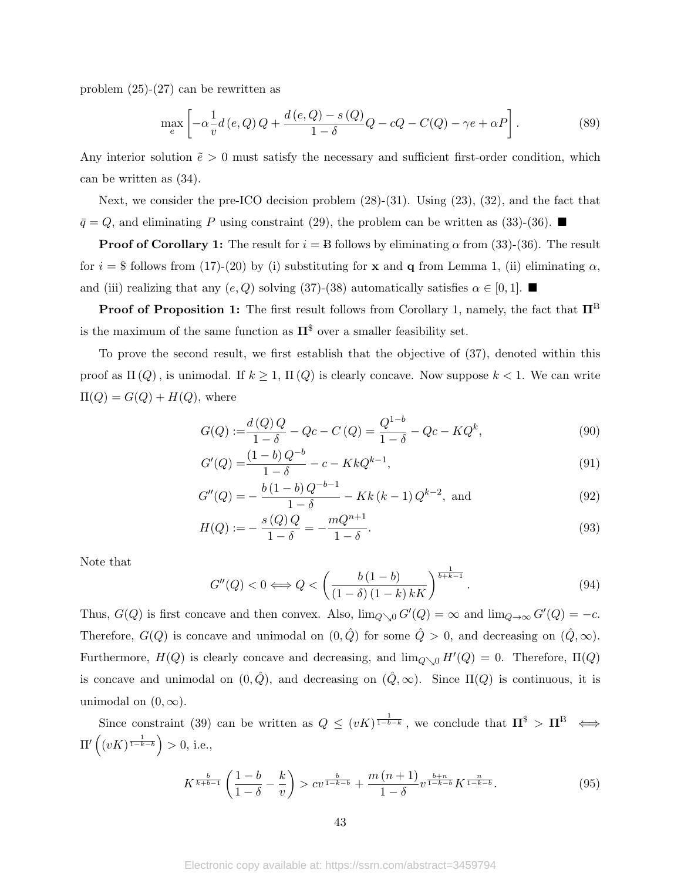problem (25)-(27) can be rewritten as

$$\max_{e}\left[-\alpha\frac{1}{v}d\left(e,Q\right)Q+\frac{d\left(e,Q\right)-s\left(Q\right)}{1-\delta}Q-cQ-C(Q)-\gamma e+\alpha P\right]. \tag{89}$$

Any interior solution $\tilde{e}>0$ must satisfy the necessary and sufficient first-order condition, which can be written as (34).

Next, we consider the pre-ICO decision problem (28)-(31). Using (23), (32), and the fact that $\bar{q}=Q$, and eliminating $P$ using constraint (29), the problem can be written as (33)-(36). ■

**Proof of Corollary 1:** The result for $i=$ Ƀ follows by eliminating $\alpha$ from (33)-(36). The result for $i=\$$ follows from (17)-(20) by (i) substituting for $\mathbf{x}$ and $\mathbf{q}$ from Lemma 1, (ii) eliminating $\alpha$, and (iii) realizing that any $(e,Q)$ solving (37)-(38) automatically satisfies $\alpha\in[0,1]$. ■

**Proof of Proposition 1:** The first result follows from Corollary 1, namely, the fact that $\mathbf{\Pi}^{\text{Ƀ}}$ is the maximum of the same function as $\mathbf{\Pi}^{\$}$ over a smaller feasibility set.

To prove the second result, we first establish that the objective of (37), denoted within this proof as $\Pi\left(Q\right)$, is unimodal. If $k\geq 1$, $\Pi\left(Q\right)$ is clearly concave. Now suppose $k<1$. We can write $\Pi(Q)=G(Q)+H(Q)$, where

$$G(Q):=\frac{d\left(Q\right)Q}{1-\delta}-Qc-C\left(Q\right)=\frac{Q^{1-b}}{1-\delta}-Qc-KQ^{k}, \tag{90}$$

$$G'(Q)=\frac{\left(1-b\right)Q^{-b}}{1-\delta}-c-KkQ^{k-1}, \tag{91}$$

$$G''(Q)=-\frac{b\left(1-b\right)Q^{-b-1}}{1-\delta}-Kk\left(k-1\right)Q^{k-2},\text{ and} \tag{92}$$

$$H(Q):=-\frac{s\left(Q\right)Q}{1-\delta}=-\frac{mQ^{n+1}}{1-\delta}. \tag{93}$$

Note that

$$G''(Q)<0\Longleftrightarrow Q<\left(\frac{b\left(1-b\right)}{\left(1-\delta\right)\left(1-k\right)kK}\right)^{\frac{1}{b+k-1}}. \tag{94}$$

Thus, $G(Q)$ is first concave and then convex. Also, $\lim_{Q\searrow 0}G'(Q)=\infty$ and $\lim_{Q\to\infty}G'(Q)=-c$. Therefore, $G(Q)$ is concave and unimodal on $(0,\hat{Q})$ for some $\hat{Q}>0$, and decreasing on $(\hat{Q},\infty)$. Furthermore, $H(Q)$ is clearly concave and decreasing, and $\lim_{Q\searrow 0}H'(Q)=0$. Therefore, $\Pi(Q)$ is concave and unimodal on $(0,\hat{Q})$, and decreasing on $(\hat{Q},\infty)$. Since $\Pi(Q)$ is continuous, it is unimodal on $(0,\infty)$.

Since constraint (39) can be written as $Q\leq\left(vK\right)^{\frac{1}{1-b-k}}$, we conclude that $\mathbf{\Pi}^{\$}>\mathbf{\Pi}^{\text{Ƀ}}\iff\Pi'\left(\left(vK\right)^{\frac{1}{1-k-b}}\right)>0$, i.e.,

$$K^{\frac{b}{k+b-1}}\left(\frac{1-b}{1-\delta}-\frac{k}{v}\right)>cv^{\frac{b}{1-k-b}}+\frac{m\left(n+1\right)}{1-\delta}v^{\frac{b+n}{1-k-b}}K^{\frac{n}{1-k-b}}. \tag{95}$$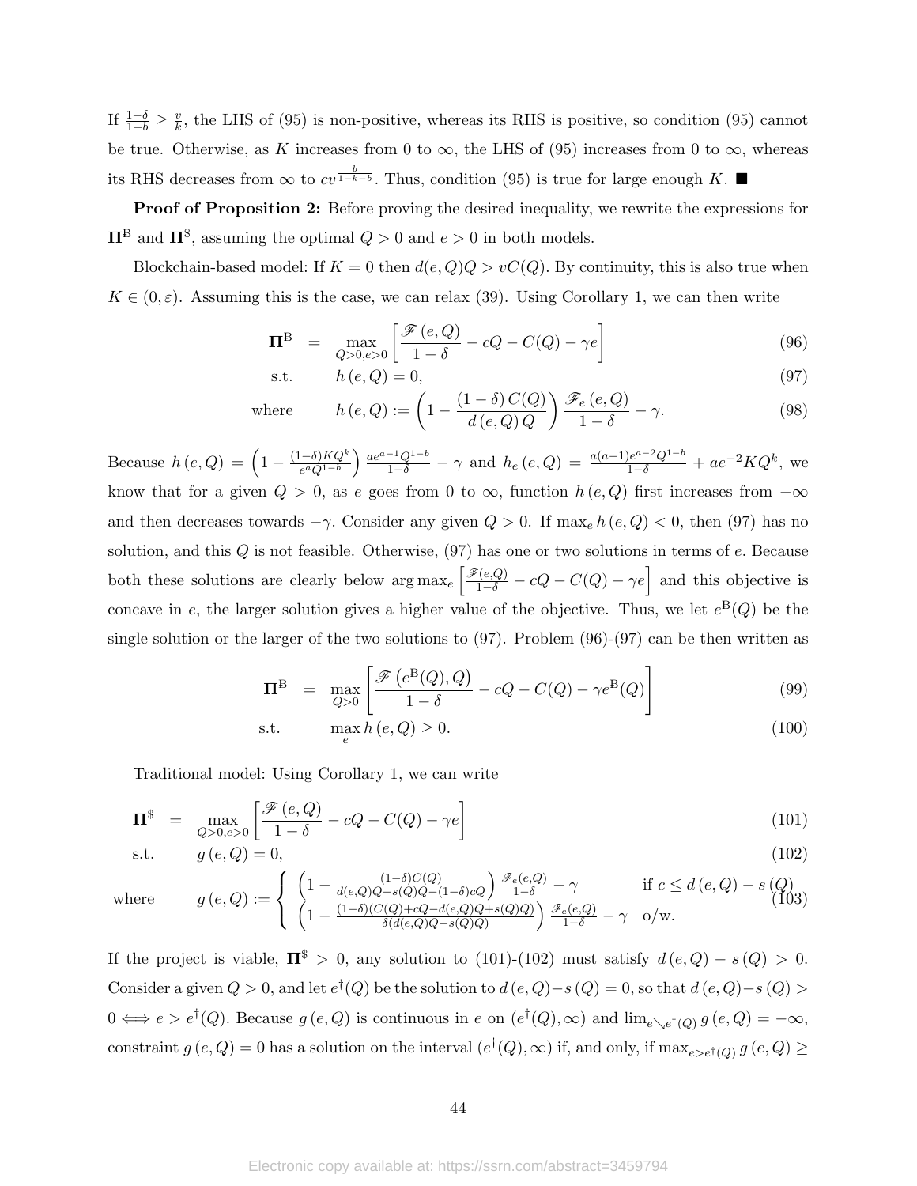If $\frac{1-\delta}{1-b} \geq \frac{v}{k}$, the LHS of (95) is non-positive, whereas its RHS is positive, so condition (95) cannot be true. Otherwise, as $K$ increases from 0 to $\infty$, the LHS of (95) increases from 0 to $\infty$, whereas its RHS decreases from $\infty$ to $cv^{\frac{b}{1-k-b}}$. Thus, condition (95) is true for large enough $K$. ■

**Proof of Proposition 2:** Before proving the desired inequality, we rewrite the expressions for $\mathbf{\Pi}^{\mathrm{B}}$ and $\mathbf{\Pi}^{\$}$, assuming the optimal $Q > 0$ and $e > 0$ in both models.

Blockchain-based model: If $K = 0$ then $d(e, Q)Q > vC(Q)$. By continuity, this is also true when $K \in (0, \varepsilon)$. Assuming this is the case, we can relax (39). Using Corollary 1, we can then write

$$\mathbf{\Pi}^{\mathrm{B}} = \max_{Q>0, e>0} \left[ \frac{\mathscr{F}(e, Q)}{1-\delta} - cQ - C(Q) - \gamma e \right] \tag{96}$$

$$\text{s.t.} \quad h(e, Q) = 0, \tag{97}$$

$$\text{where} \quad h(e, Q) := \left( 1 - \frac{(1-\delta)\, C(Q)}{d(e, Q)\, Q} \right) \frac{\mathscr{F}_e(e, Q)}{1-\delta} - \gamma. \tag{98}$$

Because $h(e, Q) = \left( 1 - \frac{(1-\delta)KQ^k}{e^a Q^{1-b}} \right) \frac{ae^{a-1}Q^{1-b}}{1-\delta} - \gamma$ and $h_e(e, Q) = \frac{a(a-1)e^{a-2}Q^{1-b}}{1-\delta} + ae^{-2}KQ^k$, we know that for a given $Q > 0$, as $e$ goes from 0 to $\infty$, function $h(e, Q)$ first increases from $-\infty$ and then decreases towards $-\gamma$. Consider any given $Q > 0$. If $\max_e h(e, Q) < 0$, then (97) has no solution, and this $Q$ is not feasible. Otherwise, (97) has one or two solutions in terms of $e$. Because both these solutions are clearly below $\arg\max_e \left[ \frac{\mathscr{F}(e,Q)}{1-\delta} - cQ - C(Q) - \gamma e \right]$ and this objective is concave in $e$, the larger solution gives a higher value of the objective. Thus, we let $e^{\mathrm{B}}(Q)$ be the single solution or the larger of the two solutions to (97). Problem (96)-(97) can be then written as

$$\mathbf{\Pi}^{\mathrm{B}} = \max_{Q>0} \left[ \frac{\mathscr{F}\left(e^{\mathrm{B}}(Q), Q\right)}{1-\delta} - cQ - C(Q) - \gamma e^{\mathrm{B}}(Q) \right] \tag{99}$$

$$\text{s.t.} \quad \max_e h(e, Q) \geq 0. \tag{100}$$

Traditional model: Using Corollary 1, we can write

$$\mathbf{\Pi}^{\$} = \max_{Q>0, e>0} \left[ \frac{\mathscr{F}(e, Q)}{1-\delta} - cQ - C(Q) - \gamma e \right] \tag{101}$$

$$\text{s.t.} \quad g(e, Q) = 0, \tag{102}$$

$$\text{where} \quad g(e, Q) := \begin{cases} \left( 1 - \frac{(1-\delta)C(Q)}{d(e,Q)Q - s(Q)Q - (1-\delta)cQ} \right) \frac{\mathscr{F}_e(e,Q)}{1-\delta} - \gamma & \text{if } c \leq d(e, Q) - s(Q) \\ \left( 1 - \frac{(1-\delta)(C(Q) + cQ - d(e,Q)Q + s(Q)Q)}{\delta(d(e,Q)Q - s(Q)Q)} \right) \frac{\mathscr{F}_e(e,Q)}{1-\delta} - \gamma & \text{o/w.} \end{cases} \tag{103}$$

If the project is viable, $\mathbf{\Pi}^{\$} > 0$, any solution to (101)-(102) must satisfy $d(e, Q) - s(Q) > 0$. Consider a given $Q > 0$, and let $e^{\dagger}(Q)$ be the solution to $d(e, Q) - s(Q) = 0$, so that $d(e, Q) - s(Q) > 0 \iff e > e^{\dagger}(Q)$. Because $g(e, Q)$ is continuous in $e$ on $(e^{\dagger}(Q), \infty)$ and $\lim_{e \searrow e^{\dagger}(Q)} g(e, Q) = -\infty$, constraint $g(e, Q) = 0$ has a solution on the interval $(e^{\dagger}(Q), \infty)$ if, and only, if $\max_{e > e^{\dagger}(Q)} g(e, Q) \geq$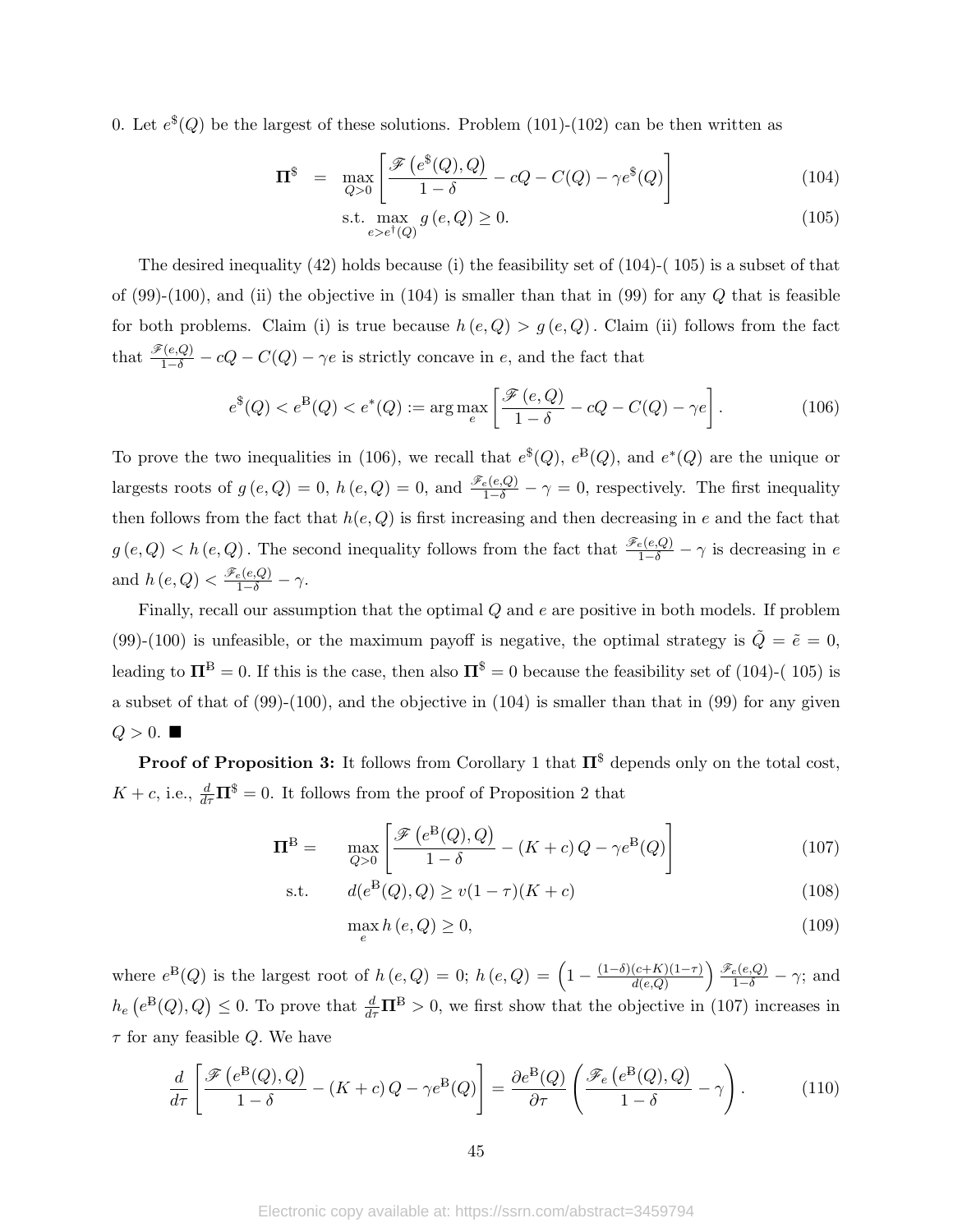0. Let $e^{\$}(Q)$ be the largest of these solutions. Problem (101)-(102) can be then written as

$$\mathbf{\Pi}^{\$} = \max_{Q>0} \left[ \frac{\mathscr{F}\left(e^{\$}(Q), Q\right)}{1-\delta} - cQ - C(Q) - \gamma e^{\$}(Q) \right] \tag{104}$$

$$\text{s.t.} \max_{e>e^{\dagger}(Q)} g\left(e, Q\right) \geq 0. \tag{105}$$

The desired inequality (42) holds because (i) the feasibility set of (104)-( 105) is a subset of that of (99)-(100), and (ii) the objective in (104) is smaller than that in (99) for any $Q$ that is feasible for both problems. Claim (i) is true because $h\left(e, Q\right) > g\left(e, Q\right)$. Claim (ii) follows from the fact that $\frac{\mathscr{F}(e,Q)}{1-\delta} - cQ - C(Q) - \gamma e$ is strictly concave in $e$, and the fact that

$$e^{\$}(Q) < e^{\mathrm{B}}(Q) < e^{*}(Q) := \arg\max_{e} \left[ \frac{\mathscr{F}\left(e, Q\right)}{1-\delta} - cQ - C(Q) - \gamma e \right]. \tag{106}$$

To prove the two inequalities in (106), we recall that $e^{\$}(Q)$, $e^{\mathrm{B}}(Q)$, and $e^{*}(Q)$ are the unique or largests roots of $g\left(e, Q\right) = 0$, $h\left(e, Q\right) = 0$, and $\frac{\mathscr{F}_e(e,Q)}{1-\delta} - \gamma = 0$, respectively. The first inequality then follows from the fact that $h(e, Q)$ is first increasing and then decreasing in $e$ and the fact that $g\left(e, Q\right) < h\left(e, Q\right)$. The second inequality follows from the fact that $\frac{\mathscr{F}_e(e,Q)}{1-\delta} - \gamma$ is decreasing in $e$ and $h\left(e, Q\right) < \frac{\mathscr{F}_e(e,Q)}{1-\delta} - \gamma$.

Finally, recall our assumption that the optimal $Q$ and $e$ are positive in both models. If problem (99)-(100) is unfeasible, or the maximum payoff is negative, the optimal strategy is $\tilde{Q} = \tilde{e} = 0$, leading to $\mathbf{\Pi}^{\mathrm{B}} = 0$. If this is the case, then also $\mathbf{\Pi}^{\$} = 0$ because the feasibility set of (104)-( 105) is a subset of that of (99)-(100), and the objective in (104) is smaller than that in (99) for any given $Q > 0$. ■

**Proof of Proposition 3:** It follows from Corollary 1 that $\mathbf{\Pi}^{\$}$ depends only on the total cost, $K + c$, i.e., $\frac{d}{d\tau}\mathbf{\Pi}^{\$} = 0$. It follows from the proof of Proposition 2 that

$$\mathbf{\Pi}^{\mathrm{B}} = \max_{Q>0} \left[ \frac{\mathscr{F}\left(e^{\mathrm{B}}(Q), Q\right)}{1-\delta} - \left(K + c\right) Q - \gamma e^{\mathrm{B}}(Q) \right] \tag{107}$$

$$\text{s.t.} \quad d(e^{\mathrm{B}}(Q), Q) \geq v(1-\tau)(K+c) \tag{108}$$

$$\max_{e} h\left(e, Q\right) \geq 0, \tag{109}$$

where $e^{\mathrm{B}}(Q)$ is the largest root of $h\left(e, Q\right) = 0$; $h\left(e, Q\right) = \left(1 - \frac{(1-\delta)(c+K)(1-\tau)}{d(e,Q)}\right) \frac{\mathscr{F}_e(e,Q)}{1-\delta} - \gamma$; and $h_e\left(e^{\mathrm{B}}(Q), Q\right) \leq 0$. To prove that $\frac{d}{d\tau}\mathbf{\Pi}^{\mathrm{B}} > 0$, we first show that the objective in (107) increases in $\tau$ for any feasible $Q$. We have

$$\frac{d}{d\tau} \left[ \frac{\mathscr{F}\left(e^{\mathrm{B}}(Q), Q\right)}{1-\delta} - \left(K + c\right) Q - \gamma e^{\mathrm{B}}(Q) \right] = \frac{\partial e^{\mathrm{B}}(Q)}{\partial \tau} \left( \frac{\mathscr{F}_e\left(e^{\mathrm{B}}(Q), Q\right)}{1-\delta} - \gamma \right). \tag{110}$$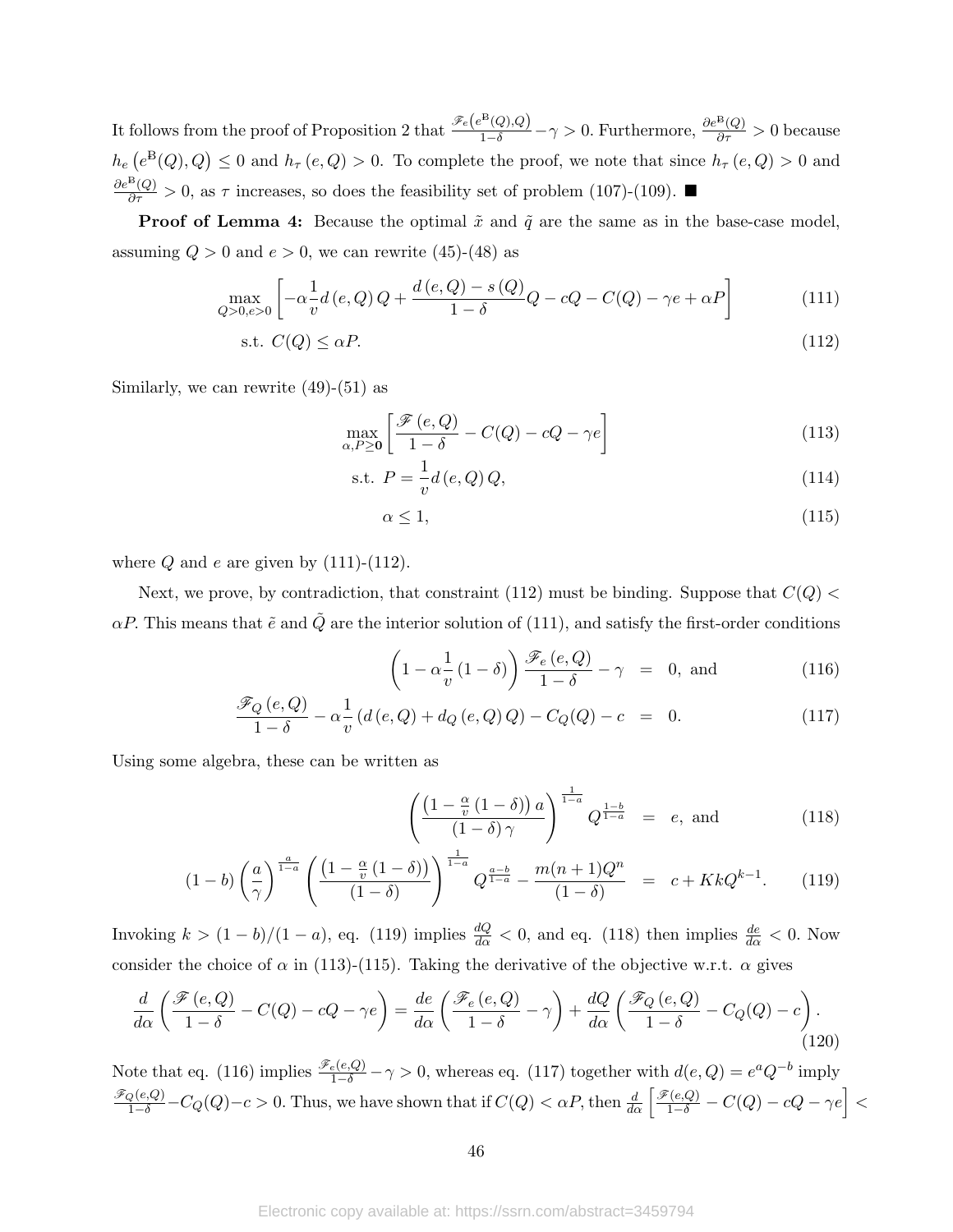It follows from the proof of Proposition 2 that $\frac{\mathscr{F}_e\left(e^{\mathrm{B}}(Q),Q\right)}{1-\delta} - \gamma > 0$. Furthermore, $\frac{\partial e^{\mathrm{B}}(Q)}{\partial \tau} > 0$ because $h_e\left(e^{\mathrm{B}}(Q), Q\right) \leq 0$ and $h_\tau(e,Q) > 0$. To complete the proof, we note that since $h_\tau(e,Q) > 0$ and $\frac{\partial e^{\mathrm{B}}(Q)}{\partial \tau} > 0$, as $\tau$ increases, so does the feasibility set of problem (107)-(109). ■

**Proof of Lemma 4:** Because the optimal $\tilde{x}$ and $\tilde{q}$ are the same as in the base-case model, assuming $Q > 0$ and $e > 0$, we can rewrite (45)-(48) as

$$\max_{Q>0,e>0} \left[ -\alpha \frac{1}{v} d(e,Q)\, Q + \frac{d(e,Q) - s(Q)}{1-\delta} Q - cQ - C(Q) - \gamma e + \alpha P \right] \tag{111}$$

$$\text{s.t. } C(Q) \leq \alpha P. \tag{112}$$

Similarly, we can rewrite (49)-(51) as

$$\max_{\alpha, P \geq \mathbf{0}} \left[ \frac{\mathscr{F}(e,Q)}{1-\delta} - C(Q) - cQ - \gamma e \right] \tag{113}$$

$$\text{s.t. } P = \frac{1}{v} d(e,Q)\, Q, \tag{114}$$

$$\alpha \leq 1, \tag{115}$$

where $Q$ and $e$ are given by (111)-(112).

Next, we prove, by contradiction, that constraint (112) must be binding. Suppose that $C(Q) < \alpha P$. This means that $\tilde{e}$ and $\tilde{Q}$ are the interior solution of (111), and satisfy the first-order conditions

$$\left(1 - \alpha \frac{1}{v}(1-\delta)\right) \frac{\mathscr{F}_e(e,Q)}{1-\delta} - \gamma = 0, \text{ and} \tag{116}$$

$$\frac{\mathscr{F}_Q(e,Q)}{1-\delta} - \alpha \frac{1}{v}\left(d(e,Q) + d_Q(e,Q)\, Q\right) - C_Q(Q) - c = 0. \tag{117}$$

Using some algebra, these can be written as

$$\left( \frac{\left(1 - \frac{\alpha}{v}(1-\delta)\right) a}{(1-\delta)\gamma} \right)^{\frac{1}{1-a}} Q^{\frac{1-b}{1-a}} = e, \text{ and} \tag{118}$$

$$(1-b)\left(\frac{a}{\gamma}\right)^{\frac{a}{1-a}} \left( \frac{\left(1 - \frac{\alpha}{v}(1-\delta)\right)}{(1-\delta)} \right)^{\frac{1}{1-a}} Q^{\frac{a-b}{1-a}} - \frac{m(n+1)Q^n}{(1-\delta)} = c + KkQ^{k-1}. \tag{119}$$

Invoking $k > (1-b)/(1-a)$, eq. (119) implies $\frac{dQ}{d\alpha} < 0$, and eq. (118) then implies $\frac{de}{d\alpha} < 0$. Now consider the choice of $\alpha$ in (113)-(115). Taking the derivative of the objective w.r.t. $\alpha$ gives

$$\frac{d}{d\alpha}\left( \frac{\mathscr{F}(e,Q)}{1-\delta} - C(Q) - cQ - \gamma e \right) = \frac{de}{d\alpha}\left( \frac{\mathscr{F}_e(e,Q)}{1-\delta} - \gamma \right) + \frac{dQ}{d\alpha}\left( \frac{\mathscr{F}_Q(e,Q)}{1-\delta} - C_Q(Q) - c \right). \tag{120}$$

Note that eq. (116) implies $\frac{\mathscr{F}_e(e,Q)}{1-\delta} - \gamma > 0$, whereas eq. (117) together with $d(e,Q) = e^a Q^{-b}$ imply $\frac{\mathscr{F}_Q(e,Q)}{1-\delta} - C_Q(Q) - c > 0$. Thus, we have shown that if $C(Q) < \alpha P$, then $\frac{d}{d\alpha}\left[ \frac{\mathscr{F}(e,Q)}{1-\delta} - C(Q) - cQ - \gamma e \right] <$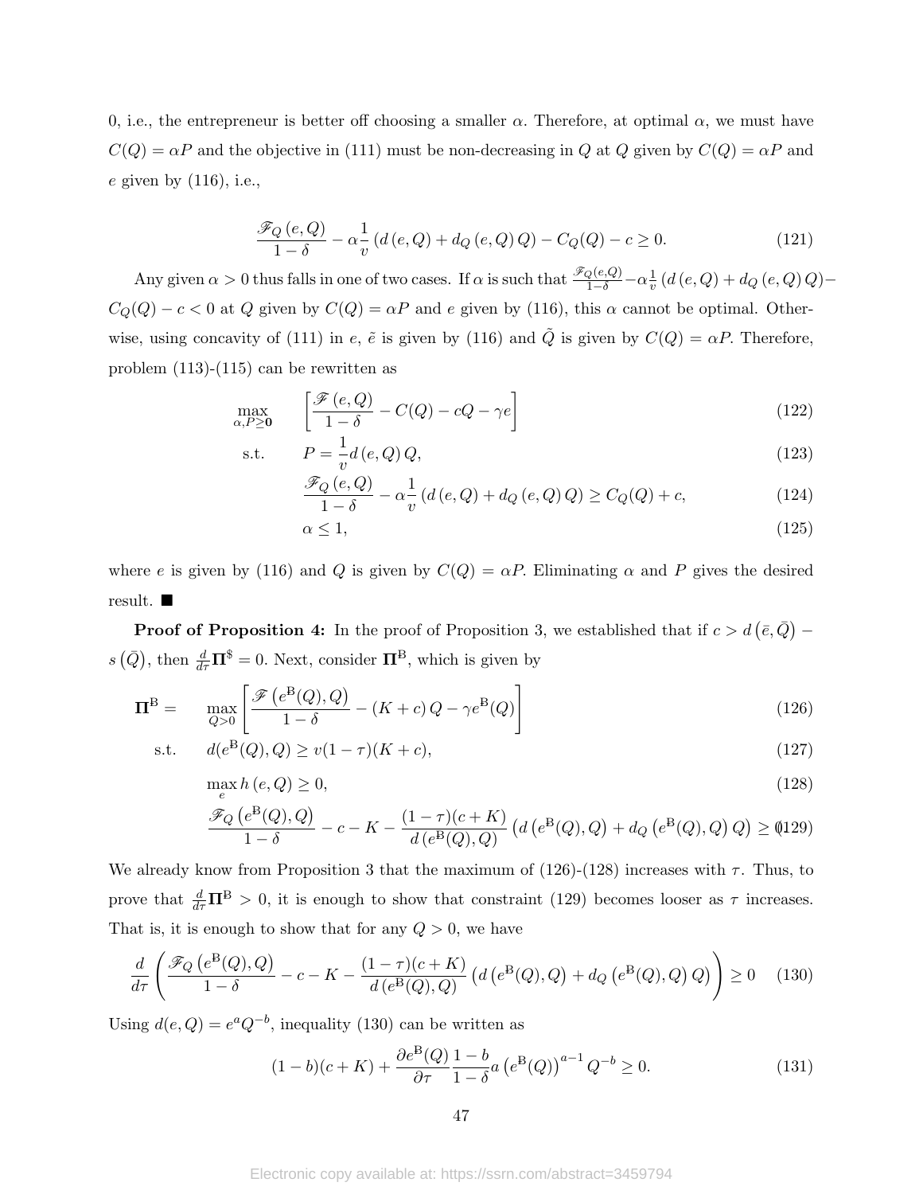0, i.e., the entrepreneur is better off choosing a smaller $\alpha$. Therefore, at optimal $\alpha$, we must have $C(Q) = \alpha P$ and the objective in (111) must be non-decreasing in $Q$ at $Q$ given by $C(Q) = \alpha P$ and $e$ given by (116), i.e.,

$$\frac{\mathscr{F}_Q(e,Q)}{1-\delta} - \alpha\frac{1}{v}\left(d(e,Q) + d_Q(e,Q)\,Q\right) - C_Q(Q) - c \geq 0. \tag{121}$$

Any given $\alpha > 0$ thus falls in one of two cases. If $\alpha$ is such that $\frac{\mathscr{F}_Q(e,Q)}{1-\delta} - \alpha\frac{1}{v}\left(d(e,Q) + d_Q(e,Q)\,Q\right) - C_Q(Q) - c < 0$ at $Q$ given by $C(Q) = \alpha P$ and $e$ given by (116), this $\alpha$ cannot be optimal. Otherwise, using concavity of (111) in $e$, $\tilde{e}$ is given by (116) and $\tilde{Q}$ is given by $C(Q) = \alpha P$. Therefore, problem (113)-(115) can be rewritten as

$$\max_{\alpha, P \geq \mathbf{0}} \quad \left[\frac{\mathscr{F}(e,Q)}{1-\delta} - C(Q) - cQ - \gamma e\right] \tag{122}$$

$$\text{s.t.} \quad P = \frac{1}{v} d(e,Q)\,Q, \tag{123}$$

$$\frac{\mathscr{F}_Q(e,Q)}{1-\delta} - \alpha\frac{1}{v}\left(d(e,Q) + d_Q(e,Q)\,Q\right) \geq C_Q(Q) + c, \tag{124}$$

$$\alpha \leq 1, \tag{125}$$

where $e$ is given by (116) and $Q$ is given by $C(Q) = \alpha P$. Eliminating $\alpha$ and $P$ gives the desired result. ■

**Proof of Proposition 4:** In the proof of Proposition 3, we established that if $c > d\left(\bar{e}, \bar{Q}\right) - s\left(\bar{Q}\right)$, then $\frac{d}{d\tau}\mathbf{\Pi}^{\$} = 0$. Next, consider $\mathbf{\Pi}^{\mathrm{B}}$, which is given by

$$\mathbf{\Pi}^{\mathrm{B}} = \quad \max_{Q>0}\left[\frac{\mathscr{F}\left(e^{\mathrm{B}}(Q), Q\right)}{1-\delta} - (K+c)\,Q - \gamma e^{\mathrm{B}}(Q)\right] \tag{126}$$

$$\text{s.t.} \quad d(e^{\mathrm{B}}(Q), Q) \geq v(1-\tau)(K+c), \tag{127}$$

$$\max_e h(e,Q) \geq 0, \tag{128}$$

$$\frac{\mathscr{F}_Q\left(e^{\mathrm{B}}(Q), Q\right)}{1-\delta} - c - K - \frac{(1-\tau)(c+K)}{d\left(e^{\mathrm{B}}(Q), Q\right)}\left(d\left(e^{\mathrm{B}}(Q), Q\right) + d_Q\left(e^{\mathrm{B}}(Q), Q\right)Q\right) \geq 0 \tag{129}$$

We already know from Proposition 3 that the maximum of (126)-(128) increases with $\tau$. Thus, to prove that $\frac{d}{d\tau}\mathbf{\Pi}^{\mathrm{B}} > 0$, it is enough to show that constraint (129) becomes looser as $\tau$ increases. That is, it is enough to show that for any $Q > 0$, we have

$$\frac{d}{d\tau}\left(\frac{\mathscr{F}_Q\left(e^{\mathrm{B}}(Q), Q\right)}{1-\delta} - c - K - \frac{(1-\tau)(c+K)}{d\left(e^{\mathrm{B}}(Q), Q\right)}\left(d\left(e^{\mathrm{B}}(Q), Q\right) + d_Q\left(e^{\mathrm{B}}(Q), Q\right)Q\right)\right) \geq 0 \tag{130}$$

Using $d(e,Q) = e^a Q^{-b}$, inequality (130) can be written as

$$(1-b)(c+K) + \frac{\partial e^{\mathrm{B}}(Q)}{\partial \tau}\frac{1-b}{1-\delta}a\left(e^{\mathrm{B}}(Q)\right)^{a-1}Q^{-b} \geq 0. \tag{131}$$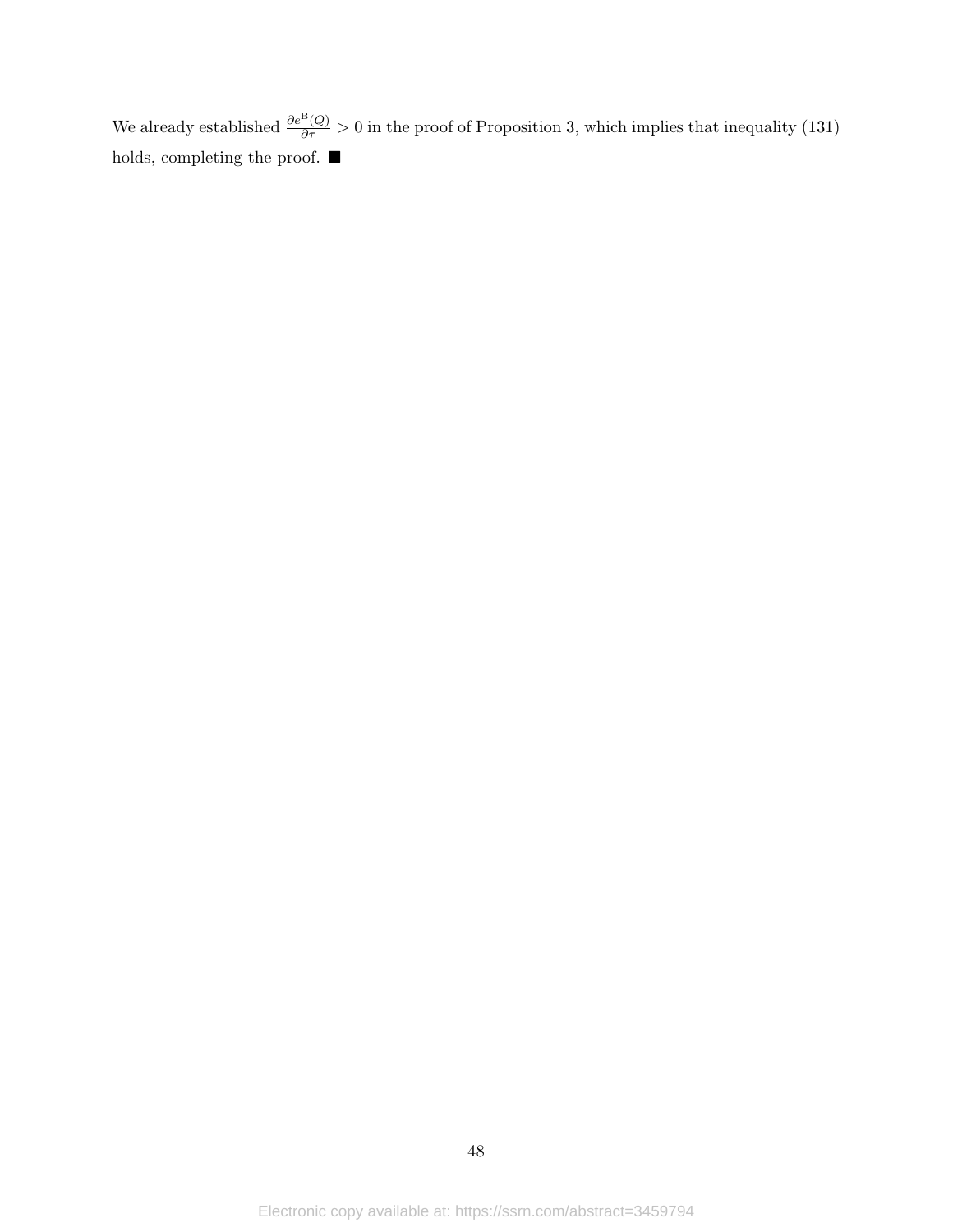We already established $\frac{\partial e^{\mathrm{B}}(Q)}{\partial \tau} > 0$ in the proof of Proposition 3, which implies that inequality (131) holds, completing the proof. ■